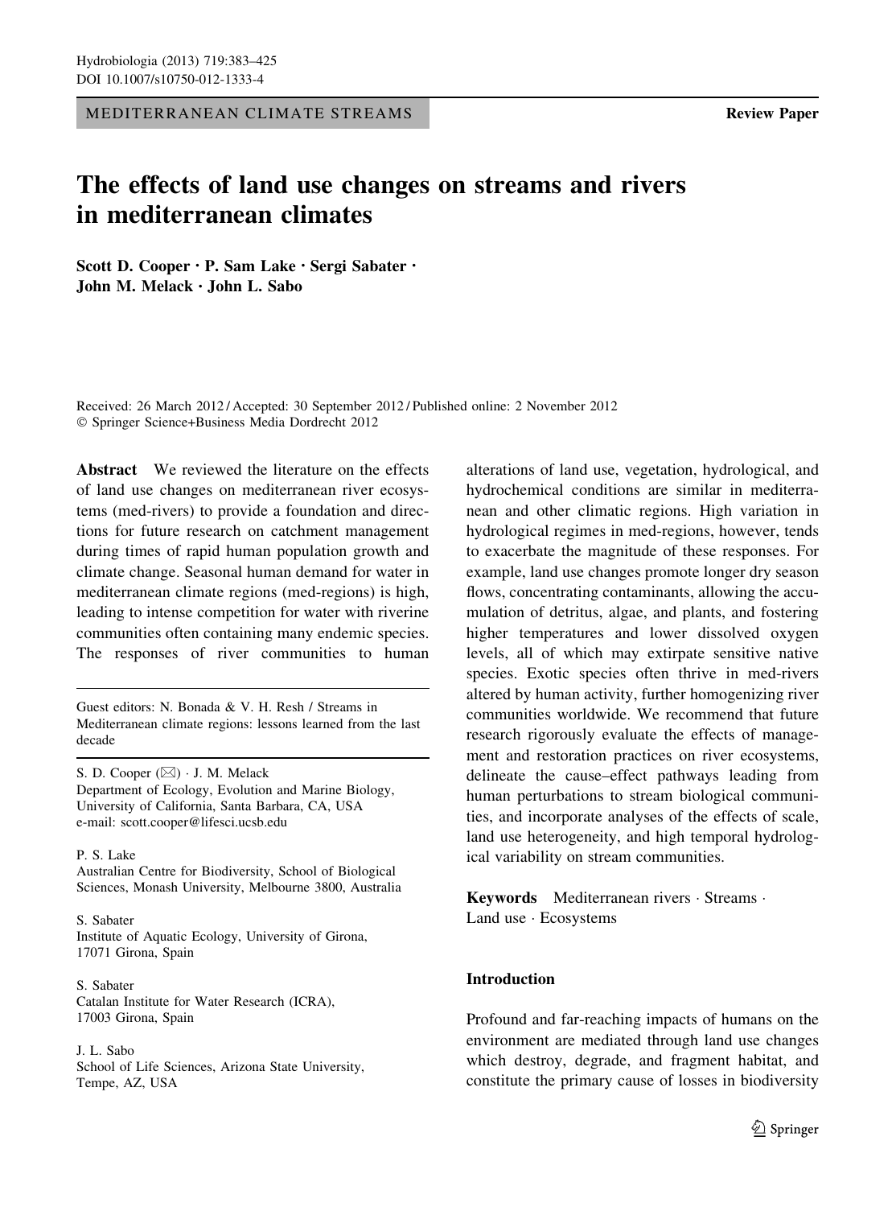MEDITERRANEAN CLIMATE STREAMS

Review Paper

# The effects of land use changes on streams and rivers in mediterranean climates

**Scott D. Cooper · P. Sam Lake · Sergi Sabater · John M. Melack · John L. Sabo**

Received: 26 March 2012 / Accepted: 30 September 2012 / Published online: 2 November 2012
© Springer Science+Business Media Dordrecht 2012

**Abstract** We reviewed the literature on the effects of land use changes on mediterranean river ecosystems (med-rivers) to provide a foundation and directions for future research on catchment management during times of rapid human population growth and climate change. Seasonal human demand for water in mediterranean climate regions (med-regions) is high, leading to intense competition for water with riverine communities often containing many endemic species. The responses of river communities to human alterations of land use, vegetation, hydrological, and hydrochemical conditions are similar in mediterranean and other climatic regions. High variation in hydrological regimes in med-regions, however, tends to exacerbate the magnitude of these responses. For example, land use changes promote longer dry season flows, concentrating contaminants, allowing the accumulation of detritus, algae, and plants, and fostering higher temperatures and lower dissolved oxygen levels, all of which may extirpate sensitive native species. Exotic species often thrive in med-rivers altered by human activity, further homogenizing river communities worldwide. We recommend that future research rigorously evaluate the effects of management and restoration practices on river ecosystems, delineate the cause–effect pathways leading from human perturbations to stream biological communities, and incorporate analyses of the effects of scale, land use heterogeneity, and high temporal hydrological variability on stream communities.

**Keywords** Mediterranean rivers · Streams · Land use · Ecosystems

---

Guest editors: N. Bonada & V. H. Resh / Streams in Mediterranean climate regions: lessons learned from the last decade

S. D. Cooper (✉) · J. M. Melack
Department of Ecology, Evolution and Marine Biology, University of California, Santa Barbara, CA, USA
e-mail: scott.cooper@lifesci.ucsb.edu

P. S. Lake
Australian Centre for Biodiversity, School of Biological Sciences, Monash University, Melbourne 3800, Australia

S. Sabater
Institute of Aquatic Ecology, University of Girona, 17071 Girona, Spain

S. Sabater
Catalan Institute for Water Research (ICRA), 17003 Girona, Spain

J. L. Sabo
School of Life Sciences, Arizona State University, Tempe, AZ, USA

## Introduction

Profound and far-reaching impacts of humans on the environment are mediated through land use changes which destroy, degrade, and fragment habitat, and constitute the primary cause of losses in biodiversity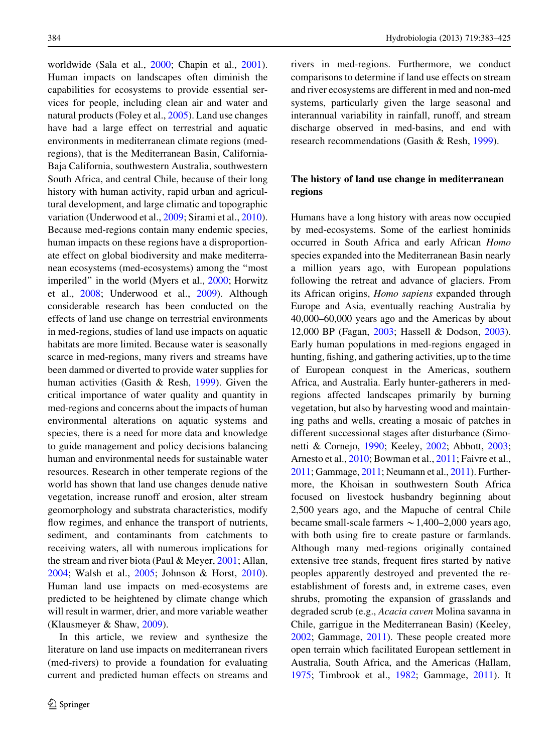worldwide (Sala et al., 2000; Chapin et al., 2001). Human impacts on landscapes often diminish the capabilities for ecosystems to provide essential services for people, including clean air and water and natural products (Foley et al., 2005). Land use changes have had a large effect on terrestrial and aquatic environments in mediterranean climate regions (med-regions), that is the Mediterranean Basin, California-Baja California, southwestern Australia, southwestern South Africa, and central Chile, because of their long history with human activity, rapid urban and agricultural development, and large climatic and topographic variation (Underwood et al., 2009; Sirami et al., 2010). Because med-regions contain many endemic species, human impacts on these regions have a disproportionate effect on global biodiversity and make mediterranean ecosystems (med-ecosystems) among the "most imperiled" in the world (Myers et al., 2000; Horwitz et al., 2008; Underwood et al., 2009). Although considerable research has been conducted on the effects of land use change on terrestrial environments in med-regions, studies of land use impacts on aquatic habitats are more limited. Because water is seasonally scarce in med-regions, many rivers and streams have been dammed or diverted to provide water supplies for human activities (Gasith & Resh, 1999). Given the critical importance of water quality and quantity in med-regions and concerns about the impacts of human environmental alterations on aquatic systems and species, there is a need for more data and knowledge to guide management and policy decisions balancing human and environmental needs for sustainable water resources. Research in other temperate regions of the world has shown that land use changes denude native vegetation, increase runoff and erosion, alter stream geomorphology and substrata characteristics, modify flow regimes, and enhance the transport of nutrients, sediment, and contaminants from catchments to receiving waters, all with numerous implications for the stream and river biota (Paul & Meyer, 2001; Allan, 2004; Walsh et al., 2005; Johnson & Horst, 2010). Human land use impacts on med-ecosystems are predicted to be heightened by climate change which will result in warmer, drier, and more variable weather (Klausmeyer & Shaw, 2009).

In this article, we review and synthesize the literature on land use impacts on mediterranean rivers (med-rivers) to provide a foundation for evaluating current and predicted human effects on streams and rivers in med-regions. Furthermore, we conduct comparisons to determine if land use effects on stream and river ecosystems are different in med and non-med systems, particularly given the large seasonal and interannual variability in rainfall, runoff, and stream discharge observed in med-basins, and end with research recommendations (Gasith & Resh, 1999).

## The history of land use change in mediterranean regions

Humans have a long history with areas now occupied by med-ecosystems. Some of the earliest hominids occurred in South Africa and early African *Homo* species expanded into the Mediterranean Basin nearly a million years ago, with European populations following the retreat and advance of glaciers. From its African origins, *Homo sapiens* expanded through Europe and Asia, eventually reaching Australia by 40,000–60,000 years ago and the Americas by about 12,000 BP (Fagan, 2003; Hassell & Dodson, 2003). Early human populations in med-regions engaged in hunting, fishing, and gathering activities, up to the time of European conquest in the Americas, southern Africa, and Australia. Early hunter-gatherers in med-regions affected landscapes primarily by burning vegetation, but also by harvesting wood and maintaining paths and wells, creating a mosaic of patches in different successional stages after disturbance (Simonetti & Cornejo, 1990; Keeley, 2002; Abbott, 2003; Arnesto et al., 2010; Bowman et al., 2011; Faivre et al., 2011; Gammage, 2011; Neumann et al., 2011). Furthermore, the Khoisan in southwestern South Africa focused on livestock husbandry beginning about 2,500 years ago, and the Mapuche of central Chile became small-scale farmers $\sim$1,400–2,000 years ago, with both using fire to create pasture or farmlands. Although many med-regions originally contained extensive tree stands, frequent fires started by native peoples apparently destroyed and prevented the re-establishment of forests and, in extreme cases, even shrubs, promoting the expansion of grasslands and degraded scrub (e.g., *Acacia caven* Molina savanna in Chile, garrigue in the Mediterranean Basin) (Keeley, 2002; Gammage, 2011). These people created more open terrain which facilitated European settlement in Australia, South Africa, and the Americas (Hallam, 1975; Timbrook et al., 1982; Gammage, 2011). It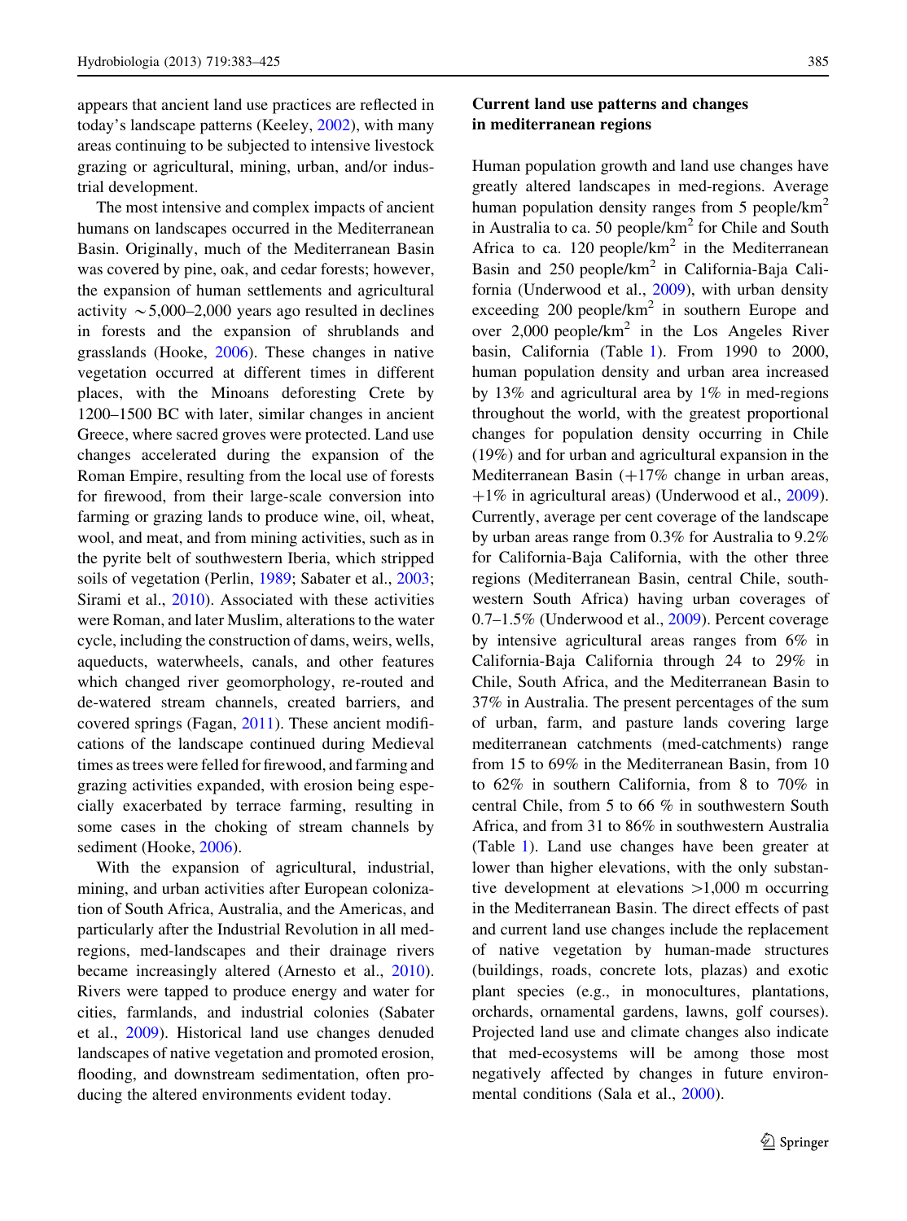appears that ancient land use practices are reflected in today's landscape patterns (Keeley, 2002), with many areas continuing to be subjected to intensive livestock grazing or agricultural, mining, urban, and/or industrial development.

The most intensive and complex impacts of ancient humans on landscapes occurred in the Mediterranean Basin. Originally, much of the Mediterranean Basin was covered by pine, oak, and cedar forests; however, the expansion of human settlements and agricultural activity ~5,000–2,000 years ago resulted in declines in forests and the expansion of shrublands and grasslands (Hooke, 2006). These changes in native vegetation occurred at different times in different places, with the Minoans deforesting Crete by 1200–1500 BC with later, similar changes in ancient Greece, where sacred groves were protected. Land use changes accelerated during the expansion of the Roman Empire, resulting from the local use of forests for firewood, from their large-scale conversion into farming or grazing lands to produce wine, oil, wheat, wool, and meat, and from mining activities, such as in the pyrite belt of southwestern Iberia, which stripped soils of vegetation (Perlin, 1989; Sabater et al., 2003; Sirami et al., 2010). Associated with these activities were Roman, and later Muslim, alterations to the water cycle, including the construction of dams, weirs, wells, aqueducts, waterwheels, canals, and other features which changed river geomorphology, re-routed and de-watered stream channels, created barriers, and covered springs (Fagan, 2011). These ancient modifications of the landscape continued during Medieval times as trees were felled for firewood, and farming and grazing activities expanded, with erosion being especially exacerbated by terrace farming, resulting in some cases in the choking of stream channels by sediment (Hooke, 2006).

With the expansion of agricultural, industrial, mining, and urban activities after European colonization of South Africa, Australia, and the Americas, and particularly after the Industrial Revolution in all med-regions, med-landscapes and their drainage rivers became increasingly altered (Arnesto et al., 2010). Rivers were tapped to produce energy and water for cities, farmlands, and industrial colonies (Sabater et al., 2009). Historical land use changes denuded landscapes of native vegetation and promoted erosion, flooding, and downstream sedimentation, often producing the altered environments evident today.

## Current land use patterns and changes in mediterranean regions

Human population growth and land use changes have greatly altered landscapes in med-regions. Average human population density ranges from 5 people/km$^2$ in Australia to ca. 50 people/km$^2$ for Chile and South Africa to ca. 120 people/km$^2$ in the Mediterranean Basin and 250 people/km$^2$ in California-Baja California (Underwood et al., 2009), with urban density exceeding 200 people/km$^2$ in southern Europe and over 2,000 people/km$^2$ in the Los Angeles River basin, California (Table 1). From 1990 to 2000, human population density and urban area increased by 13% and agricultural area by 1% in med-regions throughout the world, with the greatest proportional changes for population density occurring in Chile (19%) and for urban and agricultural expansion in the Mediterranean Basin (+17% change in urban areas, +1% in agricultural areas) (Underwood et al., 2009). Currently, average per cent coverage of the landscape by urban areas range from 0.3% for Australia to 9.2% for California-Baja California, with the other three regions (Mediterranean Basin, central Chile, southwestern South Africa) having urban coverages of 0.7–1.5% (Underwood et al., 2009). Percent coverage by intensive agricultural areas ranges from 6% in California-Baja California through 24 to 29% in Chile, South Africa, and the Mediterranean Basin to 37% in Australia. The present percentages of the sum of urban, farm, and pasture lands covering large mediterranean catchments (med-catchments) range from 15 to 69% in the Mediterranean Basin, from 10 to 62% in southern California, from 8 to 70% in central Chile, from 5 to 66 % in southwestern South Africa, and from 31 to 86% in southwestern Australia (Table 1). Land use changes have been greater at lower than higher elevations, with the only substantive development at elevations >1,000 m occurring in the Mediterranean Basin. The direct effects of past and current land use changes include the replacement of native vegetation by human-made structures (buildings, roads, concrete lots, plazas) and exotic plant species (e.g., in monocultures, plantations, orchards, ornamental gardens, lawns, golf courses). Projected land use and climate changes also indicate that med-ecosystems will be among those most negatively affected by changes in future environmental conditions (Sala et al., 2000).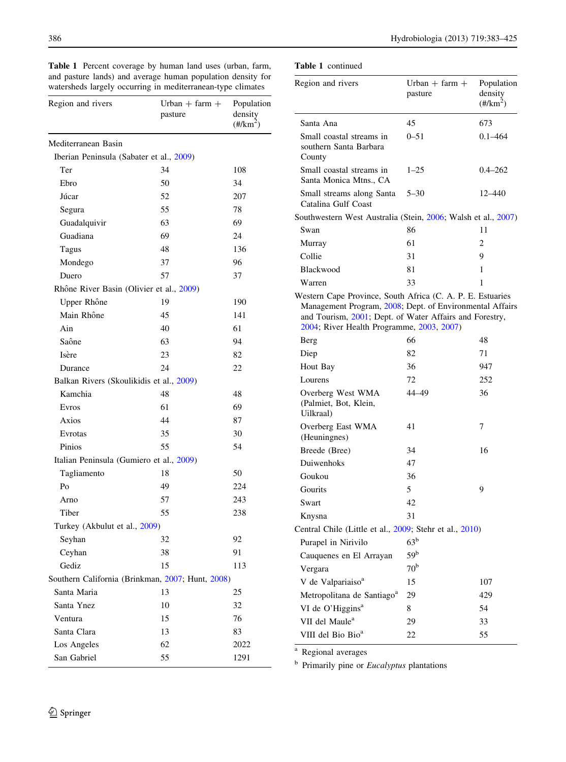**Table 1** Percent coverage by human land uses (urban, farm, and pasture lands) and average human population density for watersheds largely occurring in mediterranean-type climates

| Region and rivers | Urban + farm + pasture | Population density (#/km$^2$) |
|---|---|---|
| Mediterranean Basin | | |
| Iberian Peninsula (Sabater et al., 2009) | | |
| Ter | 34 | 108 |
| Ebro | 50 | 34 |
| Júcar | 52 | 207 |
| Segura | 55 | 78 |
| Guadalquivir | 63 | 69 |
| Guadiana | 69 | 24 |
| Tagus | 48 | 136 |
| Mondego | 37 | 96 |
| Duero | 57 | 37 |
| Rhône River Basin (Olivier et al., 2009) | | |
| Upper Rhône | 19 | 190 |
| Main Rhône | 45 | 141 |
| Ain | 40 | 61 |
| Saône | 63 | 94 |
| Isère | 23 | 82 |
| Durance | 24 | 22 |
| Balkan Rivers (Skoulikidis et al., 2009) | | |
| Kamchia | 48 | 48 |
| Evros | 61 | 69 |
| Axios | 44 | 87 |
| Evrotas | 35 | 30 |
| Pinios | 55 | 54 |
| Italian Peninsula (Gumiero et al., 2009) | | |
| Tagliamento | 18 | 50 |
| Po | 49 | 224 |
| Arno | 57 | 243 |
| Tiber | 55 | 238 |
| Turkey (Akbulut et al., 2009) | | |
| Seyhan | 32 | 92 |
| Ceyhan | 38 | 91 |
| Gediz | 15 | 113 |
| Southern California (Brinkman, 2007; Hunt, 2008) | | |
| Santa Maria | 13 | 25 |
| Santa Ynez | 10 | 32 |
| Ventura | 15 | 76 |
| Santa Clara | 13 | 83 |
| Los Angeles | 62 | 2022 |
| San Gabriel | 55 | 1291 |
| Santa Ana | 45 | 673 |
| Small coastal streams in southern Santa Barbara County | 0–51 | 0.1–464 |
| Small coastal streams in Santa Monica Mtns., CA | 1–25 | 0.4–262 |
| Small streams along Santa Catalina Gulf Coast | 5–30 | 12–440 |
| Southwestern West Australia (Stein, 2006; Walsh et al., 2007) | | |
| Swan | 86 | 11 |
| Murray | 61 | 2 |
| Collie | 31 | 9 |
| Blackwood | 81 | 1 |
| Warren | 33 | 1 |
| Western Cape Province, South Africa (C. A. P. E. Estuaries Management Program, 2008; Dept. of Environmental Affairs and Tourism, 2001; Dept. of Water Affairs and Forestry, 2004; River Health Programme, 2003, 2007) | | |
| Berg | 66 | 48 |
| Diep | 82 | 71 |
| Hout Bay | 36 | 947 |
| Lourens | 72 | 252 |
| Overberg West WMA (Palmiet, Bot, Klein, Uilkraal) | 44–49 | 36 |
| Overberg East WMA (Heuningnes) | 41 | 7 |
| Breede (Bree) | 34 | 16 |
| Duiwenhoks | 47 | |
| Goukou | 36 | |
| Gourits | 5 | 9 |
| Swart | 42 | |
| Knysna | 31 | |
| Central Chile (Little et al., 2009; Stehr et al., 2010) | | |
| Purapel in Nirivilo | 63[b] | |
| Cauquenes en El Arrayan | 59[b] | |
| Vergara | 70[b] | |
| V de Valpariaiso[a] | 15 | 107 |
| Metropolitana de Santiago[a] | 29 | 429 |
| VI de O'Higgins[a] | 8 | 54 |
| VII del Maule[a] | 29 | 33 |
| VIII del Bio Bio[a] | 22 | 55 |

[a] Regional averages

[b] Primarily pine or *Eucalyptus* plantations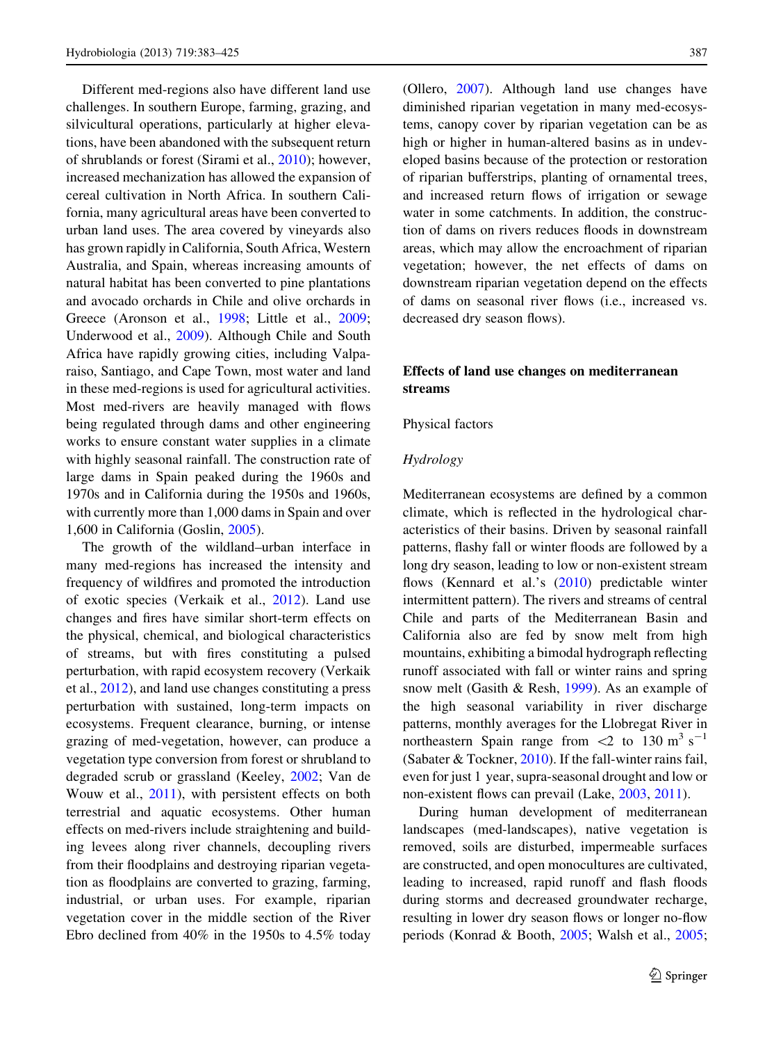Different med-regions also have different land use challenges. In southern Europe, farming, grazing, and silvicultural operations, particularly at higher elevations, have been abandoned with the subsequent return of shrublands or forest (Sirami et al., 2010); however, increased mechanization has allowed the expansion of cereal cultivation in North Africa. In southern California, many agricultural areas have been converted to urban land uses. The area covered by vineyards also has grown rapidly in California, South Africa, Western Australia, and Spain, whereas increasing amounts of natural habitat has been converted to pine plantations and avocado orchards in Chile and olive orchards in Greece (Aronson et al., 1998; Little et al., 2009; Underwood et al., 2009). Although Chile and South Africa have rapidly growing cities, including Valparaiso, Santiago, and Cape Town, most water and land in these med-regions is used for agricultural activities. Most med-rivers are heavily managed with flows being regulated through dams and other engineering works to ensure constant water supplies in a climate with highly seasonal rainfall. The construction rate of large dams in Spain peaked during the 1960s and 1970s and in California during the 1950s and 1960s, with currently more than 1,000 dams in Spain and over 1,600 in California (Goslin, 2005).

The growth of the wildland–urban interface in many med-regions has increased the intensity and frequency of wildfires and promoted the introduction of exotic species (Verkaik et al., 2012). Land use changes and fires have similar short-term effects on the physical, chemical, and biological characteristics of streams, but with fires constituting a pulsed perturbation, with rapid ecosystem recovery (Verkaik et al., 2012), and land use changes constituting a press perturbation with sustained, long-term impacts on ecosystems. Frequent clearance, burning, or intense grazing of med-vegetation, however, can produce a vegetation type conversion from forest or shrubland to degraded scrub or grassland (Keeley, 2002; Van de Wouw et al., 2011), with persistent effects on both terrestrial and aquatic ecosystems. Other human effects on med-rivers include straightening and building levees along river channels, decoupling rivers from their floodplains and destroying riparian vegetation as floodplains are converted to grazing, farming, industrial, or urban uses. For example, riparian vegetation cover in the middle section of the River Ebro declined from 40% in the 1950s to 4.5% today (Ollero, 2007). Although land use changes have diminished riparian vegetation in many med-ecosystems, canopy cover by riparian vegetation can be as high or higher in human-altered basins as in undeveloped basins because of the protection or restoration of riparian bufferstrips, planting of ornamental trees, and increased return flows of irrigation or sewage water in some catchments. In addition, the construction of dams on rivers reduces floods in downstream areas, which may allow the encroachment of riparian vegetation; however, the net effects of dams on downstream riparian vegetation depend on the effects of dams on seasonal river flows (i.e., increased vs. decreased dry season flows).

## Effects of land use changes on mediterranean streams

### Physical factors

#### *Hydrology*

Mediterranean ecosystems are defined by a common climate, which is reflected in the hydrological characteristics of their basins. Driven by seasonal rainfall patterns, flashy fall or winter floods are followed by a long dry season, leading to low or non-existent stream flows (Kennard et al.'s (2010) predictable winter intermittent pattern). The rivers and streams of central Chile and parts of the Mediterranean Basin and California also are fed by snow melt from high mountains, exhibiting a bimodal hydrograph reflecting runoff associated with fall or winter rains and spring snow melt (Gasith & Resh, 1999). As an example of the high seasonal variability in river discharge patterns, monthly averages for the Llobregat River in northeastern Spain range from <2 to 130 $m^3 s^{-1}$ (Sabater & Tockner, 2010). If the fall-winter rains fail, even for just 1 year, supra-seasonal drought and low or non-existent flows can prevail (Lake, 2003, 2011).

During human development of mediterranean landscapes (med-landscapes), native vegetation is removed, soils are disturbed, impermeable surfaces are constructed, and open monocultures are cultivated, leading to increased, rapid runoff and flash floods during storms and decreased groundwater recharge, resulting in lower dry season flows or longer no-flow periods (Konrad & Booth, 2005; Walsh et al., 2005;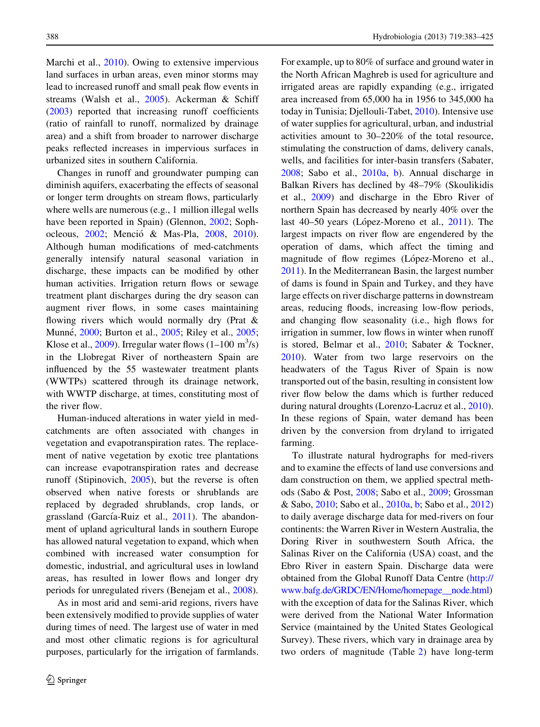Marchi et al., 2010). Owing to extensive impervious land surfaces in urban areas, even minor storms may lead to increased runoff and small peak flow events in streams (Walsh et al., 2005). Ackerman & Schiff (2003) reported that increasing runoff coefficients (ratio of rainfall to runoff, normalized by drainage area) and a shift from broader to narrower discharge peaks reflected increases in impervious surfaces in urbanized sites in southern California.

Changes in runoff and groundwater pumping can diminish aquifers, exacerbating the effects of seasonal or longer term droughts on stream flows, particularly where wells are numerous (e.g., 1 million illegal wells have been reported in Spain) (Glennon, 2002; Sophocleous, 2002; Menció & Mas-Pla, 2008, 2010). Although human modifications of med-catchments generally intensify natural seasonal variation in discharge, these impacts can be modified by other human activities. Irrigation return flows or sewage treatment plant discharges during the dry season can augment river flows, in some cases maintaining flowing rivers which would normally dry (Prat & Munné, 2000; Burton et al., 2005; Riley et al., 2005; Klose et al., 2009). Irregular water flows (1–100 $m^3$/s) in the Llobregat River of northeastern Spain are influenced by the 55 wastewater treatment plants (WWTPs) scattered through its drainage network, with WWTP discharge, at times, constituting most of the river flow.

Human-induced alterations in water yield in med-catchments are often associated with changes in vegetation and evapotranspiration rates. The replacement of native vegetation by exotic tree plantations can increase evapotranspiration rates and decrease runoff (Stipinovich, 2005), but the reverse is often observed when native forests or shrublands are replaced by degraded shrublands, crop lands, or grassland (García-Ruiz et al., 2011). The abandonment of upland agricultural lands in southern Europe has allowed natural vegetation to expand, which when combined with increased water consumption for domestic, industrial, and agricultural uses in lowland areas, has resulted in lower flows and longer dry periods for unregulated rivers (Benejam et al., 2008).

As in most arid and semi-arid regions, rivers have been extensively modified to provide supplies of water during times of need. The largest use of water in med and most other climatic regions is for agricultural purposes, particularly for the irrigation of farmlands. For example, up to 80% of surface and ground water in the North African Maghreb is used for agriculture and irrigated areas are rapidly expanding (e.g., irrigated area increased from 65,000 ha in 1956 to 345,000 ha today in Tunisia; Djellouli-Tabet, 2010). Intensive use of water supplies for agricultural, urban, and industrial activities amount to 30–220% of the total resource, stimulating the construction of dams, delivery canals, wells, and facilities for inter-basin transfers (Sabater, 2008; Sabo et al., 2010a, b). Annual discharge in Balkan Rivers has declined by 48–79% (Skoulikidis et al., 2009) and discharge in the Ebro River of northern Spain has decreased by nearly 40% over the last 40–50 years (López-Moreno et al., 2011). The largest impacts on river flow are engendered by the operation of dams, which affect the timing and magnitude of flow regimes (López-Moreno et al., 2011). In the Mediterranean Basin, the largest number of dams is found in Spain and Turkey, and they have large effects on river discharge patterns in downstream areas, reducing floods, increasing low-flow periods, and changing flow seasonality (i.e., high flows for irrigation in summer, low flows in winter when runoff is stored, Belmar et al., 2010; Sabater & Tockner, 2010). Water from two large reservoirs on the headwaters of the Tagus River of Spain is now transported out of the basin, resulting in consistent low river flow below the dams which is further reduced during natural droughts (Lorenzo-Lacruz et al., 2010). In these regions of Spain, water demand has been driven by the conversion from dryland to irrigated farming.

To illustrate natural hydrographs for med-rivers and to examine the effects of land use conversions and dam construction on them, we applied spectral methods (Sabo & Post, 2008; Sabo et al., 2009; Grossman & Sabo, 2010; Sabo et al., 2010a, b; Sabo et al., 2012) to daily average discharge data for med-rivers on four continents: the Warren River in Western Australia, the Doring River in southwestern South Africa, the Salinas River on the California (USA) coast, and the Ebro River in eastern Spain. Discharge data were obtained from the Global Runoff Data Centre (http://www.bafg.de/GRDC/EN/Home/homepage__node.html) with the exception of data for the Salinas River, which were derived from the National Water Information Service (maintained by the United States Geological Survey). These rivers, which vary in drainage area by two orders of magnitude (Table 2) have long-term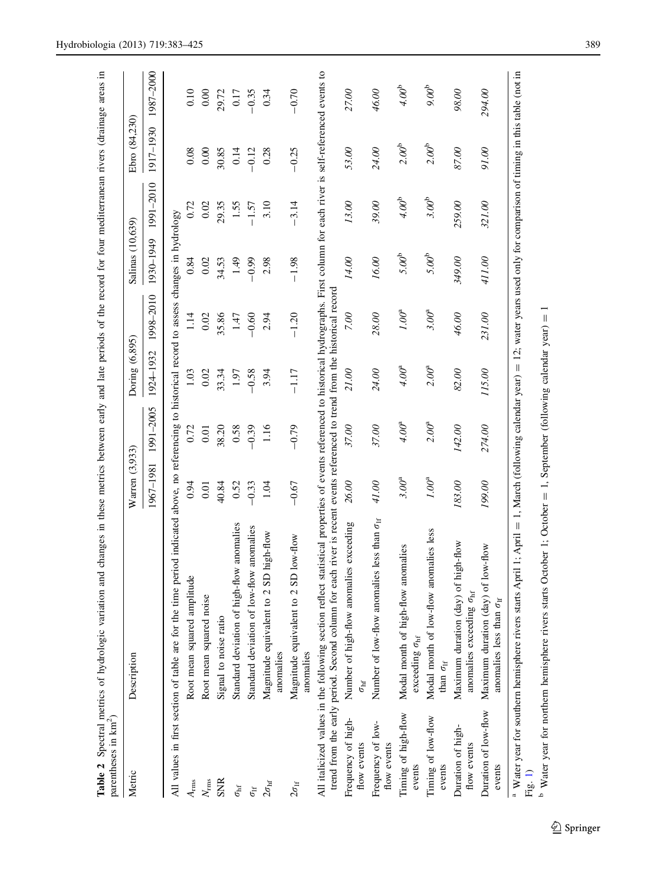**Table 2** Spectral metrics of hydrologic variation and changes in these metrics between early and late periods of the record for four mediterranean rivers (drainage areas in parentheses in km$^2$)

| Metric | Description | Warren (3,933) | | Doring (6,895) | | Salinas (10,639) | | Ebro (84,230) | |
|---|---|---|---|---|---|---|---|---|---|
| | | 1967–1981 | 1991–2005 | 1924–1932 | 1998–2010 | 1930–1949 | 1991–2010 | 1917–1930 | 1987–2000 |
| All values in first section of table are for the time period indicated above, no referencing to historical record to assess changes in hydrology | | | | | | | | | |
| $A_{rms}$ | Root mean squared amplitude | 0.94 | 0.72 | 1.03 | 1.14 | 0.84 | 0.72 | 0.08 | 0.10 |
| $N_{rms}$ | Root mean squared noise | 0.01 | 0.01 | 0.02 | 0.02 | 0.02 | 0.02 | 0.00 | 0.00 |
| SNR | Signal to noise ratio | 40.84 | 38.20 | 33.34 | 35.86 | 34.53 | 29.35 | 30.85 | 29.72 |
| $\sigma_{hf}$ | Standard deviation of high-flow anomalies | 0.52 | 0.58 | 1.97 | 1.47 | 1.49 | 1.55 | 0.14 | 0.17 |
| $\sigma_{lf}$ | Standard deviation of low-flow anomalies | −0.33 | −0.39 | −0.58 | −0.60 | −0.99 | −1.57 | −0.12 | −0.35 |
| $2\sigma_{hf}$ | Magnitude equivalent to 2 SD high-flow anomalies | 1.04 | 1.16 | 3.94 | 2.94 | 2.98 | 3.10 | 0.28 | 0.34 |
| $2\sigma_{lf}$ | Magnitude equivalent to 2 SD low-flow anomalies | −0.67 | −0.79 | −1.17 | −1.20 | −1.98 | −3.14 | −0.25 | −0.70 |
| All italicized values in the following section reflect statistical properties of events referenced to historical hydrographs. First column for each river is self-referenced events to trend from the early period. Second column for each river is recent events referenced to trend from the historical record | | | | | | | | | |
| Frequency of high-flow events | Number of high-flow anomalies exceeding $\sigma_{hf}$ | *26.00* | *37.00* | *21.00* | *7.00* | *14.00* | *13.00* | *53.00* | *27.00* |
| Frequency of low-flow events | Number of low-flow anomalies less than $\sigma_{lf}$ | *41.00* | *37.00* | *24.00* | *28.00* | *16.00* | *39.00* | *24.00* | *46.00* |
| Timing of high-flow events | Modal month of high-flow anomalies exceeding $\sigma_{hf}$ | *3.00*[a] | *4.00*[a] | *4.00*[a] | *1.00*[a] | *5.00*[b] | *4.00*[b] | *2.00*[b] | *4.00*[b] |
| Timing of low-flow events | Modal month of low-flow anomalies less than $\sigma_{lf}$ | *1.00*[a] | *2.00*[a] | *2.00*[a] | *3.00*[a] | *5.00*[b] | *3.00*[b] | *2.00*[b] | *9.00*[b] |
| Duration of high-flow events | Maximum duration (day) of high-flow anomalies exceeding $\sigma_{hf}$ | *183.00* | *142.00* | *82.00* | *46.00* | *349.00* | *259.00* | *87.00* | *98.00* |
| Duration of low-flow events | Maximum duration (day) of low-flow anomalies less than $\sigma_{lf}$ | *199.00* | *274.00* | *115.00* | *231.00* | *411.00* | *321.00* | *91.00* | *294.00* |

[a] Water year for southern hemisphere rivers starts April 1; April = 1, March (following calendar year) = 12; water years used only for comparison of timing in this table (not in Fig. 1)

[b] Water year for northern hemisphere rivers starts October 1; October = 1, September (following calendar year) = 1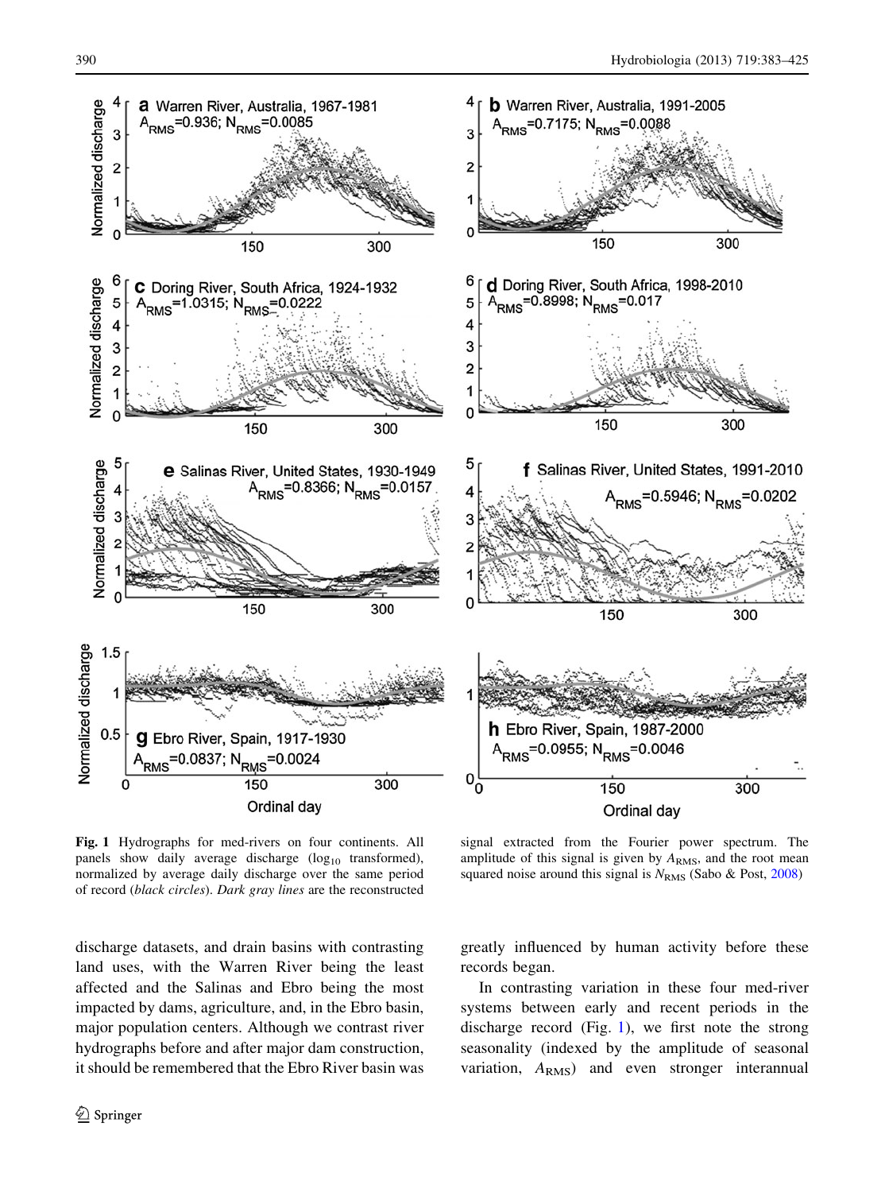**Fig. 1** Hydrographs for med-rivers on four continents. All panels show daily average discharge ($\log_{10}$ transformed), normalized by average daily discharge over the same period of record (*black circles*). *Dark gray lines* are the reconstructed signal extracted from the Fourier power spectrum. The amplitude of this signal is given by $A_{RMS}$, and the root mean squared noise around this signal is $N_{RMS}$ (Sabo & Post, 2008)

discharge datasets, and drain basins with contrasting land uses, with the Warren River being the least affected and the Salinas and Ebro being the most impacted by dams, agriculture, and, in the Ebro basin, major population centers. Although we contrast river hydrographs before and after major dam construction, it should be remembered that the Ebro River basin was greatly influenced by human activity before these records began.

In contrasting variation in these four med-river systems between early and recent periods in the discharge record (Fig. 1), we first note the strong seasonality (indexed by the amplitude of seasonal variation, $A_{RMS}$) and even stronger interannual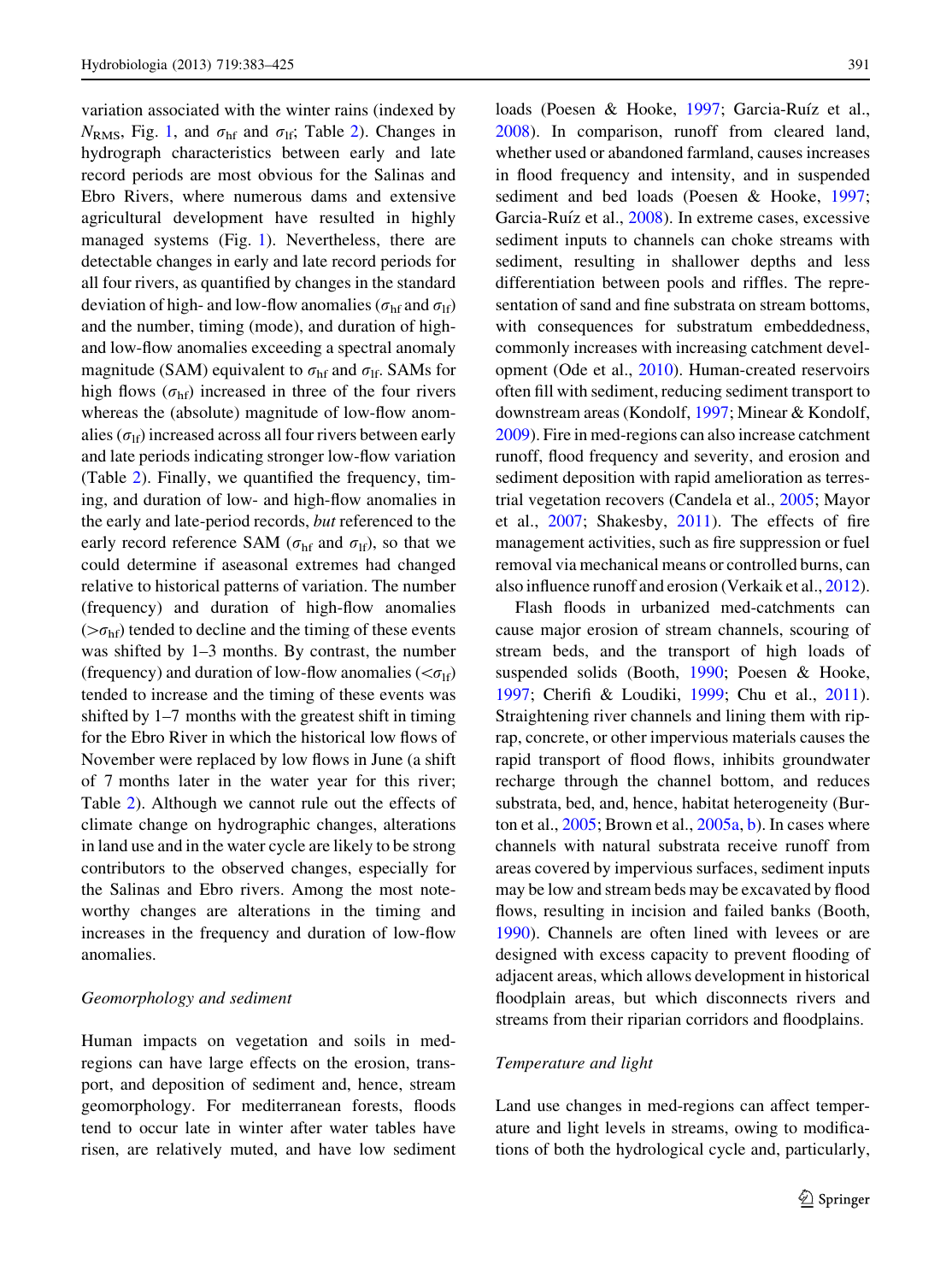variation associated with the winter rains (indexed by $N_{RMS}$, Fig. 1, and $\sigma_{hf}$ and $\sigma_{lf}$; Table 2). Changes in hydrograph characteristics between early and late record periods are most obvious for the Salinas and Ebro Rivers, where numerous dams and extensive agricultural development have resulted in highly managed systems (Fig. 1). Nevertheless, there are detectable changes in early and late record periods for all four rivers, as quantified by changes in the standard deviation of high- and low-flow anomalies ($\sigma_{hf}$ and $\sigma_{lf}$) and the number, timing (mode), and duration of high- and low-flow anomalies exceeding a spectral anomaly magnitude (SAM) equivalent to $\sigma_{hf}$ and $\sigma_{lf}$. SAMs for high flows ($\sigma_{hf}$) increased in three of the four rivers whereas the (absolute) magnitude of low-flow anomalies ($\sigma_{lf}$) increased across all four rivers between early and late periods indicating stronger low-flow variation (Table 2). Finally, we quantified the frequency, timing, and duration of low- and high-flow anomalies in the early and late-period records, *but* referenced to the early record reference SAM ($\sigma_{hf}$ and $\sigma_{lf}$), so that we could determine if aseasonal extremes had changed relative to historical patterns of variation. The number (frequency) and duration of high-flow anomalies ($>\sigma_{hf}$) tended to decline and the timing of these events was shifted by 1–3 months. By contrast, the number (frequency) and duration of low-flow anomalies ($<\sigma_{lf}$) tended to increase and the timing of these events was shifted by 1–7 months with the greatest shift in timing for the Ebro River in which the historical low flows of November were replaced by low flows in June (a shift of 7 months later in the water year for this river; Table 2). Although we cannot rule out the effects of climate change on hydrographic changes, alterations in land use and in the water cycle are likely to be strong contributors to the observed changes, especially for the Salinas and Ebro rivers. Among the most noteworthy changes are alterations in the timing and increases in the frequency and duration of low-flow anomalies.

### *Geomorphology and sediment*

Human impacts on vegetation and soils in med-regions can have large effects on the erosion, transport, and deposition of sediment and, hence, stream geomorphology. For mediterranean forests, floods tend to occur late in winter after water tables have risen, are relatively muted, and have low sediment loads (Poesen & Hooke, 1997; Garcia-Ruíz et al., 2008). In comparison, runoff from cleared land, whether used or abandoned farmland, causes increases in flood frequency and intensity, and in suspended sediment and bed loads (Poesen & Hooke, 1997; Garcia-Ruíz et al., 2008). In extreme cases, excessive sediment inputs to channels can choke streams with sediment, resulting in shallower depths and less differentiation between pools and riffles. The representation of sand and fine substrata on stream bottoms, with consequences for substratum embeddedness, commonly increases with increasing catchment development (Ode et al., 2010). Human-created reservoirs often fill with sediment, reducing sediment transport to downstream areas (Kondolf, 1997; Minear & Kondolf, 2009). Fire in med-regions can also increase catchment runoff, flood frequency and severity, and erosion and sediment deposition with rapid amelioration as terrestrial vegetation recovers (Candela et al., 2005; Mayor et al., 2007; Shakesby, 2011). The effects of fire management activities, such as fire suppression or fuel removal via mechanical means or controlled burns, can also influence runoff and erosion (Verkaik et al., 2012).

Flash floods in urbanized med-catchments can cause major erosion of stream channels, scouring of stream beds, and the transport of high loads of suspended solids (Booth, 1990; Poesen & Hooke, 1997; Cherifi & Loudiki, 1999; Chu et al., 2011). Straightening river channels and lining them with rip-rap, concrete, or other impervious materials causes the rapid transport of flood flows, inhibits groundwater recharge through the channel bottom, and reduces substrata, bed, and, hence, habitat heterogeneity (Burton et al., 2005; Brown et al., 2005a, b). In cases where channels with natural substrata receive runoff from areas covered by impervious surfaces, sediment inputs may be low and stream beds may be excavated by flood flows, resulting in incision and failed banks (Booth, 1990). Channels are often lined with levees or are designed with excess capacity to prevent flooding of adjacent areas, which allows development in historical floodplain areas, but which disconnects rivers and streams from their riparian corridors and floodplains.

### *Temperature and light*

Land use changes in med-regions can affect temperature and light levels in streams, owing to modifications of both the hydrological cycle and, particularly,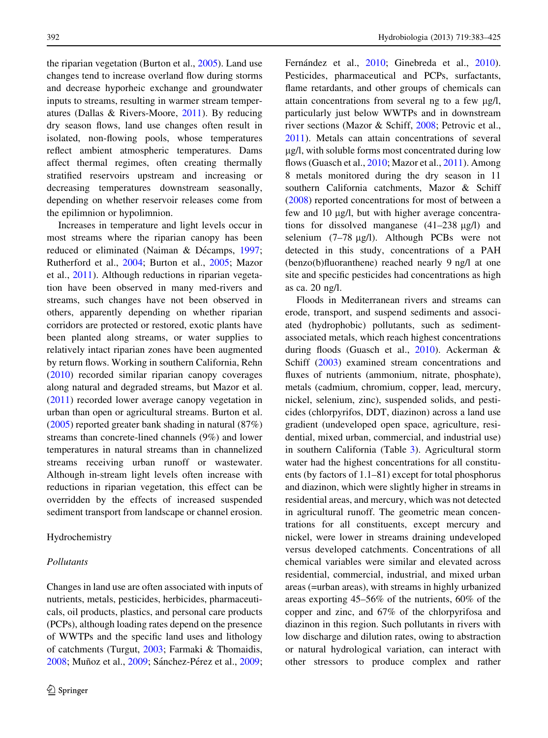the riparian vegetation (Burton et al., 2005). Land use changes tend to increase overland flow during storms and decrease hyporheic exchange and groundwater inputs to streams, resulting in warmer stream temperatures (Dallas & Rivers-Moore, 2011). By reducing dry season flows, land use changes often result in isolated, non-flowing pools, whose temperatures reflect ambient atmospheric temperatures. Dams affect thermal regimes, often creating thermally stratified reservoirs upstream and increasing or decreasing temperatures downstream seasonally, depending on whether reservoir releases come from the epilimnion or hypolimnion.

Increases in temperature and light levels occur in most streams where the riparian canopy has been reduced or eliminated (Naiman & Décamps, 1997; Rutherford et al., 2004; Burton et al., 2005; Mazor et al., 2011). Although reductions in riparian vegetation have been observed in many med-rivers and streams, such changes have not been observed in others, apparently depending on whether riparian corridors are protected or restored, exotic plants have been planted along streams, or water supplies to relatively intact riparian zones have been augmented by return flows. Working in southern California, Rehn (2010) recorded similar riparian canopy coverages along natural and degraded streams, but Mazor et al. (2011) recorded lower average canopy vegetation in urban than open or agricultural streams. Burton et al. (2005) reported greater bank shading in natural (87%) streams than concrete-lined channels (9%) and lower temperatures in natural streams than in channelized streams receiving urban runoff or wastewater. Although in-stream light levels often increase with reductions in riparian vegetation, this effect can be overridden by the effects of increased suspended sediment transport from landscape or channel erosion.

## Hydrochemistry

### *Pollutants*

Changes in land use are often associated with inputs of nutrients, metals, pesticides, herbicides, pharmaceuticals, oil products, plastics, and personal care products (PCPs), although loading rates depend on the presence of WWTPs and the specific land uses and lithology of catchments (Turgut, 2003; Farmaki & Thomaidis, 2008; Muñoz et al., 2009; Sánchez-Pérez et al., 2009; Fernández et al., 2010; Ginebreda et al., 2010). Pesticides, pharmaceutical and PCPs, surfactants, flame retardants, and other groups of chemicals can attain concentrations from several ng to a few μg/l, particularly just below WWTPs and in downstream river sections (Mazor & Schiff, 2008; Petrovic et al., 2011). Metals can attain concentrations of several μg/l, with soluble forms most concentrated during low flows (Guasch et al., 2010; Mazor et al., 2011). Among 8 metals monitored during the dry season in 11 southern California catchments, Mazor & Schiff (2008) reported concentrations for most of between a few and 10 μg/l, but with higher average concentrations for dissolved manganese (41–238 μg/l) and selenium (7–78 μg/l). Although PCBs were not detected in this study, concentrations of a PAH (benzo(b)fluoranthene) reached nearly 9 ng/l at one site and specific pesticides had concentrations as high as ca. 20 ng/l.

Floods in Mediterranean rivers and streams can erode, transport, and suspend sediments and associated (hydrophobic) pollutants, such as sediment-associated metals, which reach highest concentrations during floods (Guasch et al., 2010). Ackerman & Schiff (2003) examined stream concentrations and fluxes of nutrients (ammonium, nitrate, phosphate), metals (cadmium, chromium, copper, lead, mercury, nickel, selenium, zinc), suspended solids, and pesticides (chlorpyrifos, DDT, diazinon) across a land use gradient (undeveloped open space, agriculture, residential, mixed urban, commercial, and industrial use) in southern California (Table 3). Agricultural storm water had the highest concentrations for all constituents (by factors of 1.1–81) except for total phosphorus and diazinon, which were slightly higher in streams in residential areas, and mercury, which was not detected in agricultural runoff. The geometric mean concentrations for all constituents, except mercury and nickel, were lower in streams draining undeveloped versus developed catchments. Concentrations of all chemical variables were similar and elevated across residential, commercial, industrial, and mixed urban areas (=urban areas), with streams in highly urbanized areas exporting 45–56% of the nutrients, 60% of the copper and zinc, and 67% of the chlorpyrifosa and diazinon in this region. Such pollutants in rivers with low discharge and dilution rates, owing to abstraction or natural hydrological variation, can interact with other stressors to produce complex and rather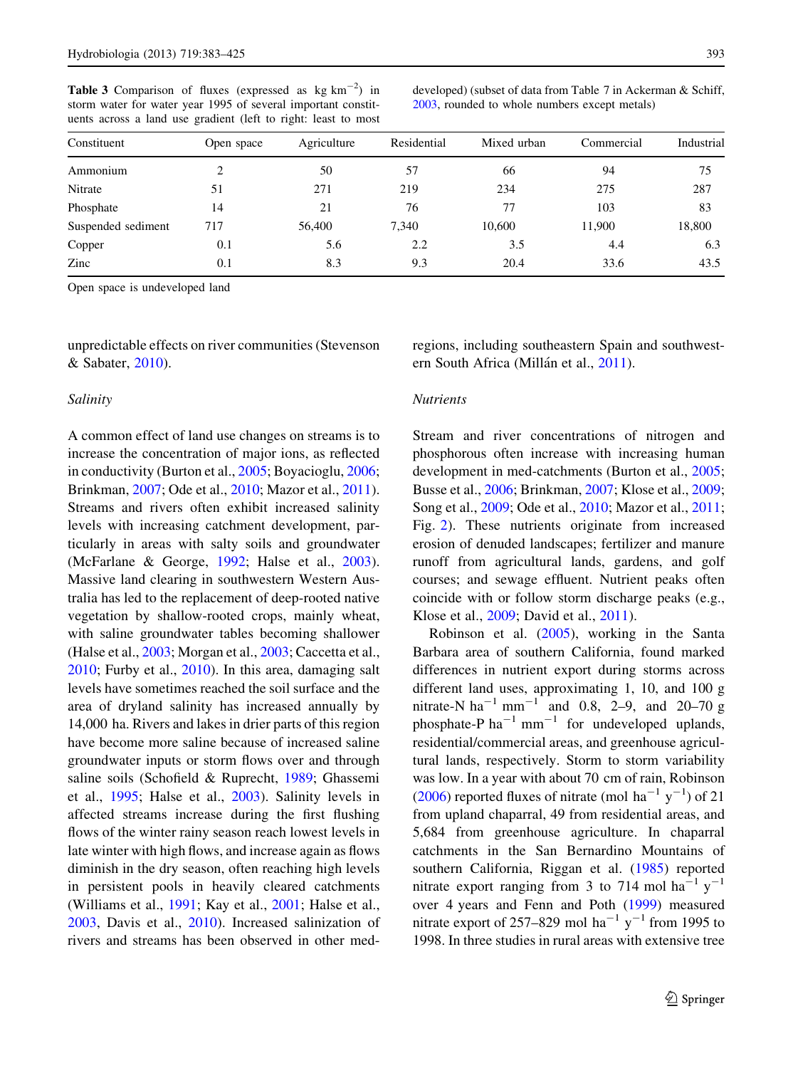**Table 3** Comparison of fluxes (expressed as kg km$^{-2}$) in storm water for water year 1995 of several important constituents across a land use gradient (left to right: least to most developed) (subset of data from Table 7 in Ackerman & Schiff, 2003, rounded to whole numbers except metals)

| Constituent | Open space | Agriculture | Residential | Mixed urban | Commercial | Industrial |
|---|---|---|---|---|---|---|
| Ammonium | 2 | 50 | 57 | 66 | 94 | 75 |
| Nitrate | 51 | 271 | 219 | 234 | 275 | 287 |
| Phosphate | 14 | 21 | 76 | 77 | 103 | 83 |
| Suspended sediment | 717 | 56,400 | 7,340 | 10,600 | 11,900 | 18,800 |
| Copper | 0.1 | 5.6 | 2.2 | 3.5 | 4.4 | 6.3 |
| Zinc | 0.1 | 8.3 | 9.3 | 20.4 | 33.6 | 43.5 |

Open space is undeveloped land

unpredictable effects on river communities (Stevenson & Sabater, 2010).

*Salinity*

A common effect of land use changes on streams is to increase the concentration of major ions, as reflected in conductivity (Burton et al., 2005; Boyacioglu, 2006; Brinkman, 2007; Ode et al., 2010; Mazor et al., 2011). Streams and rivers often exhibit increased salinity levels with increasing catchment development, particularly in areas with salty soils and groundwater (McFarlane & George, 1992; Halse et al., 2003). Massive land clearing in southwestern Western Australia has led to the replacement of deep-rooted native vegetation by shallow-rooted crops, mainly wheat, with saline groundwater tables becoming shallower (Halse et al., 2003; Morgan et al., 2003; Caccetta et al., 2010; Furby et al., 2010). In this area, damaging salt levels have sometimes reached the soil surface and the area of dryland salinity has increased annually by 14,000 ha. Rivers and lakes in drier parts of this region have become more saline because of increased saline groundwater inputs or storm flows over and through saline soils (Schofield & Ruprecht, 1989; Ghassemi et al., 1995; Halse et al., 2003). Salinity levels in affected streams increase during the first flushing flows of the winter rainy season reach lowest levels in late winter with high flows, and increase again as flows diminish in the dry season, often reaching high levels in persistent pools in heavily cleared catchments (Williams et al., 1991; Kay et al., 2001; Halse et al., 2003, Davis et al., 2010). Increased salinization of rivers and streams has been observed in other med-regions, including southeastern Spain and southwestern South Africa (Millán et al., 2011).

*Nutrients*

Stream and river concentrations of nitrogen and phosphorous often increase with increasing human development in med-catchments (Burton et al., 2005; Busse et al., 2006; Brinkman, 2007; Klose et al., 2009; Song et al., 2009; Ode et al., 2010; Mazor et al., 2011; Fig. 2). These nutrients originate from increased erosion of denuded landscapes; fertilizer and manure runoff from agricultural lands, gardens, and golf courses; and sewage effluent. Nutrient peaks often coincide with or follow storm discharge peaks (e.g., Klose et al., 2009; David et al., 2011).

Robinson et al. (2005), working in the Santa Barbara area of southern California, found marked differences in nutrient export during storms across different land uses, approximating 1, 10, and 100 g nitrate-N ha$^{-1}$ mm$^{-1}$ and 0.8, 2–9, and 20–70 g phosphate-P ha$^{-1}$ mm$^{-1}$ for undeveloped uplands, residential/commercial areas, and greenhouse agricultural lands, respectively. Storm to storm variability was low. In a year with about 70 cm of rain, Robinson (2006) reported fluxes of nitrate (mol ha$^{-1}$ y$^{-1}$) of 21 from upland chaparral, 49 from residential areas, and 5,684 from greenhouse agriculture. In chaparral catchments in the San Bernardino Mountains of southern California, Riggan et al. (1985) reported nitrate export ranging from 3 to 714 mol ha$^{-1}$ y$^{-1}$ over 4 years and Fenn and Poth (1999) measured nitrate export of 257–829 mol ha$^{-1}$ y$^{-1}$ from 1995 to 1998. In three studies in rural areas with extensive tree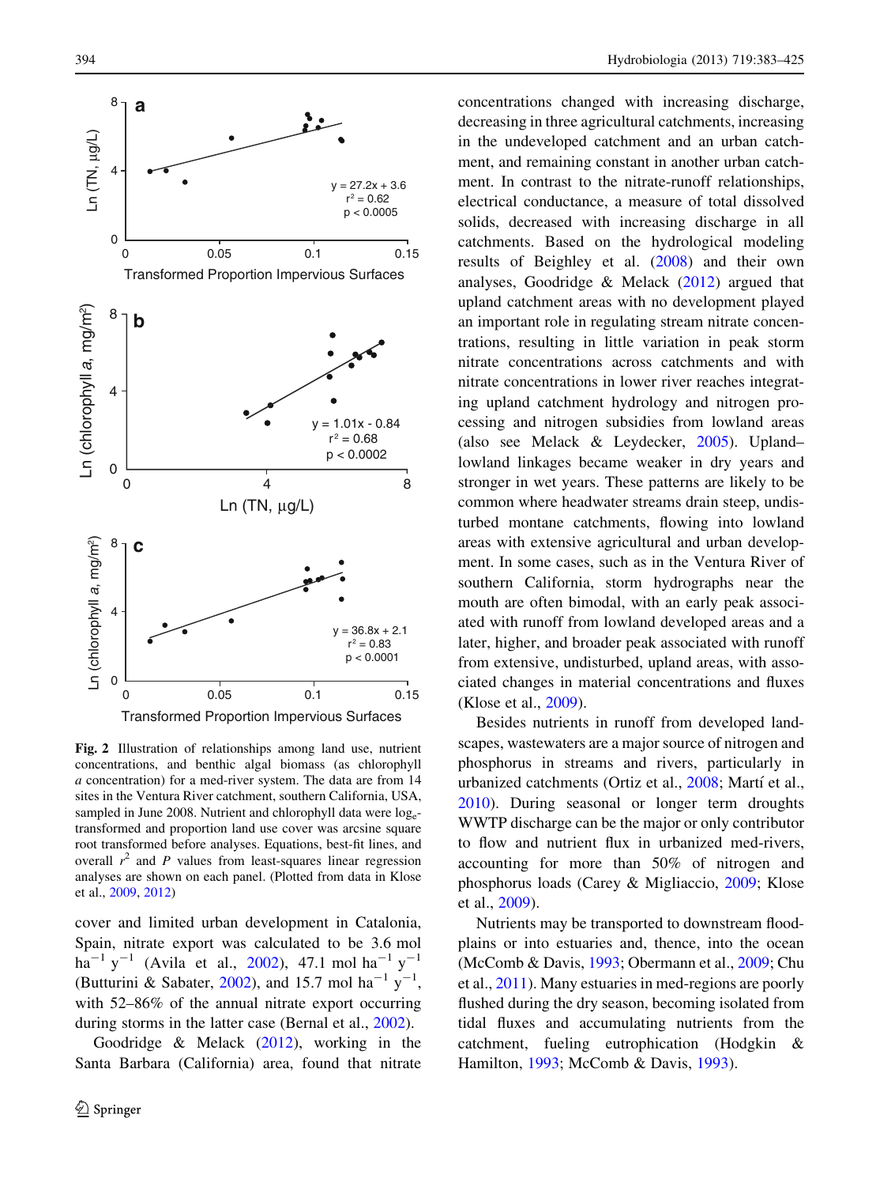**Fig. 2** Illustration of relationships among land use, nutrient concentrations, and benthic algal biomass (as chlorophyll *a* concentration) for a med-river system. The data are from 14 sites in the Ventura River catchment, southern California, USA, sampled in June 2008. Nutrient and chlorophyll data were $\log_e$-transformed and proportion land use cover was arcsine square root transformed before analyses. Equations, best-fit lines, and overall $r^2$ and $P$ values from least-squares linear regression analyses are shown on each panel. (Plotted from data in Klose et al., 2009, 2012)

cover and limited urban development in Catalonia, Spain, nitrate export was calculated to be 3.6 mol $ha^{-1}$ $y^{-1}$ (Avila et al., 2002), 47.1 mol $ha^{-1}$ $y^{-1}$ (Butturini & Sabater, 2002), and 15.7 mol $ha^{-1}$ $y^{-1}$, with 52–86% of the annual nitrate export occurring during storms in the latter case (Bernal et al., 2002).

Goodridge & Melack (2012), working in the Santa Barbara (California) area, found that nitrate concentrations changed with increasing discharge, decreasing in three agricultural catchments, increasing in the undeveloped catchment and an urban catchment, and remaining constant in another urban catchment. In contrast to the nitrate-runoff relationships, electrical conductance, a measure of total dissolved solids, decreased with increasing discharge in all catchments. Based on the hydrological modeling results of Beighley et al. (2008) and their own analyses, Goodridge & Melack (2012) argued that upland catchment areas with no development played an important role in regulating stream nitrate concentrations, resulting in little variation in peak storm nitrate concentrations across catchments and with nitrate concentrations in lower river reaches integrating upland catchment hydrology and nitrogen processing and nitrogen subsidies from lowland areas (also see Melack & Leydecker, 2005). Upland–lowland linkages became weaker in dry years and stronger in wet years. These patterns are likely to be common where headwater streams drain steep, undisturbed montane catchments, flowing into lowland areas with extensive agricultural and urban development. In some cases, such as in the Ventura River of southern California, storm hydrographs near the mouth are often bimodal, with an early peak associated with runoff from lowland developed areas and a later, higher, and broader peak associated with runoff from extensive, undisturbed, upland areas, with associated changes in material concentrations and fluxes (Klose et al., 2009).

Besides nutrients in runoff from developed landscapes, wastewaters are a major source of nitrogen and phosphorus in streams and rivers, particularly in urbanized catchments (Ortiz et al., 2008; Martí et al., 2010). During seasonal or longer term droughts WWTP discharge can be the major or only contributor to flow and nutrient flux in urbanized med-rivers, accounting for more than 50% of nitrogen and phosphorus loads (Carey & Migliaccio, 2009; Klose et al., 2009).

Nutrients may be transported to downstream floodplains or into estuaries and, thence, into the ocean (McComb & Davis, 1993; Obermann et al., 2009; Chu et al., 2011). Many estuaries in med-regions are poorly flushed during the dry season, becoming isolated from tidal fluxes and accumulating nutrients from the catchment, fueling eutrophication (Hodgkin & Hamilton, 1993; McComb & Davis, 1993).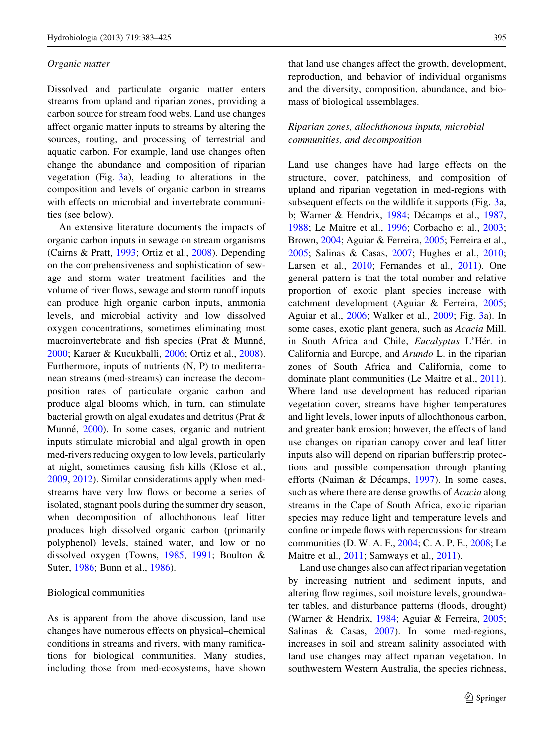*Organic matter*

Dissolved and particulate organic matter enters streams from upland and riparian zones, providing a carbon source for stream food webs. Land use changes affect organic matter inputs to streams by altering the sources, routing, and processing of terrestrial and aquatic carbon. For example, land use changes often change the abundance and composition of riparian vegetation (Fig. 3a), leading to alterations in the composition and levels of organic carbon in streams with effects on microbial and invertebrate communities (see below).

An extensive literature documents the impacts of organic carbon inputs in sewage on stream organisms (Cairns & Pratt, 1993; Ortiz et al., 2008). Depending on the comprehensiveness and sophistication of sewage and storm water treatment facilities and the volume of river flows, sewage and storm runoff inputs can produce high organic carbon inputs, ammonia levels, and microbial activity and low dissolved oxygen concentrations, sometimes eliminating most macroinvertebrate and fish species (Prat & Munné, 2000; Karaer & Kucukballi, 2006; Ortiz et al., 2008). Furthermore, inputs of nutrients (N, P) to mediterranean streams (med-streams) can increase the decomposition rates of particulate organic carbon and produce algal blooms which, in turn, can stimulate bacterial growth on algal exudates and detritus (Prat & Munné, 2000). In some cases, organic and nutrient inputs stimulate microbial and algal growth in open med-rivers reducing oxygen to low levels, particularly at night, sometimes causing fish kills (Klose et al., 2009, 2012). Similar considerations apply when med-streams have very low flows or become a series of isolated, stagnant pools during the summer dry season, when decomposition of allochthonous leaf litter produces high dissolved organic carbon (primarily polyphenol) levels, stained water, and low or no dissolved oxygen (Towns, 1985, 1991; Boulton & Suter, 1986; Bunn et al., 1986).

Biological communities

As is apparent from the above discussion, land use changes have numerous effects on physical–chemical conditions in streams and rivers, with many ramifications for biological communities. Many studies, including those from med-ecosystems, have shown that land use changes affect the growth, development, reproduction, and behavior of individual organisms and the diversity, composition, abundance, and biomass of biological assemblages.

*Riparian zones, allochthonous inputs, microbial communities, and decomposition*

Land use changes have had large effects on the structure, cover, patchiness, and composition of upland and riparian vegetation in med-regions with subsequent effects on the wildlife it supports (Fig. 3a, b; Warner & Hendrix, 1984; Décamps et al., 1987, 1988; Le Maitre et al., 1996; Corbacho et al., 2003; Brown, 2004; Aguiar & Ferreira, 2005; Ferreira et al., 2005; Salinas & Casas, 2007; Hughes et al., 2010; Larsen et al., 2010; Fernandes et al., 2011). One general pattern is that the total number and relative proportion of exotic plant species increase with catchment development (Aguiar & Ferreira, 2005; Aguiar et al., 2006; Walker et al., 2009; Fig. 3a). In some cases, exotic plant genera, such as *Acacia* Mill. in South Africa and Chile, *Eucalyptus* L'Hér. in California and Europe, and *Arundo* L. in the riparian zones of South Africa and California, come to dominate plant communities (Le Maitre et al., 2011). Where land use development has reduced riparian vegetation cover, streams have higher temperatures and light levels, lower inputs of allochthonous carbon, and greater bank erosion; however, the effects of land use changes on riparian canopy cover and leaf litter inputs also will depend on riparian bufferstrip protections and possible compensation through planting efforts (Naiman & Décamps, 1997). In some cases, such as where there are dense growths of *Acacia* along streams in the Cape of South Africa, exotic riparian species may reduce light and temperature levels and confine or impede flows with repercussions for stream communities (D. W. A. F., 2004; C. A. P. E., 2008; Le Maitre et al., 2011; Samways et al., 2011).

Land use changes also can affect riparian vegetation by increasing nutrient and sediment inputs, and altering flow regimes, soil moisture levels, groundwater tables, and disturbance patterns (floods, drought) (Warner & Hendrix, 1984; Aguiar & Ferreira, 2005; Salinas & Casas, 2007). In some med-regions, increases in soil and stream salinity associated with land use changes may affect riparian vegetation. In southwestern Western Australia, the species richness,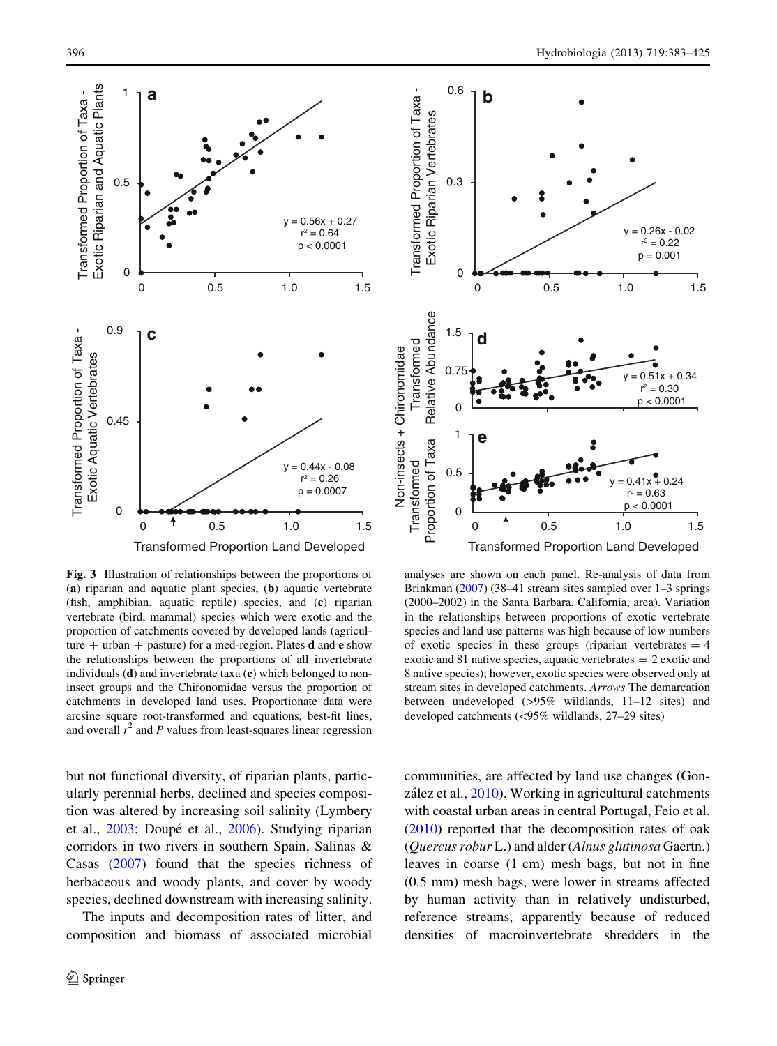**Fig. 3** Illustration of relationships between the proportions of (**a**) riparian and aquatic plant species, (**b**) aquatic vertebrate (fish, amphibian, aquatic reptile) species, and (**c**) riparian vertebrate (bird, mammal) species which were exotic and the proportion of catchments covered by developed lands (agriculture + urban + pasture) for a med-region. Plates **d** and **e** show the relationships between the proportions of all invertebrate individuals (**d**) and invertebrate taxa (**e**) which belonged to non-insect groups and the Chironomidae versus the proportion of catchments in developed land uses. Proportionate data were arcsine square root-transformed and equations, best-fit lines, and overall $r^2$ and $P$ values from least-squares linear regression analyses are shown on each panel. Re-analysis of data from Brinkman (2007) (38–41 stream sites sampled over 1–3 springs (2000–2002) in the Santa Barbara, California, area). Variation in the relationships between proportions of exotic vertebrate species and land use patterns was high because of low numbers of exotic species in these groups (riparian vertebrates = 4 exotic and 81 native species, aquatic vertebrates = 2 exotic and 8 native species); however, exotic species were observed only at stream sites in developed catchments. *Arrows* The demarcation between undeveloped (>95% wildlands, 11–12 sites) and developed catchments (<95% wildlands, 27–29 sites)

but not functional diversity, of riparian plants, particularly perennial herbs, declined and species composition was altered by increasing soil salinity (Lymbery et al., 2003; Doupé et al., 2006). Studying riparian corridors in two rivers in southern Spain, Salinas & Casas (2007) found that the species richness of herbaceous and woody plants, and cover by woody species, declined downstream with increasing salinity.

The inputs and decomposition rates of litter, and composition and biomass of associated microbial communities, are affected by land use changes (González et al., 2010). Working in agricultural catchments with coastal urban areas in central Portugal, Feio et al. (2010) reported that the decomposition rates of oak (*Quercus robur* L.) and alder (*Alnus glutinosa* Gaertn.) leaves in coarse (1 cm) mesh bags, but not in fine (0.5 mm) mesh bags, were lower in streams affected by human activity than in relatively undisturbed, reference streams, apparently because of reduced densities of macroinvertebrate shredders in the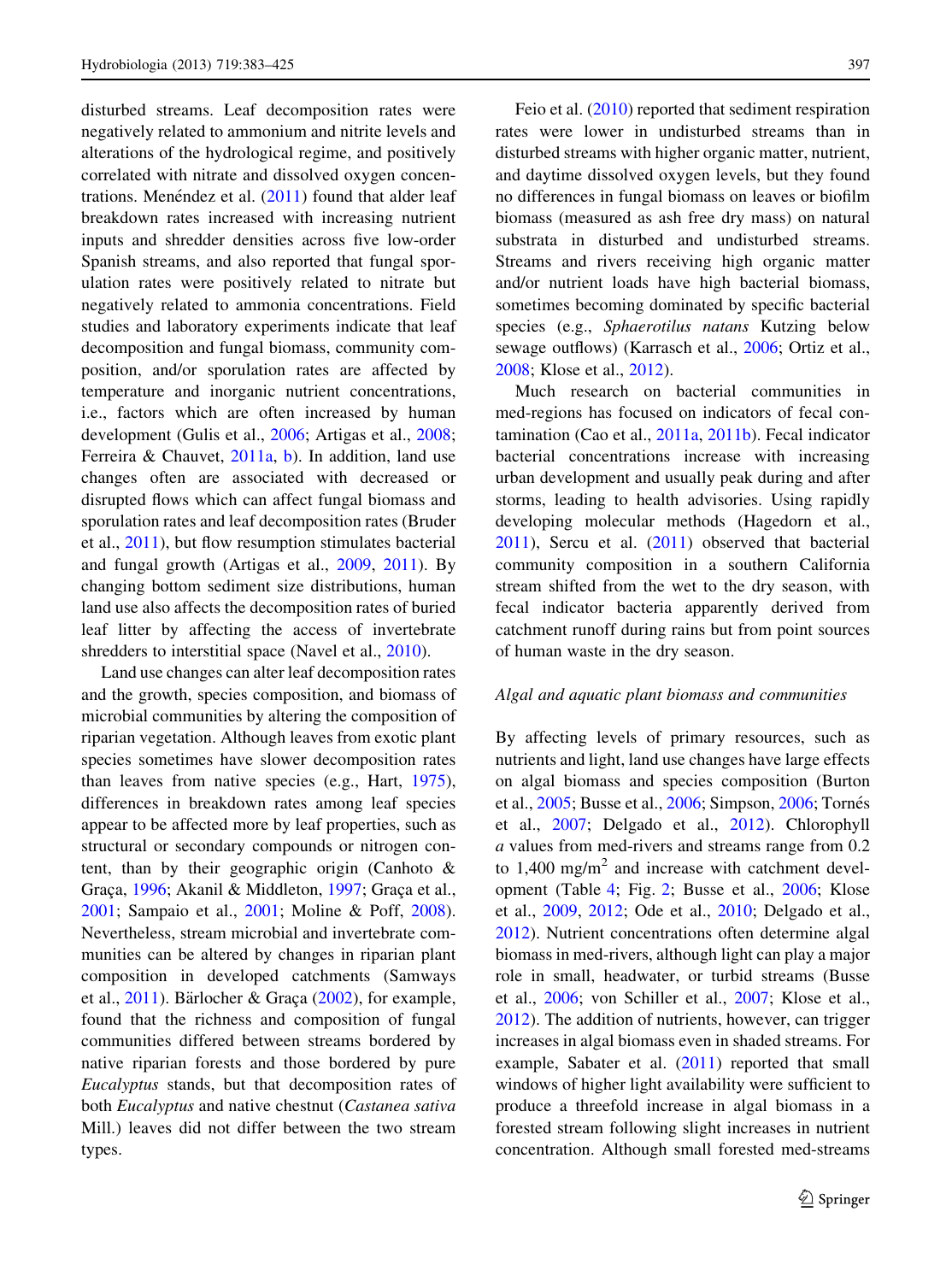disturbed streams. Leaf decomposition rates were negatively related to ammonium and nitrite levels and alterations of the hydrological regime, and positively correlated with nitrate and dissolved oxygen concentrations. Menéndez et al. (2011) found that alder leaf breakdown rates increased with increasing nutrient inputs and shredder densities across five low-order Spanish streams, and also reported that fungal sporulation rates were positively related to nitrate but negatively related to ammonia concentrations. Field studies and laboratory experiments indicate that leaf decomposition and fungal biomass, community composition, and/or sporulation rates are affected by temperature and inorganic nutrient concentrations, i.e., factors which are often increased by human development (Gulis et al., 2006; Artigas et al., 2008; Ferreira & Chauvet, 2011a, b). In addition, land use changes often are associated with decreased or disrupted flows which can affect fungal biomass and sporulation rates and leaf decomposition rates (Bruder et al., 2011), but flow resumption stimulates bacterial and fungal growth (Artigas et al., 2009, 2011). By changing bottom sediment size distributions, human land use also affects the decomposition rates of buried leaf litter by affecting the access of invertebrate shredders to interstitial space (Navel et al., 2010).

Land use changes can alter leaf decomposition rates and the growth, species composition, and biomass of microbial communities by altering the composition of riparian vegetation. Although leaves from exotic plant species sometimes have slower decomposition rates than leaves from native species (e.g., Hart, 1975), differences in breakdown rates among leaf species appear to be affected more by leaf properties, such as structural or secondary compounds or nitrogen content, than by their geographic origin (Canhoto & Graça, 1996; Akanil & Middleton, 1997; Graça et al., 2001; Sampaio et al., 2001; Moline & Poff, 2008). Nevertheless, stream microbial and invertebrate communities can be altered by changes in riparian plant composition in developed catchments (Samways et al., 2011). Bärlocher & Graça (2002), for example, found that the richness and composition of fungal communities differed between streams bordered by native riparian forests and those bordered by pure *Eucalyptus* stands, but that decomposition rates of both *Eucalyptus* and native chestnut (*Castanea sativa* Mill.) leaves did not differ between the two stream types.

Feio et al. (2010) reported that sediment respiration rates were lower in undisturbed streams than in disturbed streams with higher organic matter, nutrient, and daytime dissolved oxygen levels, but they found no differences in fungal biomass on leaves or biofilm biomass (measured as ash free dry mass) on natural substrata in disturbed and undisturbed streams. Streams and rivers receiving high organic matter and/or nutrient loads have high bacterial biomass, sometimes becoming dominated by specific bacterial species (e.g., *Sphaerotilus natans* Kutzing below sewage outflows) (Karrasch et al., 2006; Ortiz et al., 2008; Klose et al., 2012).

Much research on bacterial communities in med-regions has focused on indicators of fecal contamination (Cao et al., 2011a, 2011b). Fecal indicator bacterial concentrations increase with increasing urban development and usually peak during and after storms, leading to health advisories. Using rapidly developing molecular methods (Hagedorn et al., 2011), Sercu et al. (2011) observed that bacterial community composition in a southern California stream shifted from the wet to the dry season, with fecal indicator bacteria apparently derived from catchment runoff during rains but from point sources of human waste in the dry season.

*Algal and aquatic plant biomass and communities*

By affecting levels of primary resources, such as nutrients and light, land use changes have large effects on algal biomass and species composition (Burton et al., 2005; Busse et al., 2006; Simpson, 2006; Tornés et al., 2007; Delgado et al., 2012). Chlorophyll *a* values from med-rivers and streams range from 0.2 to 1,400 mg/m$^2$ and increase with catchment development (Table 4; Fig. 2; Busse et al., 2006; Klose et al., 2009, 2012; Ode et al., 2010; Delgado et al., 2012). Nutrient concentrations often determine algal biomass in med-rivers, although light can play a major role in small, headwater, or turbid streams (Busse et al., 2006; von Schiller et al., 2007; Klose et al., 2012). The addition of nutrients, however, can trigger increases in algal biomass even in shaded streams. For example, Sabater et al. (2011) reported that small windows of higher light availability were sufficient to produce a threefold increase in algal biomass in a forested stream following slight increases in nutrient concentration. Although small forested med-streams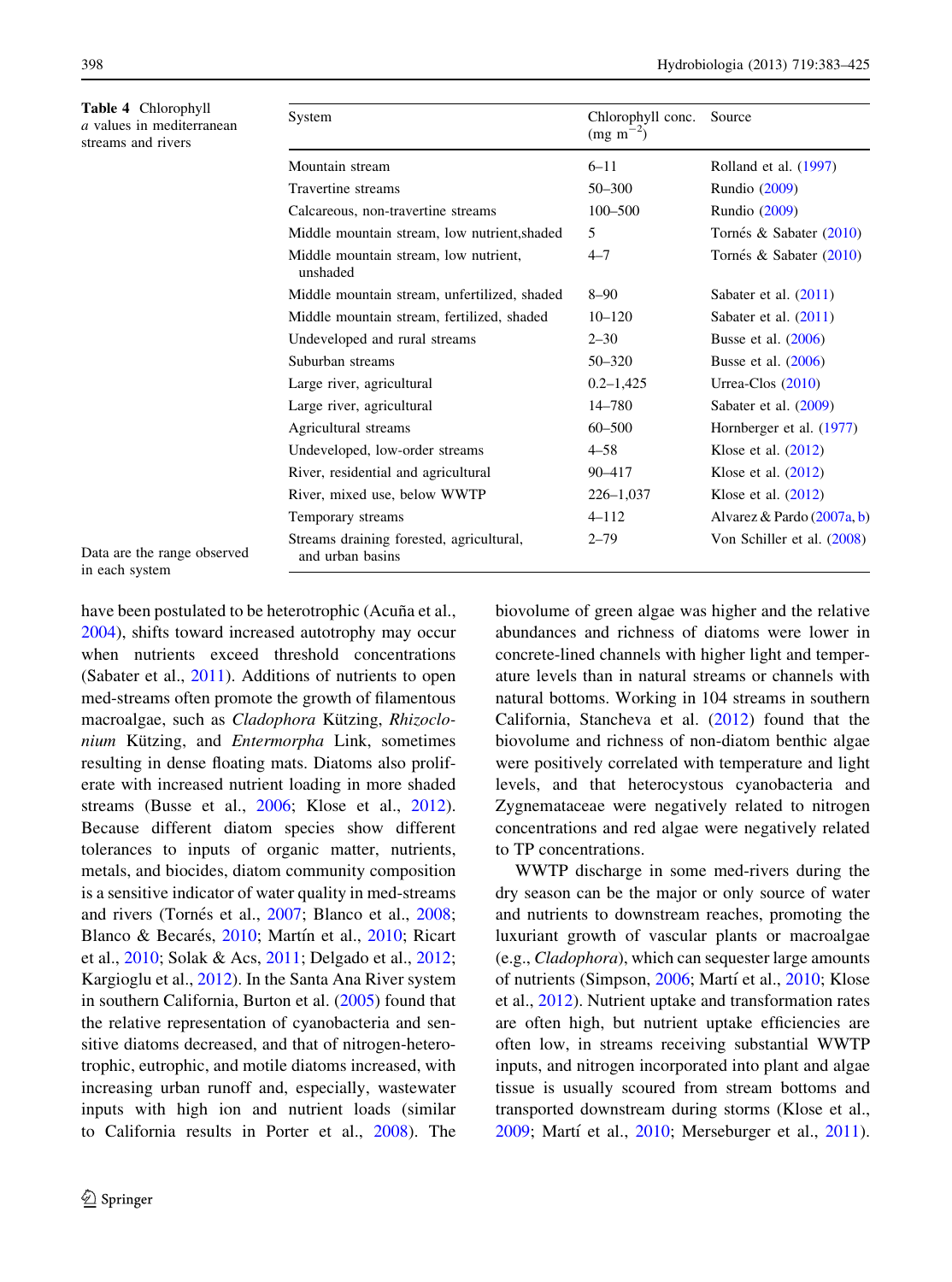**Table 4** Chlorophyll *a* values in mediterranean streams and rivers

| System | Chlorophyll conc. (mg m$^{-2}$) | Source |
|---|---|---|
| Mountain stream | 6–11 | Rolland et al. (1997) |
| Travertine streams | 50–300 | Rundio (2009) |
| Calcareous, non-travertine streams | 100–500 | Rundio (2009) |
| Middle mountain stream, low nutrient,shaded | 5 | Tornés & Sabater (2010) |
| Middle mountain stream, low nutrient, unshaded | 4–7 | Tornés & Sabater (2010) |
| Middle mountain stream, unfertilized, shaded | 8–90 | Sabater et al. (2011) |
| Middle mountain stream, fertilized, shaded | 10–120 | Sabater et al. (2011) |
| Undeveloped and rural streams | 2–30 | Busse et al. (2006) |
| Suburban streams | 50–320 | Busse et al. (2006) |
| Large river, agricultural | 0.2–1,425 | Urrea-Clos (2010) |
| Large river, agricultural | 14–780 | Sabater et al. (2009) |
| Agricultural streams | 60–500 | Hornberger et al. (1977) |
| Undeveloped, low-order streams | 4–58 | Klose et al. (2012) |
| River, residential and agricultural | 90–417 | Klose et al. (2012) |
| River, mixed use, below WWTP | 226–1,037 | Klose et al. (2012) |
| Temporary streams | 4–112 | Alvarez & Pardo (2007a, b) |
| Streams draining forested, agricultural, and urban basins | 2–79 | Von Schiller et al. (2008) |

Data are the range observed in each system

have been postulated to be heterotrophic (Acuña et al., 2004), shifts toward increased autotrophy may occur when nutrients exceed threshold concentrations (Sabater et al., 2011). Additions of nutrients to open med-streams often promote the growth of filamentous macroalgae, such as *Cladophora* Kützing, *Rhizoclonium* Kützing, and *Entermorpha* Link, sometimes resulting in dense floating mats. Diatoms also proliferate with increased nutrient loading in more shaded streams (Busse et al., 2006; Klose et al., 2012). Because different diatom species show different tolerances to inputs of organic matter, nutrients, metals, and biocides, diatom community composition is a sensitive indicator of water quality in med-streams and rivers (Tornés et al., 2007; Blanco et al., 2008; Blanco & Becarés, 2010; Martín et al., 2010; Ricart et al., 2010; Solak & Acs, 2011; Delgado et al., 2012; Kargioglu et al., 2012). In the Santa Ana River system in southern California, Burton et al. (2005) found that the relative representation of cyanobacteria and sensitive diatoms decreased, and that of nitrogen-heterotrophic, eutrophic, and motile diatoms increased, with increasing urban runoff and, especially, wastewater inputs with high ion and nutrient loads (similar to California results in Porter et al., 2008). The biovolume of green algae was higher and the relative abundances and richness of diatoms were lower in concrete-lined channels with higher light and temperature levels than in natural streams or channels with natural bottoms. Working in 104 streams in southern California, Stancheva et al. (2012) found that the biovolume and richness of non-diatom benthic algae were positively correlated with temperature and light levels, and that heterocystous cyanobacteria and Zygnemataceae were negatively related to nitrogen concentrations and red algae were negatively related to TP concentrations.

WWTP discharge in some med-rivers during the dry season can be the major or only source of water and nutrients to downstream reaches, promoting the luxuriant growth of vascular plants or macroalgae (e.g., *Cladophora*), which can sequester large amounts of nutrients (Simpson, 2006; Martí et al., 2010; Klose et al., 2012). Nutrient uptake and transformation rates are often high, but nutrient uptake efficiencies are often low, in streams receiving substantial WWTP inputs, and nitrogen incorporated into plant and algae tissue is usually scoured from stream bottoms and transported downstream during storms (Klose et al., 2009; Martí et al., 2010; Merseburger et al., 2011).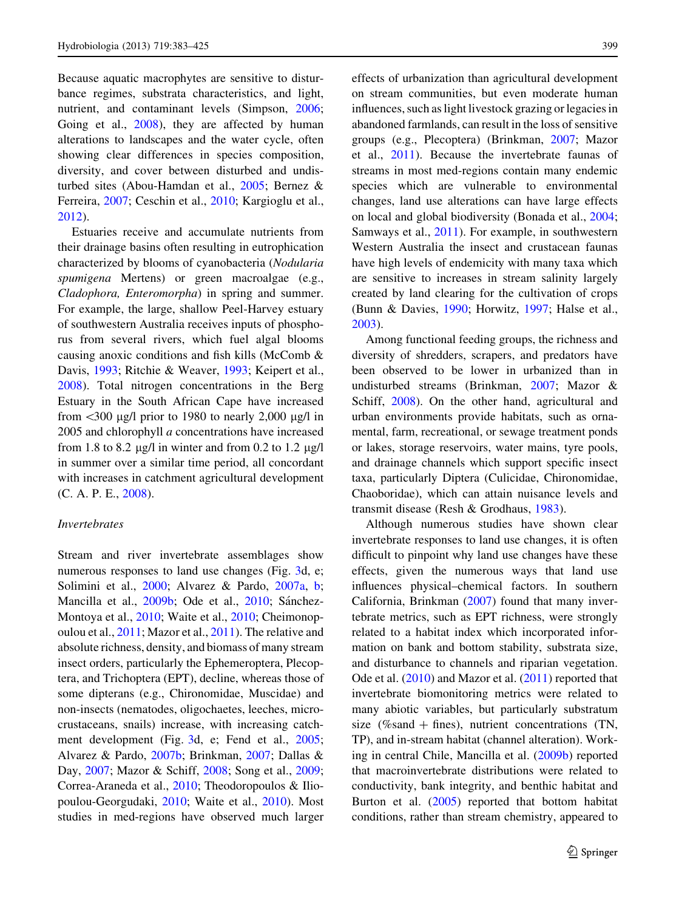Because aquatic macrophytes are sensitive to disturbance regimes, substrata characteristics, and light, nutrient, and contaminant levels (Simpson, 2006; Going et al., 2008), they are affected by human alterations to landscapes and the water cycle, often showing clear differences in species composition, diversity, and cover between disturbed and undisturbed sites (Abou-Hamdan et al., 2005; Bernez & Ferreira, 2007; Ceschin et al., 2010; Kargioglu et al., 2012).

Estuaries receive and accumulate nutrients from their drainage basins often resulting in eutrophication characterized by blooms of cyanobacteria (*Nodularia spumigena* Mertens) or green macroalgae (e.g., *Cladophora, Enteromorpha*) in spring and summer. For example, the large, shallow Peel-Harvey estuary of southwestern Australia receives inputs of phosphorus from several rivers, which fuel algal blooms causing anoxic conditions and fish kills (McComb & Davis, 1993; Ritchie & Weaver, 1993; Keipert et al., 2008). Total nitrogen concentrations in the Berg Estuary in the South African Cape have increased from <300 μg/l prior to 1980 to nearly 2,000 μg/l in 2005 and chlorophyll *a* concentrations have increased from 1.8 to 8.2 μg/l in winter and from 0.2 to 1.2 μg/l in summer over a similar time period, all concordant with increases in catchment agricultural development (C. A. P. E., 2008).

*Invertebrates*

Stream and river invertebrate assemblages show numerous responses to land use changes (Fig. 3d, e; Solimini et al., 2000; Alvarez & Pardo, 2007a, b; Mancilla et al., 2009b; Ode et al., 2010; Sánchez-Montoya et al., 2010; Waite et al., 2010; Cheimonopoulou et al., 2011; Mazor et al., 2011). The relative and absolute richness, density, and biomass of many stream insect orders, particularly the Ephemeroptera, Plecoptera, and Trichoptera (EPT), decline, whereas those of some dipterans (e.g., Chironomidae, Muscidae) and non-insects (nematodes, oligochaetes, leeches, microcrustaceans, snails) increase, with increasing catchment development (Fig. 3d, e; Fend et al., 2005; Alvarez & Pardo, 2007b; Brinkman, 2007; Dallas & Day, 2007; Mazor & Schiff, 2008; Song et al., 2009; Correa-Araneda et al., 2010; Theodoropoulos & Iliopoulou-Georgudaki, 2010; Waite et al., 2010). Most studies in med-regions have observed much larger effects of urbanization than agricultural development on stream communities, but even moderate human influences, such as light livestock grazing or legacies in abandoned farmlands, can result in the loss of sensitive groups (e.g., Plecoptera) (Brinkman, 2007; Mazor et al., 2011). Because the invertebrate faunas of streams in most med-regions contain many endemic species which are vulnerable to environmental changes, land use alterations can have large effects on local and global biodiversity (Bonada et al., 2004; Samways et al., 2011). For example, in southwestern Western Australia the insect and crustacean faunas have high levels of endemicity with many taxa which are sensitive to increases in stream salinity largely created by land clearing for the cultivation of crops (Bunn & Davies, 1990; Horwitz, 1997; Halse et al., 2003).

Among functional feeding groups, the richness and diversity of shredders, scrapers, and predators have been observed to be lower in urbanized than in undisturbed streams (Brinkman, 2007; Mazor & Schiff, 2008). On the other hand, agricultural and urban environments provide habitats, such as ornamental, farm, recreational, or sewage treatment ponds or lakes, storage reservoirs, water mains, tyre pools, and drainage channels which support specific insect taxa, particularly Diptera (Culicidae, Chironomidae, Chaoboridae), which can attain nuisance levels and transmit disease (Resh & Grodhaus, 1983).

Although numerous studies have shown clear invertebrate responses to land use changes, it is often difficult to pinpoint why land use changes have these effects, given the numerous ways that land use influences physical–chemical factors. In southern California, Brinkman (2007) found that many invertebrate metrics, such as EPT richness, were strongly related to a habitat index which incorporated information on bank and bottom stability, substrata size, and disturbance to channels and riparian vegetation. Ode et al. (2010) and Mazor et al. (2011) reported that invertebrate biomonitoring metrics were related to many abiotic variables, but particularly substratum size (%sand + fines), nutrient concentrations (TN, TP), and in-stream habitat (channel alteration). Working in central Chile, Mancilla et al. (2009b) reported that macroinvertebrate distributions were related to conductivity, bank integrity, and benthic habitat and Burton et al. (2005) reported that bottom habitat conditions, rather than stream chemistry, appeared to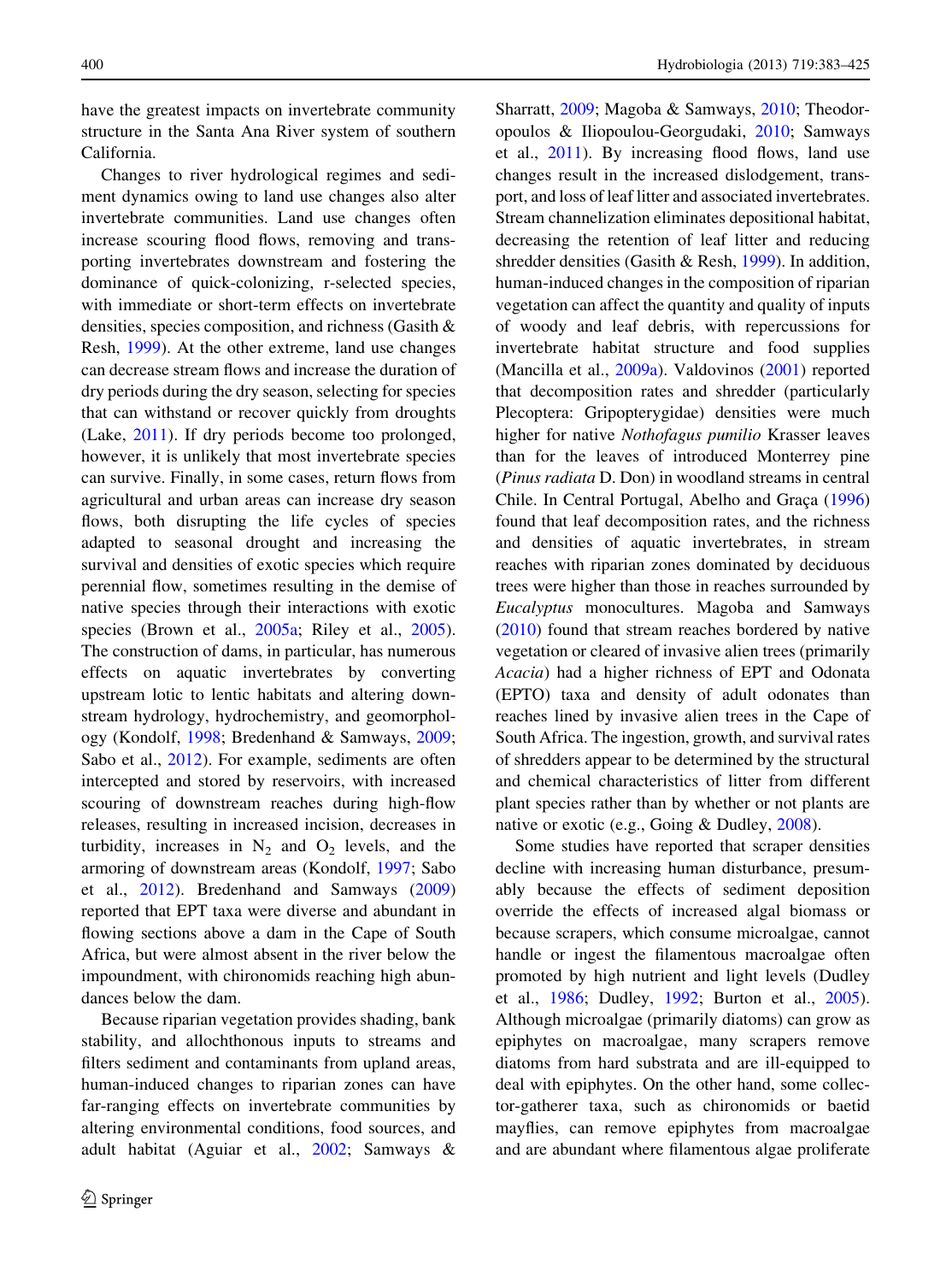have the greatest impacts on invertebrate community structure in the Santa Ana River system of southern California.

Changes to river hydrological regimes and sediment dynamics owing to land use changes also alter invertebrate communities. Land use changes often increase scouring flood flows, removing and transporting invertebrates downstream and fostering the dominance of quick-colonizing, r-selected species, with immediate or short-term effects on invertebrate densities, species composition, and richness (Gasith & Resh, 1999). At the other extreme, land use changes can decrease stream flows and increase the duration of dry periods during the dry season, selecting for species that can withstand or recover quickly from droughts (Lake, 2011). If dry periods become too prolonged, however, it is unlikely that most invertebrate species can survive. Finally, in some cases, return flows from agricultural and urban areas can increase dry season flows, both disrupting the life cycles of species adapted to seasonal drought and increasing the survival and densities of exotic species which require perennial flow, sometimes resulting in the demise of native species through their interactions with exotic species (Brown et al., 2005a; Riley et al., 2005). The construction of dams, in particular, has numerous effects on aquatic invertebrates by converting upstream lotic to lentic habitats and altering downstream hydrology, hydrochemistry, and geomorphology (Kondolf, 1998; Bredenhand & Samways, 2009; Sabo et al., 2012). For example, sediments are often intercepted and stored by reservoirs, with increased scouring of downstream reaches during high-flow releases, resulting in increased incision, decreases in turbidity, increases in $N_2$ and $O_2$ levels, and the armoring of downstream areas (Kondolf, 1997; Sabo et al., 2012). Bredenhand and Samways (2009) reported that EPT taxa were diverse and abundant in flowing sections above a dam in the Cape of South Africa, but were almost absent in the river below the impoundment, with chironomids reaching high abundances below the dam.

Because riparian vegetation provides shading, bank stability, and allochthonous inputs to streams and filters sediment and contaminants from upland areas, human-induced changes to riparian zones can have far-ranging effects on invertebrate communities by altering environmental conditions, food sources, and adult habitat (Aguiar et al., 2002; Samways & Sharratt, 2009; Magoba & Samways, 2010; Theodoropoulos & Iliopoulou-Georgudaki, 2010; Samways et al., 2011). By increasing flood flows, land use changes result in the increased dislodgement, transport, and loss of leaf litter and associated invertebrates. Stream channelization eliminates depositional habitat, decreasing the retention of leaf litter and reducing shredder densities (Gasith & Resh, 1999). In addition, human-induced changes in the composition of riparian vegetation can affect the quantity and quality of inputs of woody and leaf debris, with repercussions for invertebrate habitat structure and food supplies (Mancilla et al., 2009a). Valdovinos (2001) reported that decomposition rates and shredder (particularly Plecoptera: Gripopterygidae) densities were much higher for native *Nothofagus pumilio* Krasser leaves than for the leaves of introduced Monterrey pine (*Pinus radiata* D. Don) in woodland streams in central Chile. In Central Portugal, Abelho and Graça (1996) found that leaf decomposition rates, and the richness and densities of aquatic invertebrates, in stream reaches with riparian zones dominated by deciduous trees were higher than those in reaches surrounded by *Eucalyptus* monocultures. Magoba and Samways (2010) found that stream reaches bordered by native vegetation or cleared of invasive alien trees (primarily *Acacia*) had a higher richness of EPT and Odonata (EPTO) taxa and density of adult odonates than reaches lined by invasive alien trees in the Cape of South Africa. The ingestion, growth, and survival rates of shredders appear to be determined by the structural and chemical characteristics of litter from different plant species rather than by whether or not plants are native or exotic (e.g., Going & Dudley, 2008).

Some studies have reported that scraper densities decline with increasing human disturbance, presumably because the effects of sediment deposition override the effects of increased algal biomass or because scrapers, which consume microalgae, cannot handle or ingest the filamentous macroalgae often promoted by high nutrient and light levels (Dudley et al., 1986; Dudley, 1992; Burton et al., 2005). Although microalgae (primarily diatoms) can grow as epiphytes on macroalgae, many scrapers remove diatoms from hard substrata and are ill-equipped to deal with epiphytes. On the other hand, some collector-gatherer taxa, such as chironomids or baetid mayflies, can remove epiphytes from macroalgae and are abundant where filamentous algae proliferate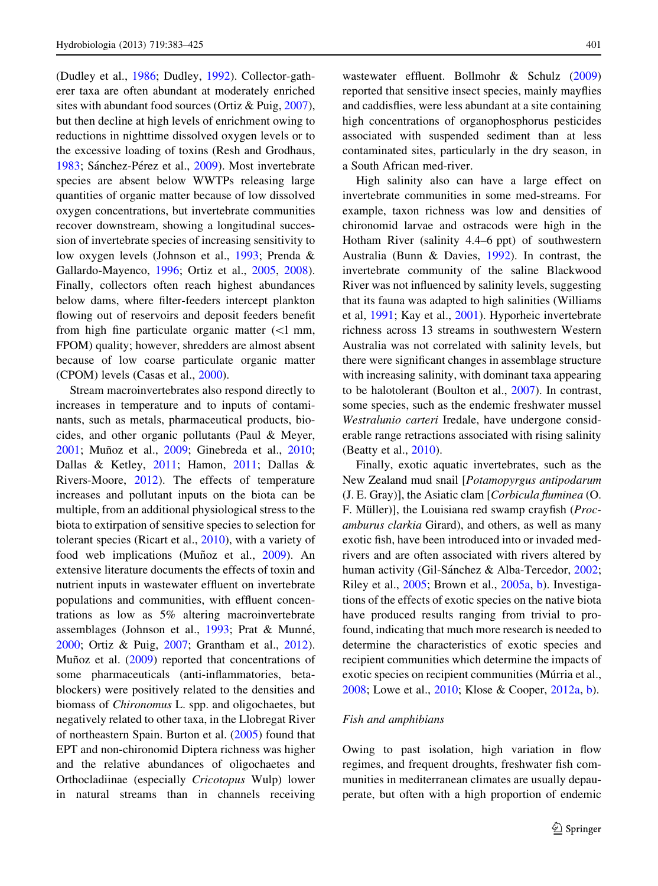(Dudley et al., 1986; Dudley, 1992). Collector-gatherer taxa are often abundant at moderately enriched sites with abundant food sources (Ortiz & Puig, 2007), but then decline at high levels of enrichment owing to reductions in nighttime dissolved oxygen levels or to the excessive loading of toxins (Resh and Grodhaus, 1983; Sánchez-Pérez et al., 2009). Most invertebrate species are absent below WWTPs releasing large quantities of organic matter because of low dissolved oxygen concentrations, but invertebrate communities recover downstream, showing a longitudinal succession of invertebrate species of increasing sensitivity to low oxygen levels (Johnson et al., 1993; Prenda & Gallardo-Mayenco, 1996; Ortiz et al., 2005, 2008). Finally, collectors often reach highest abundances below dams, where filter-feeders intercept plankton flowing out of reservoirs and deposit feeders benefit from high fine particulate organic matter (<1 mm, FPOM) quality; however, shredders are almost absent because of low coarse particulate organic matter (CPOM) levels (Casas et al., 2000).

Stream macroinvertebrates also respond directly to increases in temperature and to inputs of contaminants, such as metals, pharmaceutical products, biocides, and other organic pollutants (Paul & Meyer, 2001; Muñoz et al., 2009; Ginebreda et al., 2010; Dallas & Ketley, 2011; Hamon, 2011; Dallas & Rivers-Moore, 2012). The effects of temperature increases and pollutant inputs on the biota can be multiple, from an additional physiological stress to the biota to extirpation of sensitive species to selection for tolerant species (Ricart et al., 2010), with a variety of food web implications (Muñoz et al., 2009). An extensive literature documents the effects of toxin and nutrient inputs in wastewater effluent on invertebrate populations and communities, with effluent concentrations as low as 5% altering macroinvertebrate assemblages (Johnson et al., 1993; Prat & Munné, 2000; Ortiz & Puig, 2007; Grantham et al., 2012). Muñoz et al. (2009) reported that concentrations of some pharmaceuticals (anti-inflammatories, beta-blockers) were positively related to the densities and biomass of *Chironomus* L. spp. and oligochaetes, but negatively related to other taxa, in the Llobregat River of northeastern Spain. Burton et al. (2005) found that EPT and non-chironomid Diptera richness was higher and the relative abundances of oligochaetes and Orthocladiinae (especially *Cricotopus* Wulp) lower in natural streams than in channels receiving wastewater effluent. Bollmohr & Schulz (2009) reported that sensitive insect species, mainly mayflies and caddisflies, were less abundant at a site containing high concentrations of organophosphorus pesticides associated with suspended sediment than at less contaminated sites, particularly in the dry season, in a South African med-river.

High salinity also can have a large effect on invertebrate communities in some med-streams. For example, taxon richness was low and densities of chironomid larvae and ostracods were high in the Hotham River (salinity 4.4–6 ppt) of southwestern Australia (Bunn & Davies, 1992). In contrast, the invertebrate community of the saline Blackwood River was not influenced by salinity levels, suggesting that its fauna was adapted to high salinities (Williams et al, 1991; Kay et al., 2001). Hyporheic invertebrate richness across 13 streams in southwestern Western Australia was not correlated with salinity levels, but there were significant changes in assemblage structure with increasing salinity, with dominant taxa appearing to be halotolerant (Boulton et al., 2007). In contrast, some species, such as the endemic freshwater mussel *Westralunio carteri* Iredale, have undergone considerable range retractions associated with rising salinity (Beatty et al., 2010).

Finally, exotic aquatic invertebrates, such as the New Zealand mud snail [*Potamopyrgus antipodarum* (J. E. Gray)], the Asiatic clam [*Corbicula fluminea* (O. F. Müller)], the Louisiana red swamp crayfish (*Procamburus clarkia* Girard), and others, as well as many exotic fish, have been introduced into or invaded med-rivers and are often associated with rivers altered by human activity (Gil-Sánchez & Alba-Tercedor, 2002; Riley et al., 2005; Brown et al., 2005a, b). Investigations of the effects of exotic species on the native biota have produced results ranging from trivial to profound, indicating that much more research is needed to determine the characteristics of exotic species and recipient communities which determine the impacts of exotic species on recipient communities (Múrria et al., 2008; Lowe et al., 2010; Klose & Cooper, 2012a, b).

### *Fish and amphibians*

Owing to past isolation, high variation in flow regimes, and frequent droughts, freshwater fish communities in mediterranean climates are usually depauperate, but often with a high proportion of endemic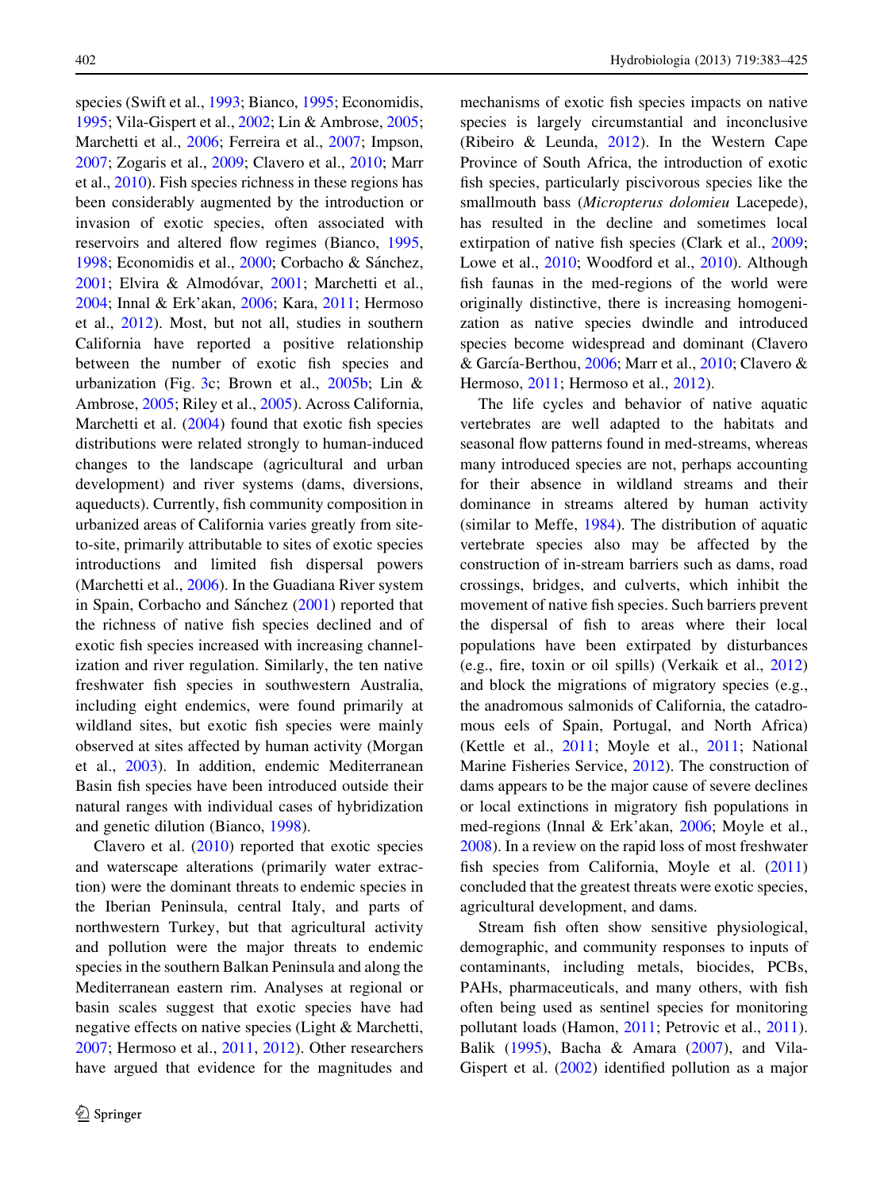species (Swift et al., 1993; Bianco, 1995; Economidis, 1995; Vila-Gispert et al., 2002; Lin & Ambrose, 2005; Marchetti et al., 2006; Ferreira et al., 2007; Impson, 2007; Zogaris et al., 2009; Clavero et al., 2010; Marr et al., 2010). Fish species richness in these regions has been considerably augmented by the introduction or invasion of exotic species, often associated with reservoirs and altered flow regimes (Bianco, 1995, 1998; Economidis et al., 2000; Corbacho & Sánchez, 2001; Elvira & Almodóvar, 2001; Marchetti et al., 2004; Innal & Erk'akan, 2006; Kara, 2011; Hermoso et al., 2012). Most, but not all, studies in southern California have reported a positive relationship between the number of exotic fish species and urbanization (Fig. 3c; Brown et al., 2005b; Lin & Ambrose, 2005; Riley et al., 2005). Across California, Marchetti et al. (2004) found that exotic fish species distributions were related strongly to human-induced changes to the landscape (agricultural and urban development) and river systems (dams, diversions, aqueducts). Currently, fish community composition in urbanized areas of California varies greatly from site-to-site, primarily attributable to sites of exotic species introductions and limited fish dispersal powers (Marchetti et al., 2006). In the Guadiana River system in Spain, Corbacho and Sánchez (2001) reported that the richness of native fish species declined and of exotic fish species increased with increasing channelization and river regulation. Similarly, the ten native freshwater fish species in southwestern Australia, including eight endemics, were found primarily at wildland sites, but exotic fish species were mainly observed at sites affected by human activity (Morgan et al., 2003). In addition, endemic Mediterranean Basin fish species have been introduced outside their natural ranges with individual cases of hybridization and genetic dilution (Bianco, 1998).

Clavero et al. (2010) reported that exotic species and waterscape alterations (primarily water extraction) were the dominant threats to endemic species in the Iberian Peninsula, central Italy, and parts of northwestern Turkey, but that agricultural activity and pollution were the major threats to endemic species in the southern Balkan Peninsula and along the Mediterranean eastern rim. Analyses at regional or basin scales suggest that exotic species have had negative effects on native species (Light & Marchetti, 2007; Hermoso et al., 2011, 2012). Other researchers have argued that evidence for the magnitudes and mechanisms of exotic fish species impacts on native species is largely circumstantial and inconclusive (Ribeiro & Leunda, 2012). In the Western Cape Province of South Africa, the introduction of exotic fish species, particularly piscivorous species like the smallmouth bass (*Micropterus dolomieu* Lacepede), has resulted in the decline and sometimes local extirpation of native fish species (Clark et al., 2009; Lowe et al., 2010; Woodford et al., 2010). Although fish faunas in the med-regions of the world were originally distinctive, there is increasing homogenization as native species dwindle and introduced species become widespread and dominant (Clavero & García-Berthou, 2006; Marr et al., 2010; Clavero & Hermoso, 2011; Hermoso et al., 2012).

The life cycles and behavior of native aquatic vertebrates are well adapted to the habitats and seasonal flow patterns found in med-streams, whereas many introduced species are not, perhaps accounting for their absence in wildland streams and their dominance in streams altered by human activity (similar to Meffe, 1984). The distribution of aquatic vertebrate species also may be affected by the construction of in-stream barriers such as dams, road crossings, bridges, and culverts, which inhibit the movement of native fish species. Such barriers prevent the dispersal of fish to areas where their local populations have been extirpated by disturbances (e.g., fire, toxin or oil spills) (Verkaik et al., 2012) and block the migrations of migratory species (e.g., the anadromous salmonids of California, the catadromous eels of Spain, Portugal, and North Africa) (Kettle et al., 2011; Moyle et al., 2011; National Marine Fisheries Service, 2012). The construction of dams appears to be the major cause of severe declines or local extinctions in migratory fish populations in med-regions (Innal & Erk'akan, 2006; Moyle et al., 2008). In a review on the rapid loss of most freshwater fish species from California, Moyle et al. (2011) concluded that the greatest threats were exotic species, agricultural development, and dams.

Stream fish often show sensitive physiological, demographic, and community responses to inputs of contaminants, including metals, biocides, PCBs, PAHs, pharmaceuticals, and many others, with fish often being used as sentinel species for monitoring pollutant loads (Hamon, 2011; Petrovic et al., 2011). Balik (1995), Bacha & Amara (2007), and Vila-Gispert et al. (2002) identified pollution as a major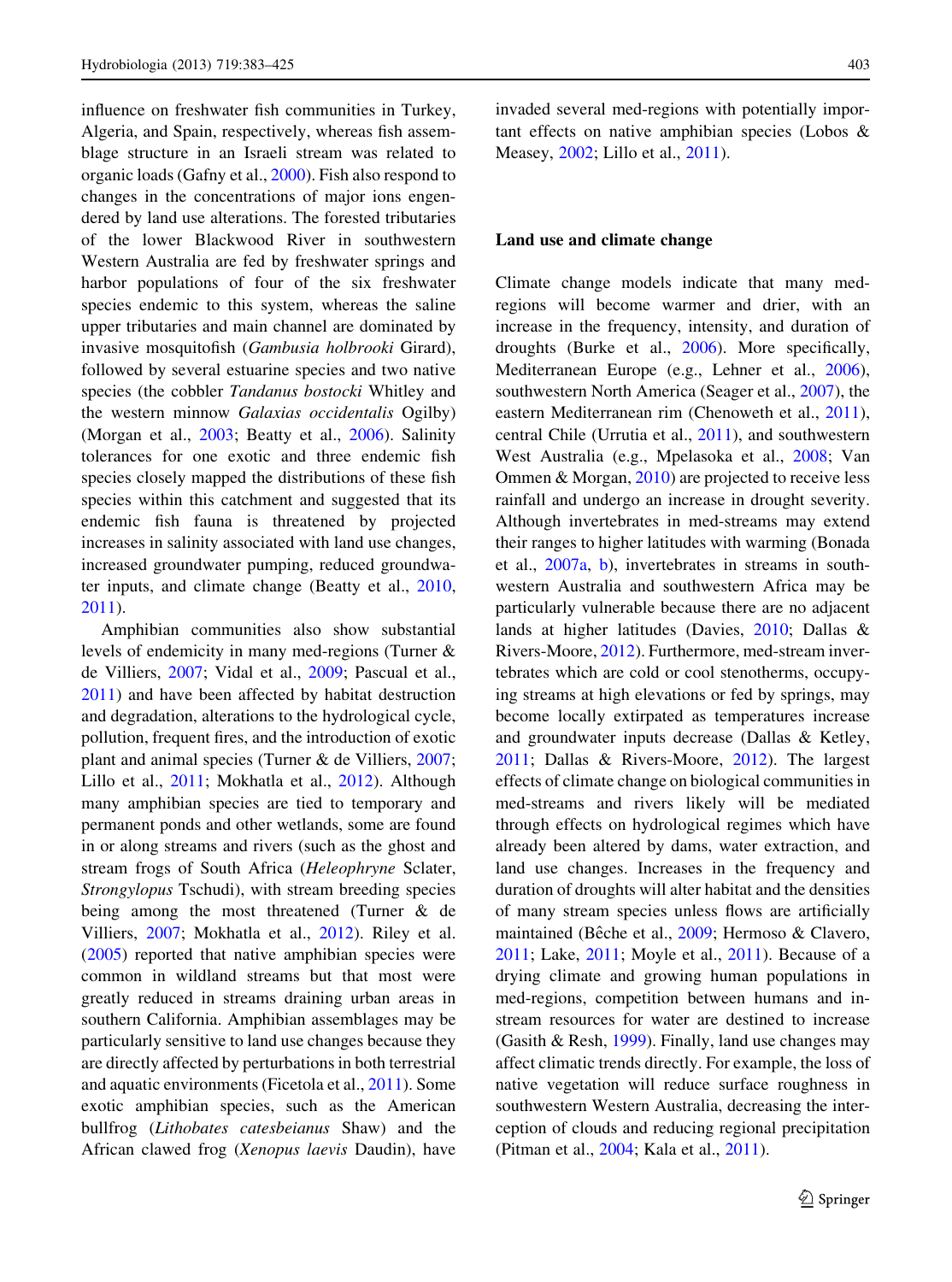influence on freshwater fish communities in Turkey, Algeria, and Spain, respectively, whereas fish assemblage structure in an Israeli stream was related to organic loads (Gafny et al., 2000). Fish also respond to changes in the concentrations of major ions engendered by land use alterations. The forested tributaries of the lower Blackwood River in southwestern Western Australia are fed by freshwater springs and harbor populations of four of the six freshwater species endemic to this system, whereas the saline upper tributaries and main channel are dominated by invasive mosquitofish (*Gambusia holbrooki* Girard), followed by several estuarine species and two native species (the cobbler *Tandanus bostocki* Whitley and the western minnow *Galaxias occidentalis* Ogilby) (Morgan et al., 2003; Beatty et al., 2006). Salinity tolerances for one exotic and three endemic fish species closely mapped the distributions of these fish species within this catchment and suggested that its endemic fish fauna is threatened by projected increases in salinity associated with land use changes, increased groundwater pumping, reduced groundwater inputs, and climate change (Beatty et al., 2010, 2011).

Amphibian communities also show substantial levels of endemicity in many med-regions (Turner & de Villiers, 2007; Vidal et al., 2009; Pascual et al., 2011) and have been affected by habitat destruction and degradation, alterations to the hydrological cycle, pollution, frequent fires, and the introduction of exotic plant and animal species (Turner & de Villiers, 2007; Lillo et al., 2011; Mokhatla et al., 2012). Although many amphibian species are tied to temporary and permanent ponds and other wetlands, some are found in or along streams and rivers (such as the ghost and stream frogs of South Africa (*Heleophryne* Sclater, *Strongylopus* Tschudi), with stream breeding species being among the most threatened (Turner & de Villiers, 2007; Mokhatla et al., 2012). Riley et al. (2005) reported that native amphibian species were common in wildland streams but that most were greatly reduced in streams draining urban areas in southern California. Amphibian assemblages may be particularly sensitive to land use changes because they are directly affected by perturbations in both terrestrial and aquatic environments (Ficetola et al., 2011). Some exotic amphibian species, such as the American bullfrog (*Lithobates catesbeianus* Shaw) and the African clawed frog (*Xenopus laevis* Daudin), have invaded several med-regions with potentially important effects on native amphibian species (Lobos & Measey, 2002; Lillo et al., 2011).

## Land use and climate change

Climate change models indicate that many med-regions will become warmer and drier, with an increase in the frequency, intensity, and duration of droughts (Burke et al., 2006). More specifically, Mediterranean Europe (e.g., Lehner et al., 2006), southwestern North America (Seager et al., 2007), the eastern Mediterranean rim (Chenoweth et al., 2011), central Chile (Urrutia et al., 2011), and southwestern West Australia (e.g., Mpelasoka et al., 2008; Van Ommen & Morgan, 2010) are projected to receive less rainfall and undergo an increase in drought severity. Although invertebrates in med-streams may extend their ranges to higher latitudes with warming (Bonada et al., 2007a, b), invertebrates in streams in southwestern Australia and southwestern Africa may be particularly vulnerable because there are no adjacent lands at higher latitudes (Davies, 2010; Dallas & Rivers-Moore, 2012). Furthermore, med-stream invertebrates which are cold or cool stenotherms, occupying streams at high elevations or fed by springs, may become locally extirpated as temperatures increase and groundwater inputs decrease (Dallas & Ketley, 2011; Dallas & Rivers-Moore, 2012). The largest effects of climate change on biological communities in med-streams and rivers likely will be mediated through effects on hydrological regimes which have already been altered by dams, water extraction, and land use changes. Increases in the frequency and duration of droughts will alter habitat and the densities of many stream species unless flows are artificially maintained (Bêche et al., 2009; Hermoso & Clavero, 2011; Lake, 2011; Moyle et al., 2011). Because of a drying climate and growing human populations in med-regions, competition between humans and in-stream resources for water are destined to increase (Gasith & Resh, 1999). Finally, land use changes may affect climatic trends directly. For example, the loss of native vegetation will reduce surface roughness in southwestern Western Australia, decreasing the interception of clouds and reducing regional precipitation (Pitman et al., 2004; Kala et al., 2011).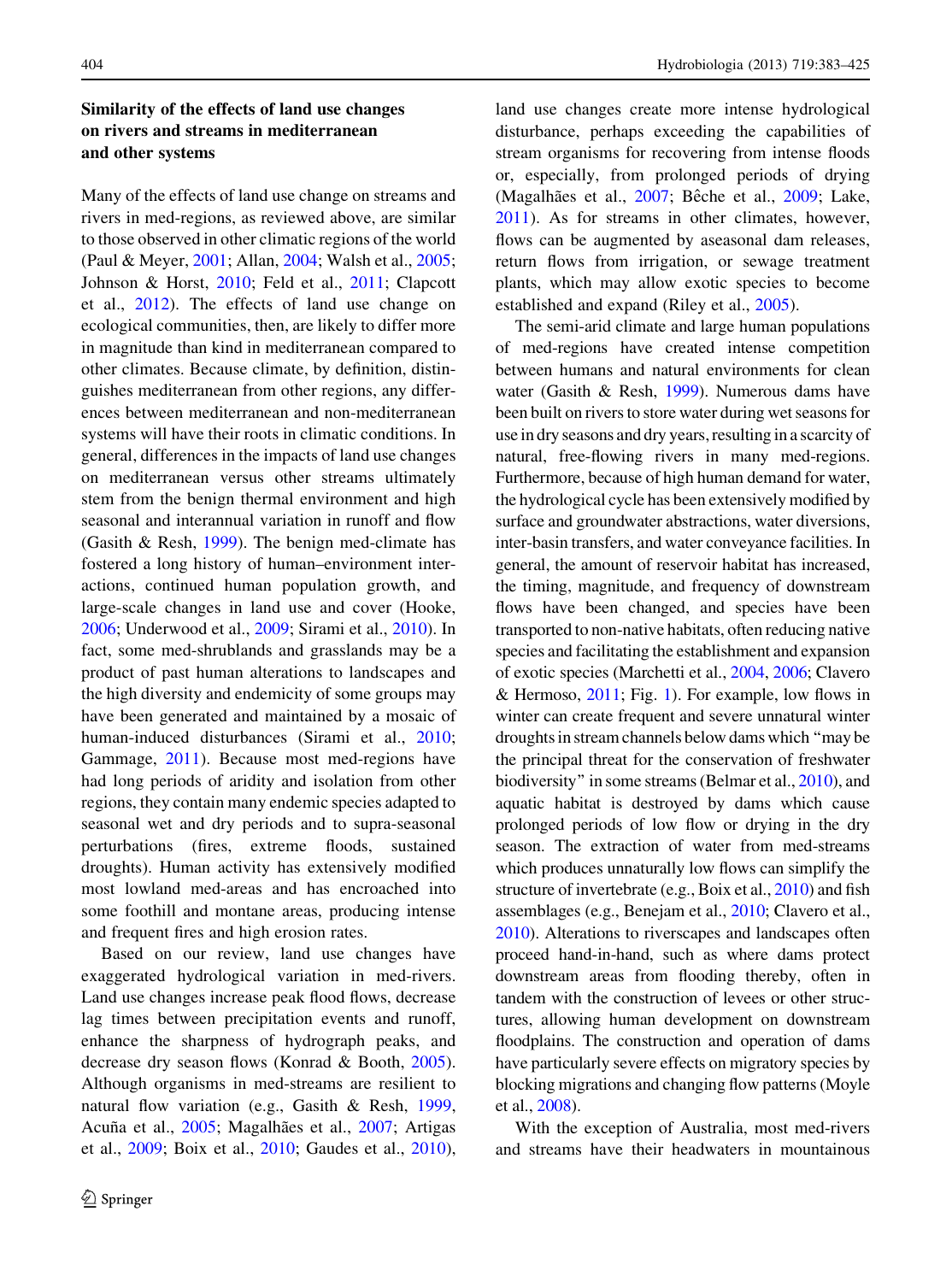### Similarity of the effects of land use changes on rivers and streams in mediterranean and other systems

Many of the effects of land use change on streams and rivers in med-regions, as reviewed above, are similar to those observed in other climatic regions of the world (Paul & Meyer, 2001; Allan, 2004; Walsh et al., 2005; Johnson & Horst, 2010; Feld et al., 2011; Clapcott et al., 2012). The effects of land use change on ecological communities, then, are likely to differ more in magnitude than kind in mediterranean compared to other climates. Because climate, by definition, distinguishes mediterranean from other regions, any differences between mediterranean and non-mediterranean systems will have their roots in climatic conditions. In general, differences in the impacts of land use changes on mediterranean versus other streams ultimately stem from the benign thermal environment and high seasonal and interannual variation in runoff and flow (Gasith & Resh, 1999). The benign med-climate has fostered a long history of human–environment interactions, continued human population growth, and large-scale changes in land use and cover (Hooke, 2006; Underwood et al., 2009; Sirami et al., 2010). In fact, some med-shrublands and grasslands may be a product of past human alterations to landscapes and the high diversity and endemicity of some groups may have been generated and maintained by a mosaic of human-induced disturbances (Sirami et al., 2010; Gammage, 2011). Because most med-regions have had long periods of aridity and isolation from other regions, they contain many endemic species adapted to seasonal wet and dry periods and to supra-seasonal perturbations (fires, extreme floods, sustained droughts). Human activity has extensively modified most lowland med-areas and has encroached into some foothill and montane areas, producing intense and frequent fires and high erosion rates.

Based on our review, land use changes have exaggerated hydrological variation in med-rivers. Land use changes increase peak flood flows, decrease lag times between precipitation events and runoff, enhance the sharpness of hydrograph peaks, and decrease dry season flows (Konrad & Booth, 2005). Although organisms in med-streams are resilient to natural flow variation (e.g., Gasith & Resh, 1999, Acuña et al., 2005; Magalhães et al., 2007; Artigas et al., 2009; Boix et al., 2010; Gaudes et al., 2010), land use changes create more intense hydrological disturbance, perhaps exceeding the capabilities of stream organisms for recovering from intense floods or, especially, from prolonged periods of drying (Magalhães et al., 2007; Bêche et al., 2009; Lake, 2011). As for streams in other climates, however, flows can be augmented by aseasonal dam releases, return flows from irrigation, or sewage treatment plants, which may allow exotic species to become established and expand (Riley et al., 2005).

The semi-arid climate and large human populations of med-regions have created intense competition between humans and natural environments for clean water (Gasith & Resh, 1999). Numerous dams have been built on rivers to store water during wet seasons for use in dry seasons and dry years, resulting in a scarcity of natural, free-flowing rivers in many med-regions. Furthermore, because of high human demand for water, the hydrological cycle has been extensively modified by surface and groundwater abstractions, water diversions, inter-basin transfers, and water conveyance facilities. In general, the amount of reservoir habitat has increased, the timing, magnitude, and frequency of downstream flows have been changed, and species have been transported to non-native habitats, often reducing native species and facilitating the establishment and expansion of exotic species (Marchetti et al., 2004, 2006; Clavero & Hermoso, 2011; Fig. 1). For example, low flows in winter can create frequent and severe unnatural winter droughts in stream channels below dams which "may be the principal threat for the conservation of freshwater biodiversity" in some streams (Belmar et al., 2010), and aquatic habitat is destroyed by dams which cause prolonged periods of low flow or drying in the dry season. The extraction of water from med-streams which produces unnaturally low flows can simplify the structure of invertebrate (e.g., Boix et al., 2010) and fish assemblages (e.g., Benejam et al., 2010; Clavero et al., 2010). Alterations to riverscapes and landscapes often proceed hand-in-hand, such as where dams protect downstream areas from flooding thereby, often in tandem with the construction of levees or other structures, allowing human development on downstream floodplains. The construction and operation of dams have particularly severe effects on migratory species by blocking migrations and changing flow patterns (Moyle et al., 2008).

With the exception of Australia, most med-rivers and streams have their headwaters in mountainous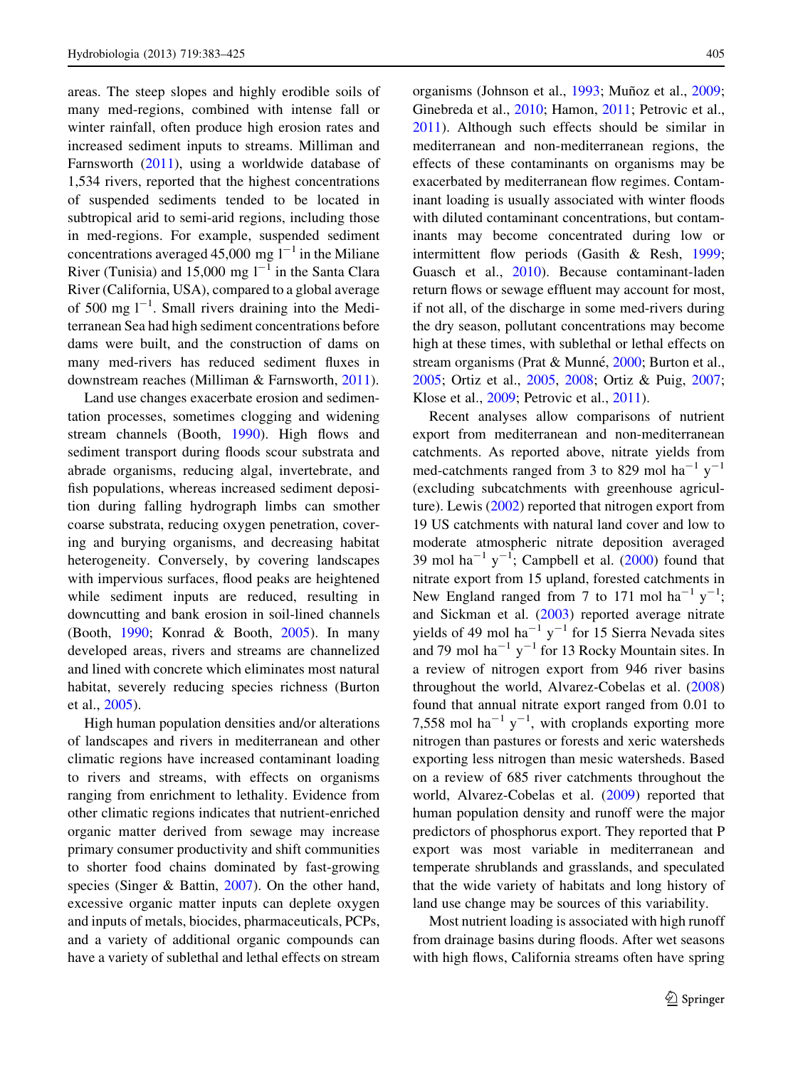areas. The steep slopes and highly erodible soils of many med-regions, combined with intense fall or winter rainfall, often produce high erosion rates and increased sediment inputs to streams. Milliman and Farnsworth (2011), using a worldwide database of 1,534 rivers, reported that the highest concentrations of suspended sediments tended to be located in subtropical arid to semi-arid regions, including those in med-regions. For example, suspended sediment concentrations averaged 45,000 mg $l^{-1}$ in the Miliane River (Tunisia) and 15,000 mg $l^{-1}$ in the Santa Clara River (California, USA), compared to a global average of 500 mg $l^{-1}$. Small rivers draining into the Mediterranean Sea had high sediment concentrations before dams were built, and the construction of dams on many med-rivers has reduced sediment fluxes in downstream reaches (Milliman & Farnsworth, 2011).

Land use changes exacerbate erosion and sedimentation processes, sometimes clogging and widening stream channels (Booth, 1990). High flows and sediment transport during floods scour substrata and abrade organisms, reducing algal, invertebrate, and fish populations, whereas increased sediment deposition during falling hydrograph limbs can smother coarse substrata, reducing oxygen penetration, covering and burying organisms, and decreasing habitat heterogeneity. Conversely, by covering landscapes with impervious surfaces, flood peaks are heightened while sediment inputs are reduced, resulting in downcutting and bank erosion in soil-lined channels (Booth, 1990; Konrad & Booth, 2005). In many developed areas, rivers and streams are channelized and lined with concrete which eliminates most natural habitat, severely reducing species richness (Burton et al., 2005).

High human population densities and/or alterations of landscapes and rivers in mediterranean and other climatic regions have increased contaminant loading to rivers and streams, with effects on organisms ranging from enrichment to lethality. Evidence from other climatic regions indicates that nutrient-enriched organic matter derived from sewage may increase primary consumer productivity and shift communities to shorter food chains dominated by fast-growing species (Singer & Battin, 2007). On the other hand, excessive organic matter inputs can deplete oxygen and inputs of metals, biocides, pharmaceuticals, PCPs, and a variety of additional organic compounds can have a variety of sublethal and lethal effects on stream organisms (Johnson et al., 1993; Muñoz et al., 2009; Ginebreda et al., 2010; Hamon, 2011; Petrovic et al., 2011). Although such effects should be similar in mediterranean and non-mediterranean regions, the effects of these contaminants on organisms may be exacerbated by mediterranean flow regimes. Contaminant loading is usually associated with winter floods with diluted contaminant concentrations, but contaminants may become concentrated during low or intermittent flow periods (Gasith & Resh, 1999; Guasch et al., 2010). Because contaminant-laden return flows or sewage effluent may account for most, if not all, of the discharge in some med-rivers during the dry season, pollutant concentrations may become high at these times, with sublethal or lethal effects on stream organisms (Prat & Munné, 2000; Burton et al., 2005; Ortiz et al., 2005, 2008; Ortiz & Puig, 2007; Klose et al., 2009; Petrovic et al., 2011).

Recent analyses allow comparisons of nutrient export from mediterranean and non-mediterranean catchments. As reported above, nitrate yields from med-catchments ranged from 3 to 829 mol $ha^{-1}$ $y^{-1}$ (excluding subcatchments with greenhouse agriculture). Lewis (2002) reported that nitrogen export from 19 US catchments with natural land cover and low to moderate atmospheric nitrate deposition averaged 39 mol $ha^{-1}$ $y^{-1}$; Campbell et al. (2000) found that nitrate export from 15 upland, forested catchments in New England ranged from 7 to 171 mol $ha^{-1}$ $y^{-1}$; and Sickman et al. (2003) reported average nitrate yields of 49 mol $ha^{-1}$ $y^{-1}$ for 15 Sierra Nevada sites and 79 mol $ha^{-1}$ $y^{-1}$ for 13 Rocky Mountain sites. In a review of nitrogen export from 946 river basins throughout the world, Alvarez-Cobelas et al. (2008) found that annual nitrate export ranged from 0.01 to 7,558 mol $ha^{-1}$ $y^{-1}$, with croplands exporting more nitrogen than pastures or forests and xeric watersheds exporting less nitrogen than mesic watersheds. Based on a review of 685 river catchments throughout the world, Alvarez-Cobelas et al. (2009) reported that human population density and runoff were the major predictors of phosphorus export. They reported that P export was most variable in mediterranean and temperate shrublands and grasslands, and speculated that the wide variety of habitats and long history of land use change may be sources of this variability.

Most nutrient loading is associated with high runoff from drainage basins during floods. After wet seasons with high flows, California streams often have spring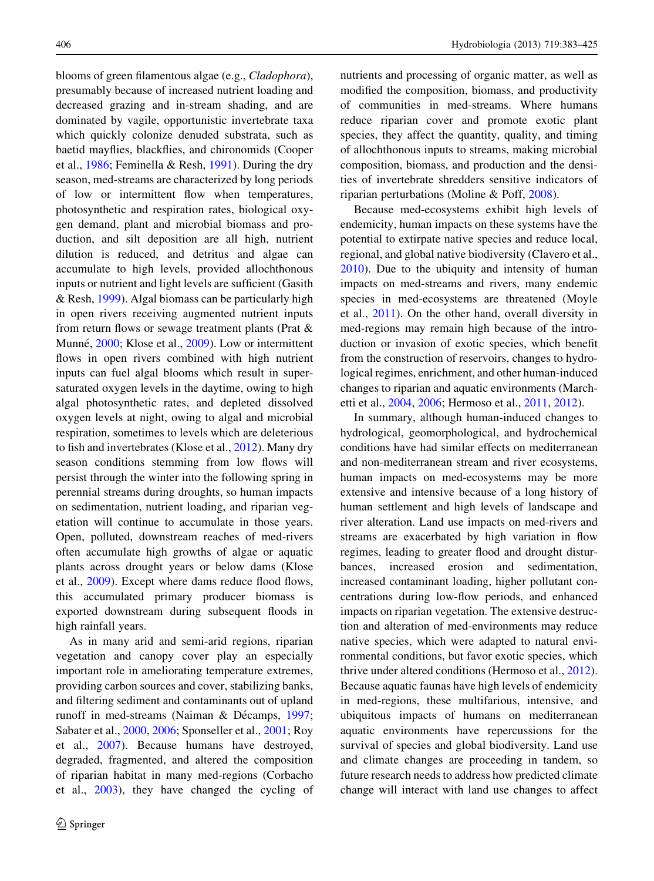blooms of green filamentous algae (e.g., *Cladophora*), presumably because of increased nutrient loading and decreased grazing and in-stream shading, and are dominated by vagile, opportunistic invertebrate taxa which quickly colonize denuded substrata, such as baetid mayflies, blackflies, and chironomids (Cooper et al., 1986; Feminella & Resh, 1991). During the dry season, med-streams are characterized by long periods of low or intermittent flow when temperatures, photosynthetic and respiration rates, biological oxygen demand, plant and microbial biomass and production, and silt deposition are all high, nutrient dilution is reduced, and detritus and algae can accumulate to high levels, provided allochthonous inputs or nutrient and light levels are sufficient (Gasith & Resh, 1999). Algal biomass can be particularly high in open rivers receiving augmented nutrient inputs from return flows or sewage treatment plants (Prat & Munné, 2000; Klose et al., 2009). Low or intermittent flows in open rivers combined with high nutrient inputs can fuel algal blooms which result in supersaturated oxygen levels in the daytime, owing to high algal photosynthetic rates, and depleted dissolved oxygen levels at night, owing to algal and microbial respiration, sometimes to levels which are deleterious to fish and invertebrates (Klose et al., 2012). Many dry season conditions stemming from low flows will persist through the winter into the following spring in perennial streams during droughts, so human impacts on sedimentation, nutrient loading, and riparian vegetation will continue to accumulate in those years. Open, polluted, downstream reaches of med-rivers often accumulate high growths of algae or aquatic plants across drought years or below dams (Klose et al., 2009). Except where dams reduce flood flows, this accumulated primary producer biomass is exported downstream during subsequent floods in high rainfall years.

As in many arid and semi-arid regions, riparian vegetation and canopy cover play an especially important role in ameliorating temperature extremes, providing carbon sources and cover, stabilizing banks, and filtering sediment and contaminants out of upland runoff in med-streams (Naiman & Décamps, 1997; Sabater et al., 2000, 2006; Sponseller et al., 2001; Roy et al., 2007). Because humans have destroyed, degraded, fragmented, and altered the composition of riparian habitat in many med-regions (Corbacho et al., 2003), they have changed the cycling of nutrients and processing of organic matter, as well as modified the composition, biomass, and productivity of communities in med-streams. Where humans reduce riparian cover and promote exotic plant species, they affect the quantity, quality, and timing of allochthonous inputs to streams, making microbial composition, biomass, and production and the densities of invertebrate shredders sensitive indicators of riparian perturbations (Moline & Poff, 2008).

Because med-ecosystems exhibit high levels of endemicity, human impacts on these systems have the potential to extirpate native species and reduce local, regional, and global native biodiversity (Clavero et al., 2010). Due to the ubiquity and intensity of human impacts on med-streams and rivers, many endemic species in med-ecosystems are threatened (Moyle et al., 2011). On the other hand, overall diversity in med-regions may remain high because of the introduction or invasion of exotic species, which benefit from the construction of reservoirs, changes to hydrological regimes, enrichment, and other human-induced changes to riparian and aquatic environments (Marchetti et al., 2004, 2006; Hermoso et al., 2011, 2012).

In summary, although human-induced changes to hydrological, geomorphological, and hydrochemical conditions have had similar effects on mediterranean and non-mediterranean stream and river ecosystems, human impacts on med-ecosystems may be more extensive and intensive because of a long history of human settlement and high levels of landscape and river alteration. Land use impacts on med-rivers and streams are exacerbated by high variation in flow regimes, leading to greater flood and drought disturbances, increased erosion and sedimentation, increased contaminant loading, higher pollutant concentrations during low-flow periods, and enhanced impacts on riparian vegetation. The extensive destruction and alteration of med-environments may reduce native species, which were adapted to natural environmental conditions, but favor exotic species, which thrive under altered conditions (Hermoso et al., 2012). Because aquatic faunas have high levels of endemicity in med-regions, these multifarious, intensive, and ubiquitous impacts of humans on mediterranean aquatic environments have repercussions for the survival of species and global biodiversity. Land use and climate changes are proceeding in tandem, so future research needs to address how predicted climate change will interact with land use changes to affect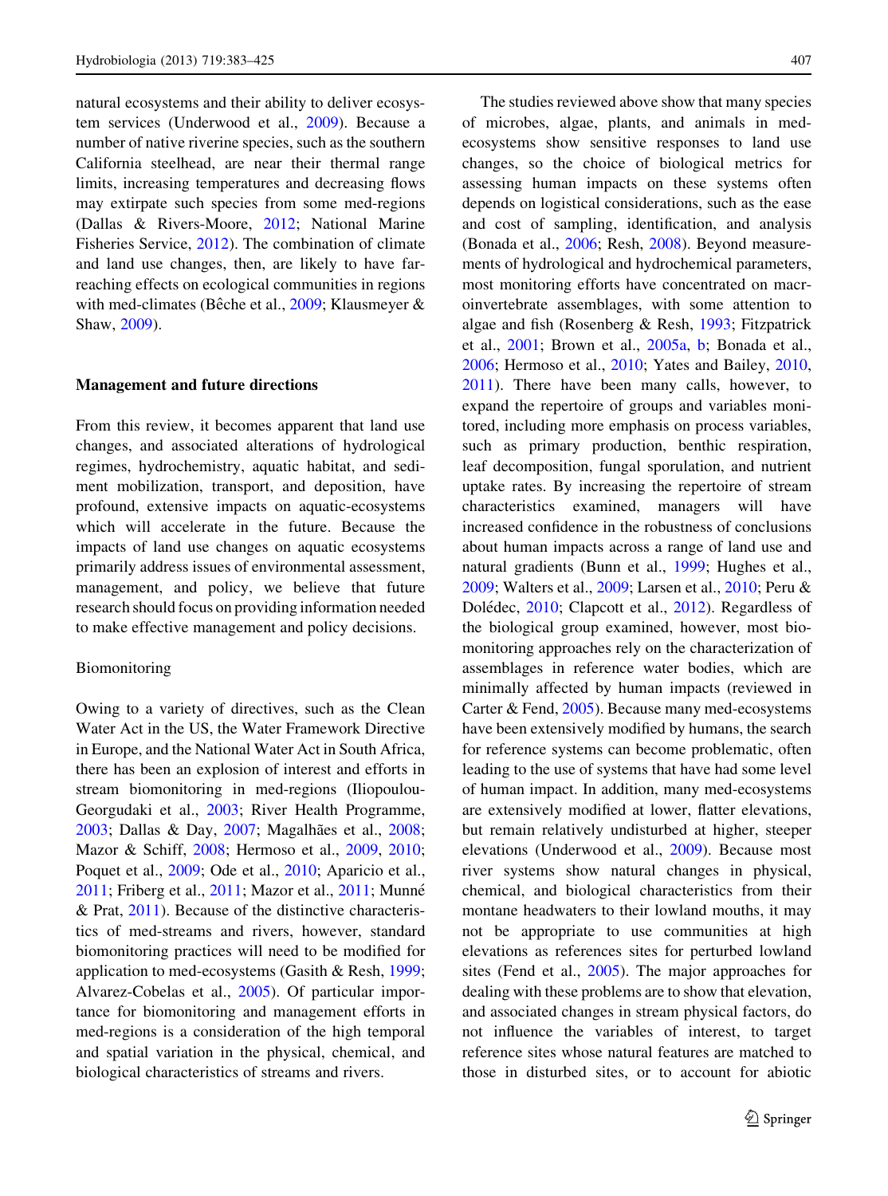natural ecosystems and their ability to deliver ecosystem services (Underwood et al., 2009). Because a number of native riverine species, such as the southern California steelhead, are near their thermal range limits, increasing temperatures and decreasing flows may extirpate such species from some med-regions (Dallas & Rivers-Moore, 2012; National Marine Fisheries Service, 2012). The combination of climate and land use changes, then, are likely to have far-reaching effects on ecological communities in regions with med-climates (Bêche et al., 2009; Klausmeyer & Shaw, 2009).

## Management and future directions

From this review, it becomes apparent that land use changes, and associated alterations of hydrological regimes, hydrochemistry, aquatic habitat, and sediment mobilization, transport, and deposition, have profound, extensive impacts on aquatic-ecosystems which will accelerate in the future. Because the impacts of land use changes on aquatic ecosystems primarily address issues of environmental assessment, management, and policy, we believe that future research should focus on providing information needed to make effective management and policy decisions.

### Biomonitoring

Owing to a variety of directives, such as the Clean Water Act in the US, the Water Framework Directive in Europe, and the National Water Act in South Africa, there has been an explosion of interest and efforts in stream biomonitoring in med-regions (Iliopoulou-Georgudaki et al., 2003; River Health Programme, 2003; Dallas & Day, 2007; Magalhães et al., 2008; Mazor & Schiff, 2008; Hermoso et al., 2009, 2010; Poquet et al., 2009; Ode et al., 2010; Aparicio et al., 2011; Friberg et al., 2011; Mazor et al., 2011; Munné & Prat, 2011). Because of the distinctive characteristics of med-streams and rivers, however, standard biomonitoring practices will need to be modified for application to med-ecosystems (Gasith & Resh, 1999; Alvarez-Cobelas et al., 2005). Of particular importance for biomonitoring and management efforts in med-regions is a consideration of the high temporal and spatial variation in the physical, chemical, and biological characteristics of streams and rivers.

The studies reviewed above show that many species of microbes, algae, plants, and animals in med-ecosystems show sensitive responses to land use changes, so the choice of biological metrics for assessing human impacts on these systems often depends on logistical considerations, such as the ease and cost of sampling, identification, and analysis (Bonada et al., 2006; Resh, 2008). Beyond measurements of hydrological and hydrochemical parameters, most monitoring efforts have concentrated on macroinvertebrate assemblages, with some attention to algae and fish (Rosenberg & Resh, 1993; Fitzpatrick et al., 2001; Brown et al., 2005a, b; Bonada et al., 2006; Hermoso et al., 2010; Yates and Bailey, 2010, 2011). There have been many calls, however, to expand the repertoire of groups and variables monitored, including more emphasis on process variables, such as primary production, benthic respiration, leaf decomposition, fungal sporulation, and nutrient uptake rates. By increasing the repertoire of stream characteristics examined, managers will have increased confidence in the robustness of conclusions about human impacts across a range of land use and natural gradients (Bunn et al., 1999; Hughes et al., 2009; Walters et al., 2009; Larsen et al., 2010; Peru & Dolédec, 2010; Clapcott et al., 2012). Regardless of the biological group examined, however, most biomonitoring approaches rely on the characterization of assemblages in reference water bodies, which are minimally affected by human impacts (reviewed in Carter & Fend, 2005). Because many med-ecosystems have been extensively modified by humans, the search for reference systems can become problematic, often leading to the use of systems that have had some level of human impact. In addition, many med-ecosystems are extensively modified at lower, flatter elevations, but remain relatively undisturbed at higher, steeper elevations (Underwood et al., 2009). Because most river systems show natural changes in physical, chemical, and biological characteristics from their montane headwaters to their lowland mouths, it may not be appropriate to use communities at high elevations as references sites for perturbed lowland sites (Fend et al., 2005). The major approaches for dealing with these problems are to show that elevation, and associated changes in stream physical factors, do not influence the variables of interest, to target reference sites whose natural features are matched to those in disturbed sites, or to account for abiotic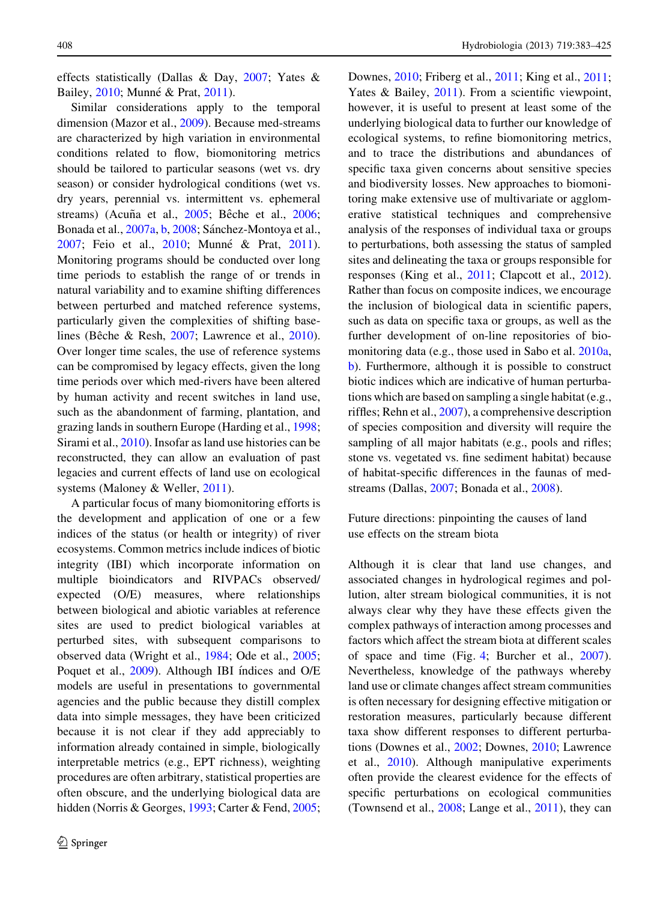effects statistically (Dallas & Day, 2007; Yates & Bailey, 2010; Munné & Prat, 2011).

Similar considerations apply to the temporal dimension (Mazor et al., 2009). Because med-streams are characterized by high variation in environmental conditions related to flow, biomonitoring metrics should be tailored to particular seasons (wet vs. dry season) or consider hydrological conditions (wet vs. dry years, perennial vs. intermittent vs. ephemeral streams) (Acuña et al., 2005; Bêche et al., 2006; Bonada et al., 2007a, b, 2008; Sánchez-Montoya et al., 2007; Feio et al., 2010; Munné & Prat, 2011). Monitoring programs should be conducted over long time periods to establish the range of or trends in natural variability and to examine shifting differences between perturbed and matched reference systems, particularly given the complexities of shifting baselines (Bêche & Resh, 2007; Lawrence et al., 2010). Over longer time scales, the use of reference systems can be compromised by legacy effects, given the long time periods over which med-rivers have been altered by human activity and recent switches in land use, such as the abandonment of farming, plantation, and grazing lands in southern Europe (Harding et al., 1998; Sirami et al., 2010). Insofar as land use histories can be reconstructed, they can allow an evaluation of past legacies and current effects of land use on ecological systems (Maloney & Weller, 2011).

A particular focus of many biomonitoring efforts is the development and application of one or a few indices of the status (or health or integrity) of river ecosystems. Common metrics include indices of biotic integrity (IBI) which incorporate information on multiple bioindicators and RIVPACs observed/expected (O/E) measures, where relationships between biological and abiotic variables at reference sites are used to predict biological variables at perturbed sites, with subsequent comparisons to observed data (Wright et al., 1984; Ode et al., 2005; Poquet et al., 2009). Although IBI índices and O/E models are useful in presentations to governmental agencies and the public because they distill complex data into simple messages, they have been criticized because it is not clear if they add appreciably to information already contained in simple, biologically interpretable metrics (e.g., EPT richness), weighting procedures are often arbitrary, statistical properties are often obscure, and the underlying biological data are hidden (Norris & Georges, 1993; Carter & Fend, 2005; Downes, 2010; Friberg et al., 2011; King et al., 2011; Yates & Bailey, 2011). From a scientific viewpoint, however, it is useful to present at least some of the underlying biological data to further our knowledge of ecological systems, to refine biomonitoring metrics, and to trace the distributions and abundances of specific taxa given concerns about sensitive species and biodiversity losses. New approaches to biomonitoring make extensive use of multivariate or agglomerative statistical techniques and comprehensive analysis of the responses of individual taxa or groups to perturbations, both assessing the status of sampled sites and delineating the taxa or groups responsible for responses (King et al., 2011; Clapcott et al., 2012). Rather than focus on composite indices, we encourage the inclusion of biological data in scientific papers, such as data on specific taxa or groups, as well as the further development of on-line repositories of biomonitoring data (e.g., those used in Sabo et al. 2010a, b). Furthermore, although it is possible to construct biotic indices which are indicative of human perturbations which are based on sampling a single habitat (e.g., riffles; Rehn et al., 2007), a comprehensive description of species composition and diversity will require the sampling of all major habitats (e.g., pools and rifles; stone vs. vegetated vs. fine sediment habitat) because of habitat-specific differences in the faunas of med-streams (Dallas, 2007; Bonada et al., 2008).

## Future directions: pinpointing the causes of land use effects on the stream biota

Although it is clear that land use changes, and associated changes in hydrological regimes and pollution, alter stream biological communities, it is not always clear why they have these effects given the complex pathways of interaction among processes and factors which affect the stream biota at different scales of space and time (Fig. 4; Burcher et al., 2007). Nevertheless, knowledge of the pathways whereby land use or climate changes affect stream communities is often necessary for designing effective mitigation or restoration measures, particularly because different taxa show different responses to different perturbations (Downes et al., 2002; Downes, 2010; Lawrence et al., 2010). Although manipulative experiments often provide the clearest evidence for the effects of specific perturbations on ecological communities (Townsend et al., 2008; Lange et al., 2011), they can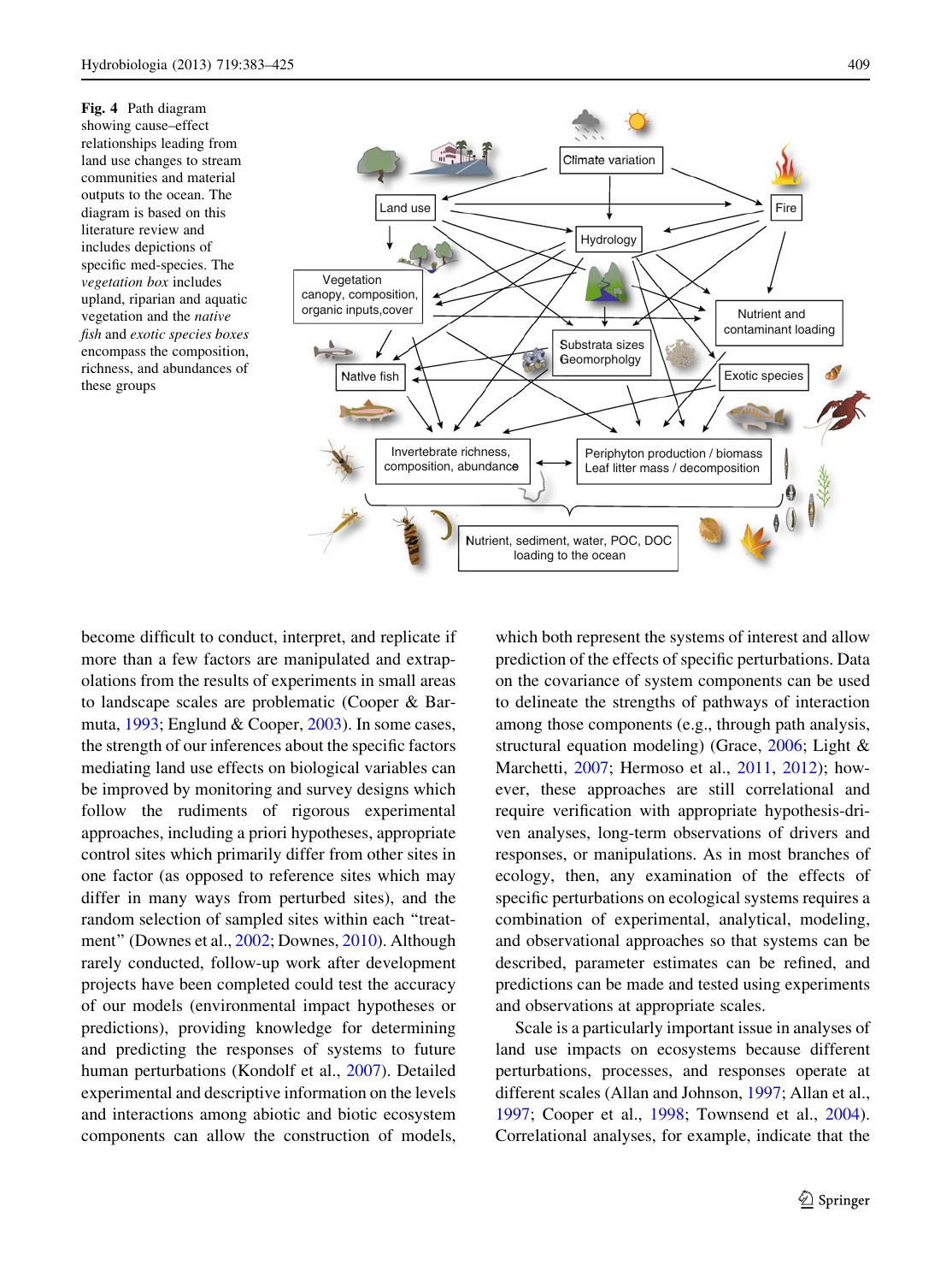**Fig. 4** Path diagram showing cause–effect relationships leading from land use changes to stream communities and material outputs to the ocean. The diagram is based on this literature review and includes depictions of specific med-species. The *vegetation box* includes upland, riparian and aquatic vegetation and the *native fish* and *exotic species boxes* encompass the composition, richness, and abundances of these groups

become difficult to conduct, interpret, and replicate if more than a few factors are manipulated and extrapolations from the results of experiments in small areas to landscape scales are problematic (Cooper & Barmuta, 1993; Englund & Cooper, 2003). In some cases, the strength of our inferences about the specific factors mediating land use effects on biological variables can be improved by monitoring and survey designs which follow the rudiments of rigorous experimental approaches, including a priori hypotheses, appropriate control sites which primarily differ from other sites in one factor (as opposed to reference sites which may differ in many ways from perturbed sites), and the random selection of sampled sites within each "treatment" (Downes et al., 2002; Downes, 2010). Although rarely conducted, follow-up work after development projects have been completed could test the accuracy of our models (environmental impact hypotheses or predictions), providing knowledge for determining and predicting the responses of systems to future human perturbations (Kondolf et al., 2007). Detailed experimental and descriptive information on the levels and interactions among abiotic and biotic ecosystem components can allow the construction of models, which both represent the systems of interest and allow prediction of the effects of specific perturbations. Data on the covariance of system components can be used to delineate the strengths of pathways of interaction among those components (e.g., through path analysis, structural equation modeling) (Grace, 2006; Light & Marchetti, 2007; Hermoso et al., 2011, 2012); however, these approaches are still correlational and require verification with appropriate hypothesis-driven analyses, long-term observations of drivers and responses, or manipulations. As in most branches of ecology, then, any examination of the effects of specific perturbations on ecological systems requires a combination of experimental, analytical, modeling, and observational approaches so that systems can be described, parameter estimates can be refined, and predictions can be made and tested using experiments and observations at appropriate scales.

Scale is a particularly important issue in analyses of land use impacts on ecosystems because different perturbations, processes, and responses operate at different scales (Allan and Johnson, 1997; Allan et al., 1997; Cooper et al., 1998; Townsend et al., 2004). Correlational analyses, for example, indicate that the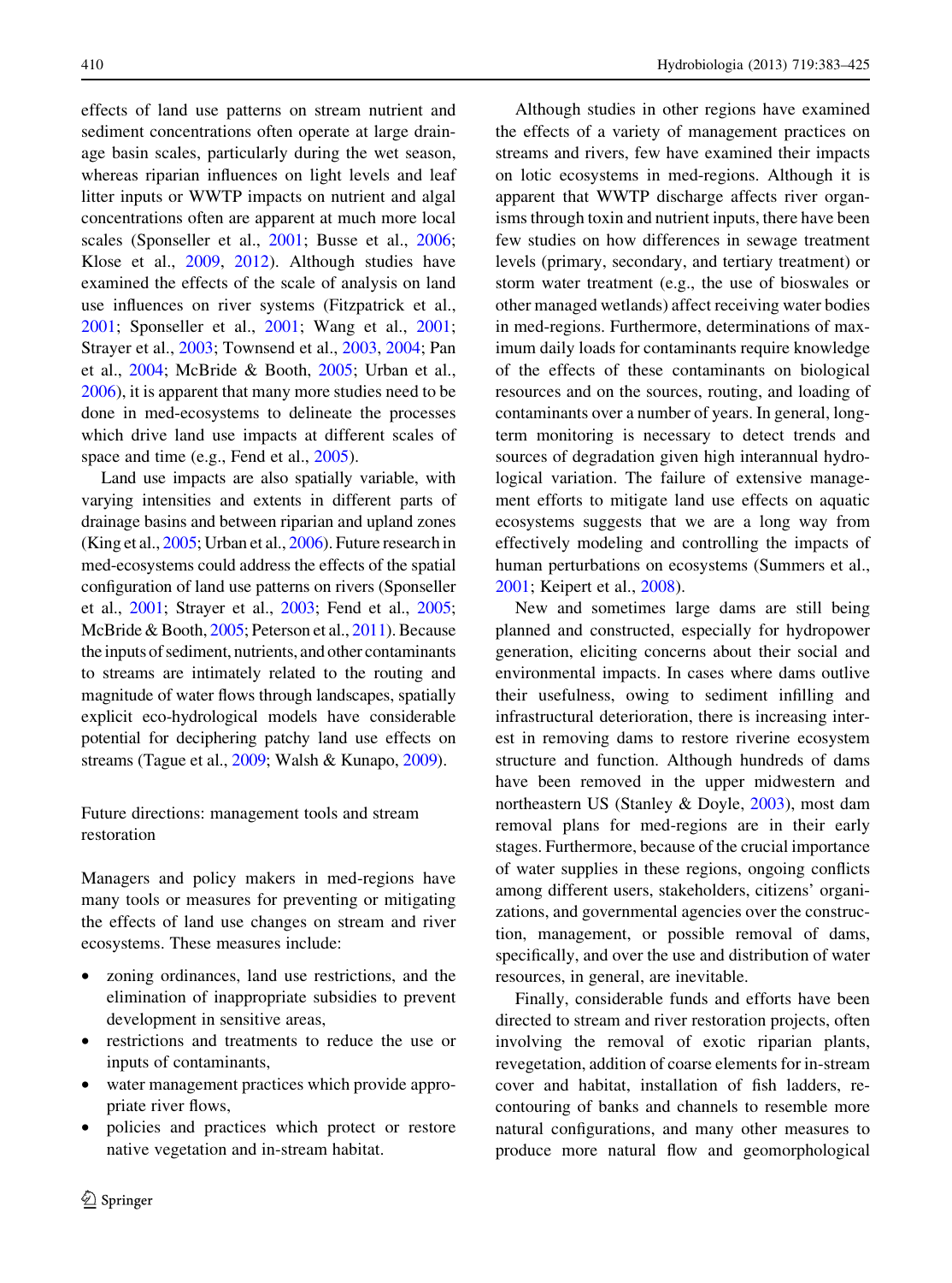effects of land use patterns on stream nutrient and sediment concentrations often operate at large drainage basin scales, particularly during the wet season, whereas riparian influences on light levels and leaf litter inputs or WWTP impacts on nutrient and algal concentrations often are apparent at much more local scales (Sponseller et al., 2001; Busse et al., 2006; Klose et al., 2009, 2012). Although studies have examined the effects of the scale of analysis on land use influences on river systems (Fitzpatrick et al., 2001; Sponseller et al., 2001; Wang et al., 2001; Strayer et al., 2003; Townsend et al., 2003, 2004; Pan et al., 2004; McBride & Booth, 2005; Urban et al., 2006), it is apparent that many more studies need to be done in med-ecosystems to delineate the processes which drive land use impacts at different scales of space and time (e.g., Fend et al., 2005).

Land use impacts are also spatially variable, with varying intensities and extents in different parts of drainage basins and between riparian and upland zones (King et al., 2005; Urban et al., 2006). Future research in med-ecosystems could address the effects of the spatial configuration of land use patterns on rivers (Sponseller et al., 2001; Strayer et al., 2003; Fend et al., 2005; McBride & Booth, 2005; Peterson et al., 2011). Because the inputs of sediment, nutrients, and other contaminants to streams are intimately related to the routing and magnitude of water flows through landscapes, spatially explicit eco-hydrological models have considerable potential for deciphering patchy land use effects on streams (Tague et al., 2009; Walsh & Kunapo, 2009).

## Future directions: management tools and stream restoration

Managers and policy makers in med-regions have many tools or measures for preventing or mitigating the effects of land use changes on stream and river ecosystems. These measures include:

- zoning ordinances, land use restrictions, and the elimination of inappropriate subsidies to prevent development in sensitive areas,
- restrictions and treatments to reduce the use or inputs of contaminants,
- water management practices which provide appropriate river flows,
- policies and practices which protect or restore native vegetation and in-stream habitat.

Although studies in other regions have examined the effects of a variety of management practices on streams and rivers, few have examined their impacts on lotic ecosystems in med-regions. Although it is apparent that WWTP discharge affects river organisms through toxin and nutrient inputs, there have been few studies on how differences in sewage treatment levels (primary, secondary, and tertiary treatment) or storm water treatment (e.g., the use of bioswales or other managed wetlands) affect receiving water bodies in med-regions. Furthermore, determinations of maximum daily loads for contaminants require knowledge of the effects of these contaminants on biological resources and on the sources, routing, and loading of contaminants over a number of years. In general, long-term monitoring is necessary to detect trends and sources of degradation given high interannual hydrological variation. The failure of extensive management efforts to mitigate land use effects on aquatic ecosystems suggests that we are a long way from effectively modeling and controlling the impacts of human perturbations on ecosystems (Summers et al., 2001; Keipert et al., 2008).

New and sometimes large dams are still being planned and constructed, especially for hydropower generation, eliciting concerns about their social and environmental impacts. In cases where dams outlive their usefulness, owing to sediment infilling and infrastructural deterioration, there is increasing interest in removing dams to restore riverine ecosystem structure and function. Although hundreds of dams have been removed in the upper midwestern and northeastern US (Stanley & Doyle, 2003), most dam removal plans for med-regions are in their early stages. Furthermore, because of the crucial importance of water supplies in these regions, ongoing conflicts among different users, stakeholders, citizens' organizations, and governmental agencies over the construction, management, or possible removal of dams, specifically, and over the use and distribution of water resources, in general, are inevitable.

Finally, considerable funds and efforts have been directed to stream and river restoration projects, often involving the removal of exotic riparian plants, revegetation, addition of coarse elements for in-stream cover and habitat, installation of fish ladders, recontouring of banks and channels to resemble more natural configurations, and many other measures to produce more natural flow and geomorphological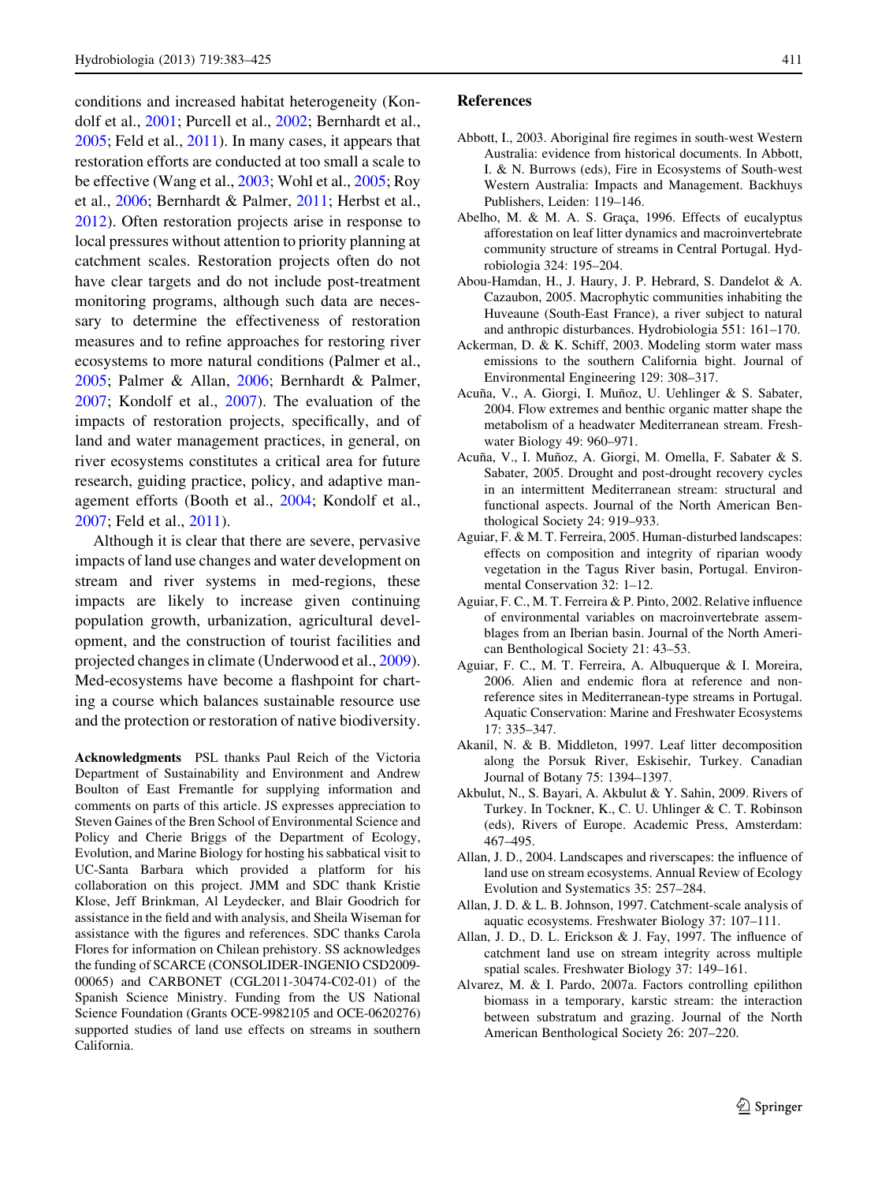conditions and increased habitat heterogeneity (Kondolf et al., 2001; Purcell et al., 2002; Bernhardt et al., 2005; Feld et al., 2011). In many cases, it appears that restoration efforts are conducted at too small a scale to be effective (Wang et al., 2003; Wohl et al., 2005; Roy et al., 2006; Bernhardt & Palmer, 2011; Herbst et al., 2012). Often restoration projects arise in response to local pressures without attention to priority planning at catchment scales. Restoration projects often do not have clear targets and do not include post-treatment monitoring programs, although such data are necessary to determine the effectiveness of restoration measures and to refine approaches for restoring river ecosystems to more natural conditions (Palmer et al., 2005; Palmer & Allan, 2006; Bernhardt & Palmer, 2007; Kondolf et al., 2007). The evaluation of the impacts of restoration projects, specifically, and of land and water management practices, in general, on river ecosystems constitutes a critical area for future research, guiding practice, policy, and adaptive management efforts (Booth et al., 2004; Kondolf et al., 2007; Feld et al., 2011).

Although it is clear that there are severe, pervasive impacts of land use changes and water development on stream and river systems in med-regions, these impacts are likely to increase given continuing population growth, urbanization, agricultural development, and the construction of tourist facilities and projected changes in climate (Underwood et al., 2009). Med-ecosystems have become a flashpoint for charting a course which balances sustainable resource use and the protection or restoration of native biodiversity.

**Acknowledgments** PSL thanks Paul Reich of the Victoria Department of Sustainability and Environment and Andrew Boulton of East Fremantle for supplying information and comments on parts of this article. JS expresses appreciation to Steven Gaines of the Bren School of Environmental Science and Policy and Cherie Briggs of the Department of Ecology, Evolution, and Marine Biology for hosting his sabbatical visit to UC-Santa Barbara which provided a platform for his collaboration on this project. JMM and SDC thank Kristie Klose, Jeff Brinkman, Al Leydecker, and Blair Goodrich for assistance in the field and with analysis, and Sheila Wiseman for assistance with the figures and references. SDC thanks Carola Flores for information on Chilean prehistory. SS acknowledges the funding of SCARCE (CONSOLIDER-INGENIO CSD2009-00065) and CARBONET (CGL2011-30474-C02-01) of the Spanish Science Ministry. Funding from the US National Science Foundation (Grants OCE-9982105 and OCE-0620276) supported studies of land use effects on streams in southern California.

## References

Abbott, I., 2003. Aboriginal fire regimes in south-west Western Australia: evidence from historical documents. In Abbott, I. & N. Burrows (eds), Fire in Ecosystems of South-west Western Australia: Impacts and Management. Backhuys Publishers, Leiden: 119–146.

Abelho, M. & M. A. S. Graça, 1996. Effects of eucalyptus afforestation on leaf litter dynamics and macroinvertebrate community structure of streams in Central Portugal. Hydrobiologia 324: 195–204.

Abou-Hamdan, H., J. Haury, J. P. Hebrard, S. Dandelot & A. Cazaubon, 2005. Macrophytic communities inhabiting the Huveaune (South-East France), a river subject to natural and anthropic disturbances. Hydrobiologia 551: 161–170.

Ackerman, D. & K. Schiff, 2003. Modeling storm water mass emissions to the southern California bight. Journal of Environmental Engineering 129: 308–317.

Acuña, V., A. Giorgi, I. Muñoz, U. Uehlinger & S. Sabater, 2004. Flow extremes and benthic organic matter shape the metabolism of a headwater Mediterranean stream. Freshwater Biology 49: 960–971.

Acuña, V., I. Muñoz, A. Giorgi, M. Omella, F. Sabater & S. Sabater, 2005. Drought and post-drought recovery cycles in an intermittent Mediterranean stream: structural and functional aspects. Journal of the North American Benthological Society 24: 919–933.

Aguiar, F. & M. T. Ferreira, 2005. Human-disturbed landscapes: effects on composition and integrity of riparian woody vegetation in the Tagus River basin, Portugal. Environmental Conservation 32: 1–12.

Aguiar, F. C., M. T. Ferreira & P. Pinto, 2002. Relative influence of environmental variables on macroinvertebrate assemblages from an Iberian basin. Journal of the North American Benthological Society 21: 43–53.

Aguiar, F. C., M. T. Ferreira, A. Albuquerque & I. Moreira, 2006. Alien and endemic flora at reference and non-reference sites in Mediterranean-type streams in Portugal. Aquatic Conservation: Marine and Freshwater Ecosystems 17: 335–347.

Akanil, N. & B. Middleton, 1997. Leaf litter decomposition along the Porsuk River, Eskisehir, Turkey. Canadian Journal of Botany 75: 1394–1397.

Akbulut, N., S. Bayari, A. Akbulut & Y. Sahin, 2009. Rivers of Turkey. In Tockner, K., C. U. Uhlinger & C. T. Robinson (eds), Rivers of Europe. Academic Press, Amsterdam: 467–495.

Allan, J. D., 2004. Landscapes and riverscapes: the influence of land use on stream ecosystems. Annual Review of Ecology Evolution and Systematics 35: 257–284.

Allan, J. D. & L. B. Johnson, 1997. Catchment-scale analysis of aquatic ecosystems. Freshwater Biology 37: 107–111.

Allan, J. D., D. L. Erickson & J. Fay, 1997. The influence of catchment land use on stream integrity across multiple spatial scales. Freshwater Biology 37: 149–161.

Alvarez, M. & I. Pardo, 2007a. Factors controlling epilithon biomass in a temporary, karstic stream: the interaction between substratum and grazing. Journal of the North American Benthological Society 26: 207–220.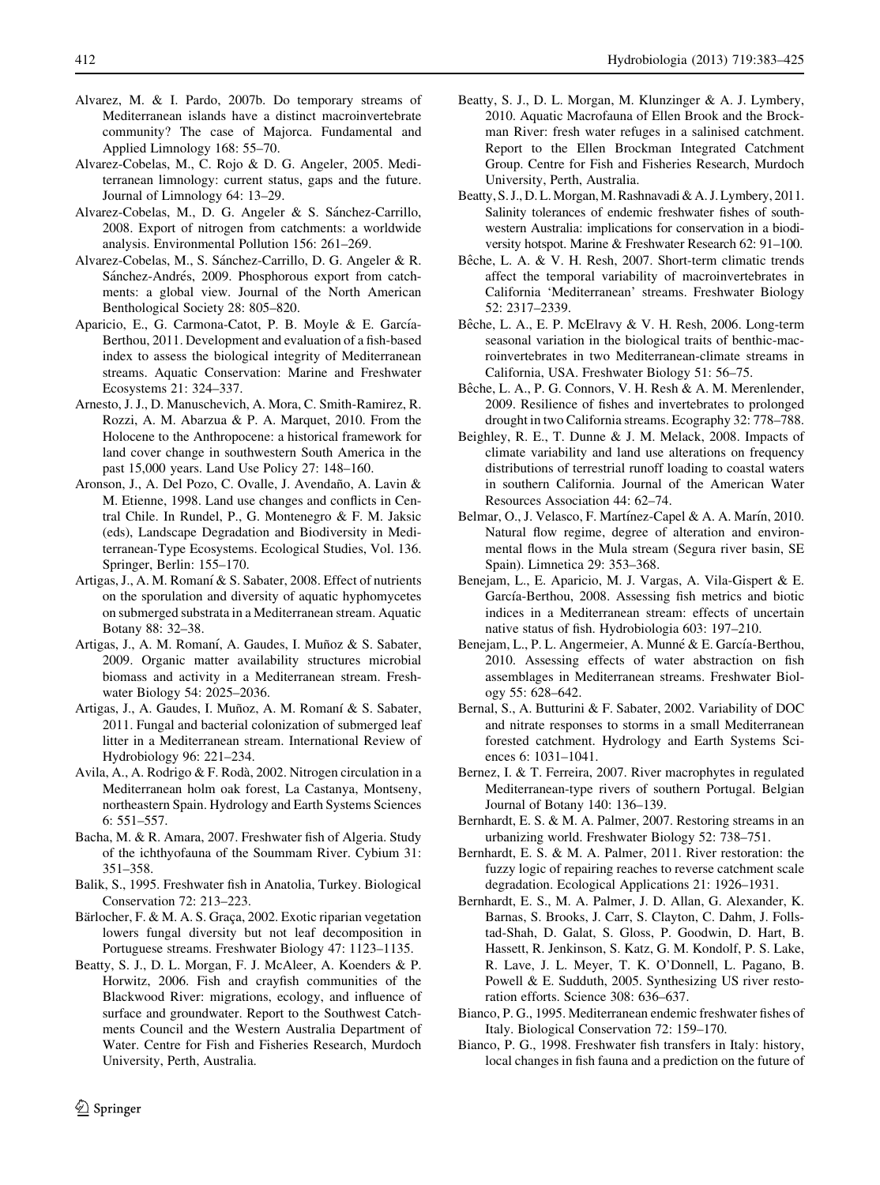Alvarez, M. & I. Pardo, 2007b. Do temporary streams of Mediterranean islands have a distinct macroinvertebrate community? The case of Majorca. Fundamental and Applied Limnology 168: 55–70.

Alvarez-Cobelas, M., C. Rojo & D. G. Angeler, 2005. Mediterranean limnology: current status, gaps and the future. Journal of Limnology 64: 13–29.

Alvarez-Cobelas, M., D. G. Angeler & S. Sánchez-Carrillo, 2008. Export of nitrogen from catchments: a worldwide analysis. Environmental Pollution 156: 261–269.

Alvarez-Cobelas, M., S. Sánchez-Carrillo, D. G. Angeler & R. Sánchez-Andrés, 2009. Phosphorous export from catchments: a global view. Journal of the North American Benthological Society 28: 805–820.

Aparicio, E., G. Carmona-Catot, P. B. Moyle & E. García-Berthou, 2011. Development and evaluation of a fish-based index to assess the biological integrity of Mediterranean streams. Aquatic Conservation: Marine and Freshwater Ecosystems 21: 324–337.

Arnesto, J. J., D. Manuschevich, A. Mora, C. Smith-Ramirez, R. Rozzi, A. M. Abarzua & P. A. Marquet, 2010. From the Holocene to the Anthropocene: a historical framework for land cover change in southwestern South America in the past 15,000 years. Land Use Policy 27: 148–160.

Aronson, J., A. Del Pozo, C. Ovalle, J. Avendaño, A. Lavin & M. Etienne, 1998. Land use changes and conflicts in Central Chile. In Rundel, P., G. Montenegro & F. M. Jaksic (eds), Landscape Degradation and Biodiversity in Mediterranean-Type Ecosystems. Ecological Studies, Vol. 136. Springer, Berlin: 155–170.

Artigas, J., A. M. Romaní & S. Sabater, 2008. Effect of nutrients on the sporulation and diversity of aquatic hyphomycetes on submerged substrata in a Mediterranean stream. Aquatic Botany 88: 32–38.

Artigas, J., A. M. Romaní, A. Gaudes, I. Muñoz & S. Sabater, 2009. Organic matter availability structures microbial biomass and activity in a Mediterranean stream. Freshwater Biology 54: 2025–2036.

Artigas, J., A. Gaudes, I. Muñoz, A. M. Romaní & S. Sabater, 2011. Fungal and bacterial colonization of submerged leaf litter in a Mediterranean stream. International Review of Hydrobiology 96: 221–234.

Avila, A., A. Rodrigo & F. Rodà, 2002. Nitrogen circulation in a Mediterranean holm oak forest, La Castanya, Montseny, northeastern Spain. Hydrology and Earth Systems Sciences 6: 551–557.

Bacha, M. & R. Amara, 2007. Freshwater fish of Algeria. Study of the ichthyofauna of the Soummam River. Cybium 31: 351–358.

Balik, S., 1995. Freshwater fish in Anatolia, Turkey. Biological Conservation 72: 213–223.

Bärlocher, F. & M. A. S. Graça, 2002. Exotic riparian vegetation lowers fungal diversity but not leaf decomposition in Portuguese streams. Freshwater Biology 47: 1123–1135.

Beatty, S. J., D. L. Morgan, F. J. McAleer, A. Koenders & P. Horwitz, 2006. Fish and crayfish communities of the Blackwood River: migrations, ecology, and influence of surface and groundwater. Report to the Southwest Catchments Council and the Western Australia Department of Water. Centre for Fish and Fisheries Research, Murdoch University, Perth, Australia.

Beatty, S. J., D. L. Morgan, M. Klunzinger & A. J. Lymbery, 2010. Aquatic Macrofauna of Ellen Brook and the Brockman River: fresh water refuges in a salinised catchment. Report to the Ellen Brockman Integrated Catchment Group. Centre for Fish and Fisheries Research, Murdoch University, Perth, Australia.

Beatty, S. J., D. L. Morgan, M. Rashnavadi & A. J. Lymbery, 2011. Salinity tolerances of endemic freshwater fishes of southwestern Australia: implications for conservation in a biodiversity hotspot. Marine & Freshwater Research 62: 91–100.

Bêche, L. A. & V. H. Resh, 2007. Short-term climatic trends affect the temporal variability of macroinvertebrates in California 'Mediterranean' streams. Freshwater Biology 52: 2317–2339.

Bêche, L. A., E. P. McElravy & V. H. Resh, 2006. Long-term seasonal variation in the biological traits of benthic-macroinvertebrates in two Mediterranean-climate streams in California, USA. Freshwater Biology 51: 56–75.

Bêche, L. A., P. G. Connors, V. H. Resh & A. M. Merenlender, 2009. Resilience of fishes and invertebrates to prolonged drought in two California streams. Ecography 32: 778–788.

Beighley, R. E., T. Dunne & J. M. Melack, 2008. Impacts of climate variability and land use alterations on frequency distributions of terrestrial runoff loading to coastal waters in southern California. Journal of the American Water Resources Association 44: 62–74.

Belmar, O., J. Velasco, F. Martínez-Capel & A. A. Marín, 2010. Natural flow regime, degree of alteration and environmental flows in the Mula stream (Segura river basin, SE Spain). Limnetica 29: 353–368.

Benejam, L., E. Aparicio, M. J. Vargas, A. Vila-Gispert & E. García-Berthou, 2008. Assessing fish metrics and biotic indices in a Mediterranean stream: effects of uncertain native status of fish. Hydrobiologia 603: 197–210.

Benejam, L., P. L. Angermeier, A. Munné & E. García-Berthou, 2010. Assessing effects of water abstraction on fish assemblages in Mediterranean streams. Freshwater Biology 55: 628–642.

Bernal, S., A. Butturini & F. Sabater, 2002. Variability of DOC and nitrate responses to storms in a small Mediterranean forested catchment. Hydrology and Earth Systems Sciences 6: 1031–1041.

Bernez, I. & T. Ferreira, 2007. River macrophytes in regulated Mediterranean-type rivers of southern Portugal. Belgian Journal of Botany 140: 136–139.

Bernhardt, E. S. & M. A. Palmer, 2007. Restoring streams in an urbanizing world. Freshwater Biology 52: 738–751.

Bernhardt, E. S. & M. A. Palmer, 2011. River restoration: the fuzzy logic of repairing reaches to reverse catchment scale degradation. Ecological Applications 21: 1926–1931.

Bernhardt, E. S., M. A. Palmer, J. D. Allan, G. Alexander, K. Barnas, S. Brooks, J. Carr, S. Clayton, C. Dahm, J. Follstad-Shah, D. Galat, S. Gloss, P. Goodwin, D. Hart, B. Hassett, R. Jenkinson, S. Katz, G. M. Kondolf, P. S. Lake, R. Lave, J. L. Meyer, T. K. O'Donnell, L. Pagano, B. Powell & E. Sudduth, 2005. Synthesizing US river restoration efforts. Science 308: 636–637.

Bianco, P. G., 1995. Mediterranean endemic freshwater fishes of Italy. Biological Conservation 72: 159–170.

Bianco, P. G., 1998. Freshwater fish transfers in Italy: history, local changes in fish fauna and a prediction on the future of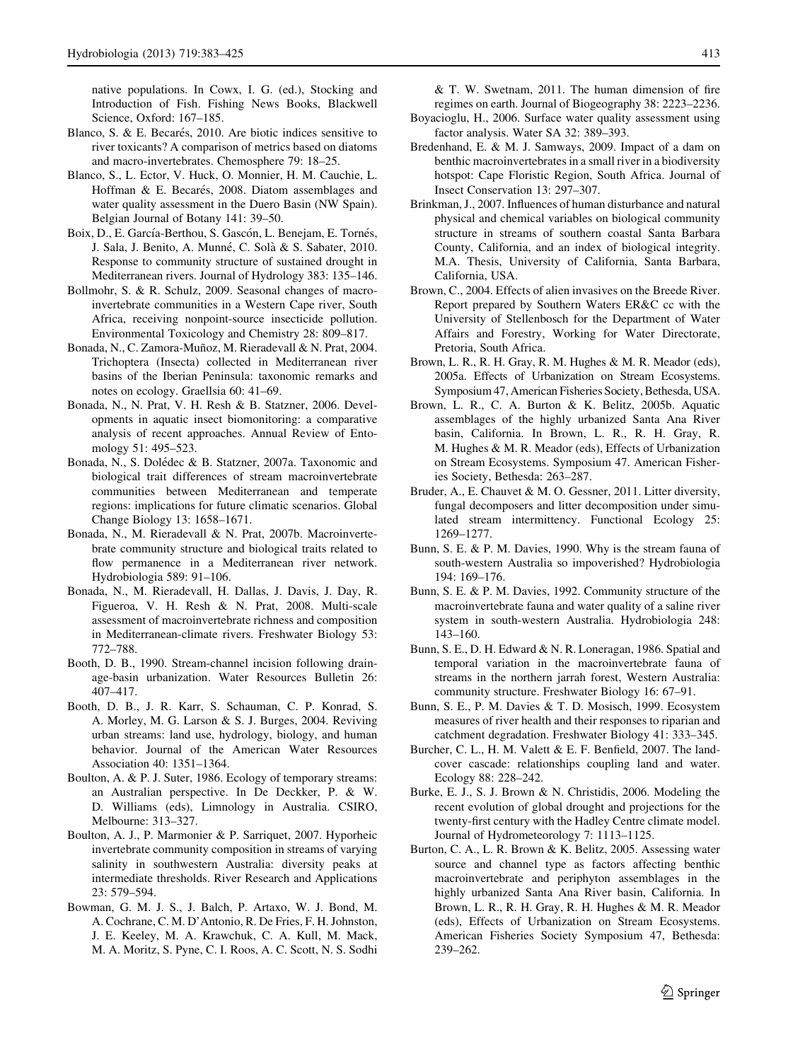native populations. In Cowx, I. G. (ed.), Stocking and Introduction of Fish. Fishing News Books, Blackwell Science, Oxford: 167–185.

Blanco, S. & E. Becarés, 2010. Are biotic indices sensitive to river toxicants? A comparison of metrics based on diatoms and macro-invertebrates. Chemosphere 79: 18–25.

Blanco, S., L. Ector, V. Huck, O. Monnier, H. M. Cauchie, L. Hoffman & E. Becarés, 2008. Diatom assemblages and water quality assessment in the Duero Basin (NW Spain). Belgian Journal of Botany 141: 39–50.

Boix, D., E. García-Berthou, S. Gascón, L. Benejam, E. Tornés, J. Sala, J. Benito, A. Munné, C. Solà & S. Sabater, 2010. Response to community structure of sustained drought in Mediterranean rivers. Journal of Hydrology 383: 135–146.

Bollmohr, S. & R. Schulz, 2009. Seasonal changes of macroinvertebrate communities in a Western Cape river, South Africa, receiving nonpoint-source insecticide pollution. Environmental Toxicology and Chemistry 28: 809–817.

Bonada, N., C. Zamora-Muñoz, M. Rieradevall & N. Prat, 2004. Trichoptera (Insecta) collected in Mediterranean river basins of the Iberian Peninsula: taxonomic remarks and notes on ecology. Graellsia 60: 41–69.

Bonada, N., N. Prat, V. H. Resh & B. Statzner, 2006. Developments in aquatic insect biomonitoring: a comparative analysis of recent approaches. Annual Review of Entomology 51: 495–523.

Bonada, N., S. Dolédec & B. Statzner, 2007a. Taxonomic and biological trait differences of stream macroinvertebrate communities between Mediterranean and temperate regions: implications for future climatic scenarios. Global Change Biology 13: 1658–1671.

Bonada, N., M. Rieradevall & N. Prat, 2007b. Macroinvertebrate community structure and biological traits related to flow permanence in a Mediterranean river network. Hydrobiologia 589: 91–106.

Bonada, N., M. Rieradevall, H. Dallas, J. Davis, J. Day, R. Figueroa, V. H. Resh & N. Prat, 2008. Multi-scale assessment of macroinvertebrate richness and composition in Mediterranean-climate rivers. Freshwater Biology 53: 772–788.

Booth, D. B., 1990. Stream-channel incision following drainage-basin urbanization. Water Resources Bulletin 26: 407–417.

Booth, D. B., J. R. Karr, S. Schauman, C. P. Konrad, S. A. Morley, M. G. Larson & S. J. Burges, 2004. Reviving urban streams: land use, hydrology, biology, and human behavior. Journal of the American Water Resources Association 40: 1351–1364.

Boulton, A. & P. J. Suter, 1986. Ecology of temporary streams: an Australian perspective. In De Deckker, P. & W. D. Williams (eds), Limnology in Australia. CSIRO, Melbourne: 313–327.

Boulton, A. J., P. Marmonier & P. Sarriquet, 2007. Hyporheic invertebrate community composition in streams of varying salinity in southwestern Australia: diversity peaks at intermediate thresholds. River Research and Applications 23: 579–594.

Bowman, G. M. J. S., J. Balch, P. Artaxo, W. J. Bond, M. A. Cochrane, C. M. D'Antonio, R. De Fries, F. H. Johnston, J. E. Keeley, M. A. Krawchuk, C. A. Kull, M. Mack, M. A. Moritz, S. Pyne, C. I. Roos, A. C. Scott, N. S. Sodhi & T. W. Swetnam, 2011. The human dimension of fire regimes on earth. Journal of Biogeography 38: 2223–2236.

Boyacioglu, H., 2006. Surface water quality assessment using factor analysis. Water SA 32: 389–393.

Bredenhand, E. & M. J. Samways, 2009. Impact of a dam on benthic macroinvertebrates in a small river in a biodiversity hotspot: Cape Floristic Region, South Africa. Journal of Insect Conservation 13: 297–307.

Brinkman, J., 2007. Influences of human disturbance and natural physical and chemical variables on biological community structure in streams of southern coastal Santa Barbara County, California, and an index of biological integrity. M.A. Thesis, University of California, Santa Barbara, California, USA.

Brown, C., 2004. Effects of alien invasives on the Breede River. Report prepared by Southern Waters ER&C cc with the University of Stellenbosch for the Department of Water Affairs and Forestry, Working for Water Directorate, Pretoria, South Africa.

Brown, L. R., R. H. Gray, R. M. Hughes & M. R. Meador (eds), 2005a. Effects of Urbanization on Stream Ecosystems. Symposium 47, American Fisheries Society, Bethesda, USA.

Brown, L. R., C. A. Burton & K. Belitz, 2005b. Aquatic assemblages of the highly urbanized Santa Ana River basin, California. In Brown, L. R., R. H. Gray, R. M. Hughes & M. R. Meador (eds), Effects of Urbanization on Stream Ecosystems. Symposium 47. American Fisheries Society, Bethesda: 263–287.

Bruder, A., E. Chauvet & M. O. Gessner, 2011. Litter diversity, fungal decomposers and litter decomposition under simulated stream intermittency. Functional Ecology 25: 1269–1277.

Bunn, S. E. & P. M. Davies, 1990. Why is the stream fauna of south-western Australia so impoverished? Hydrobiologia 194: 169–176.

Bunn, S. E. & P. M. Davies, 1992. Community structure of the macroinvertebrate fauna and water quality of a saline river system in south-western Australia. Hydrobiologia 248: 143–160.

Bunn, S. E., D. H. Edward & N. R. Loneragan, 1986. Spatial and temporal variation in the macroinvertebrate fauna of streams in the northern jarrah forest, Western Australia: community structure. Freshwater Biology 16: 67–91.

Bunn, S. E., P. M. Davies & T. D. Mosisch, 1999. Ecosystem measures of river health and their responses to riparian and catchment degradation. Freshwater Biology 41: 333–345.

Burcher, C. L., H. M. Valett & E. F. Benfield, 2007. The land-cover cascade: relationships coupling land and water. Ecology 88: 228–242.

Burke, E. J., S. J. Brown & N. Christidis, 2006. Modeling the recent evolution of global drought and projections for the twenty-first century with the Hadley Centre climate model. Journal of Hydrometeorology 7: 1113–1125.

Burton, C. A., L. R. Brown & K. Belitz, 2005. Assessing water source and channel type as factors affecting benthic macroinvertebrate and periphyton assemblages in the highly urbanized Santa Ana River basin, California. In Brown, L. R., R. H. Gray, R. H. Hughes & M. R. Meador (eds), Effects of Urbanization on Stream Ecosystems. American Fisheries Society Symposium 47, Bethesda: 239–262.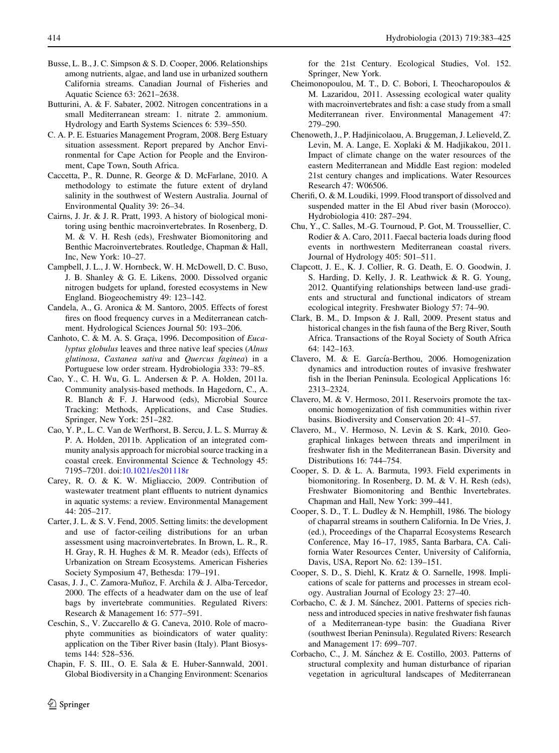Busse, L. B., J. C. Simpson & S. D. Cooper, 2006. Relationships among nutrients, algae, and land use in urbanized southern California streams. Canadian Journal of Fisheries and Aquatic Science 63: 2621–2638.

Butturini, A. & F. Sabater, 2002. Nitrogen concentrations in a small Mediterranean stream: 1. nitrate 2. ammonium. Hydrology and Earth Systems Sciences 6: 539–550.

C. A. P. E. Estuaries Management Program, 2008. Berg Estuary situation assessment. Report prepared by Anchor Environmental for Cape Action for People and the Environment, Cape Town, South Africa.

Caccetta, P., R. Dunne, R. George & D. McFarlane, 2010. A methodology to estimate the future extent of dryland salinity in the southwest of Western Australia. Journal of Environmental Quality 39: 26–34.

Cairns, J. Jr. & J. R. Pratt, 1993. A history of biological monitoring using benthic macroinvertebrates. In Rosenberg, D. M. & V. H. Resh (eds), Freshwater Biomonitoring and Benthic Macroinvertebrates. Routledge, Chapman & Hall, Inc, New York: 10–27.

Campbell, J. L., J. W. Hornbeck, W. H. McDowell, D. C. Buso, J. B. Shanley & G. E. Likens, 2000. Dissolved organic nitrogen budgets for upland, forested ecosystems in New England. Biogeochemistry 49: 123–142.

Candela, A., G. Aronica & M. Santoro, 2005. Effects of forest fires on flood frequency curves in a Mediterranean catchment. Hydrological Sciences Journal 50: 193–206.

Canhoto, C. & M. A. S. Graça, 1996. Decomposition of *Eucalyptus globulus* leaves and three native leaf species (*Alnus glutinosa*, *Castanea sativa* and *Quercus faginea*) in a Portuguese low order stream. Hydrobiologia 333: 79–85.

Cao, Y., C. H. Wu, G. L. Andersen & P. A. Holden, 2011a. Community analysis-based methods. In Hagedorn, C., A. R. Blanch & F. J. Harwood (eds), Microbial Source Tracking: Methods, Applications, and Case Studies. Springer, New York: 251–282.

Cao, Y. P., L. C. Van de Werfhorst, B. Sercu, J. L. S. Murray & P. A. Holden, 2011b. Application of an integrated community analysis approach for microbial source tracking in a coastal creek. Environmental Science & Technology 45: 7195–7201. doi:10.1021/es201118r

Carey, R. O. & K. W. Migliaccio, 2009. Contribution of wastewater treatment plant effluents to nutrient dynamics in aquatic systems: a review. Environmental Management 44: 205–217.

Carter, J. L. & S. V. Fend, 2005. Setting limits: the development and use of factor-ceiling distributions for an urban assessment using macroinvertebrates. In Brown, L. R., R. H. Gray, R. H. Hughes & M. R. Meador (eds), Effects of Urbanization on Stream Ecosystems. American Fisheries Society Symposium 47, Bethesda: 179–191.

Casas, J. J., C. Zamora-Muñoz, F. Archila & J. Alba-Tercedor, 2000. The effects of a headwater dam on the use of leaf bags by invertebrate communities. Regulated Rivers: Research & Management 16: 577–591.

Ceschin, S., V. Zuccarello & G. Caneva, 2010. Role of macrophyte communities as bioindicators of water quality: application on the Tiber River basin (Italy). Plant Biosystems 144: 528–536.

Chapin, F. S. III., O. E. Sala & E. Huber-Sannwald, 2001. Global Biodiversity in a Changing Environment: Scenarios for the 21st Century. Ecological Studies, Vol. 152. Springer, New York.

Cheimonopoulou, M. T., D. C. Bobori, I. Theocharopoulos & M. Lazaridou, 2011. Assessing ecological water quality with macroinvertebrates and fish: a case study from a small Mediterranean river. Environmental Management 47: 279–290.

Chenoweth, J., P. Hadjinicolaou, A. Bruggeman, J. Lelieveld, Z. Levin, M. A. Lange, E. Xoplaki & M. Hadjikakou, 2011. Impact of climate change on the water resources of the eastern Mediterranean and Middle East region: modeled 21st century changes and implications. Water Resources Research 47: W06506.

Cherifi, O. & M. Loudiki, 1999. Flood transport of dissolved and suspended matter in the El Abud river basin (Morocco). Hydrobiologia 410: 287–294.

Chu, Y., C. Salles, M.-G. Tournoud, P. Got, M. Troussellier, C. Rodier & A. Caro, 2011. Faecal bacteria loads during flood events in northwestern Mediterranean coastal rivers. Journal of Hydrology 405: 501–511.

Clapcott, J. E., K. J. Collier, R. G. Death, E. O. Goodwin, J. S. Harding, D. Kelly, J. R. Leathwick & R. G. Young, 2012. Quantifying relationships between land-use gradients and structural and functional indicators of stream ecological integrity. Freshwater Biology 57: 74–90.

Clark, B. M., D. Impson & J. Rall, 2009. Present status and historical changes in the fish fauna of the Berg River, South Africa. Transactions of the Royal Society of South Africa 64: 142–163.

Clavero, M. & E. García-Berthou, 2006. Homogenization dynamics and introduction routes of invasive freshwater fish in the Iberian Peninsula. Ecological Applications 16: 2313–2324.

Clavero, M. & V. Hermoso, 2011. Reservoirs promote the taxonomic homogenization of fish communities within river basins. Biodiversity and Conservation 20: 41–57.

Clavero, M., V. Hermoso, N. Levin & S. Kark, 2010. Geographical linkages between threats and imperilment in freshwater fish in the Mediterranean Basin. Diversity and Distributions 16: 744–754.

Cooper, S. D. & L. A. Barmuta, 1993. Field experiments in biomonitoring. In Rosenberg, D. M. & V. H. Resh (eds), Freshwater Biomonitoring and Benthic Invertebrates. Chapman and Hall, New York: 399–441.

Cooper, S. D., T. L. Dudley & N. Hemphill, 1986. The biology of chaparral streams in southern California. In De Vries, J. (ed.), Proceedings of the Chaparral Ecosystems Research Conference, May 16–17, 1985, Santa Barbara, CA. California Water Resources Center, University of California, Davis, USA, Report No. 62: 139–151.

Cooper, S. D., S. Diehl, K. Kratz & O. Sarnelle, 1998. Implications of scale for patterns and processes in stream ecology. Australian Journal of Ecology 23: 27–40.

Corbacho, C. & J. M. Sánchez, 2001. Patterns of species richness and introduced species in native freshwater fish faunas of a Mediterranean-type basin: the Guadiana River (southwest Iberian Peninsula). Regulated Rivers: Research and Management 17: 699–707.

Corbacho, C., J. M. Sánchez & E. Costillo, 2003. Patterns of structural complexity and human disturbance of riparian vegetation in agricultural landscapes of Mediterranean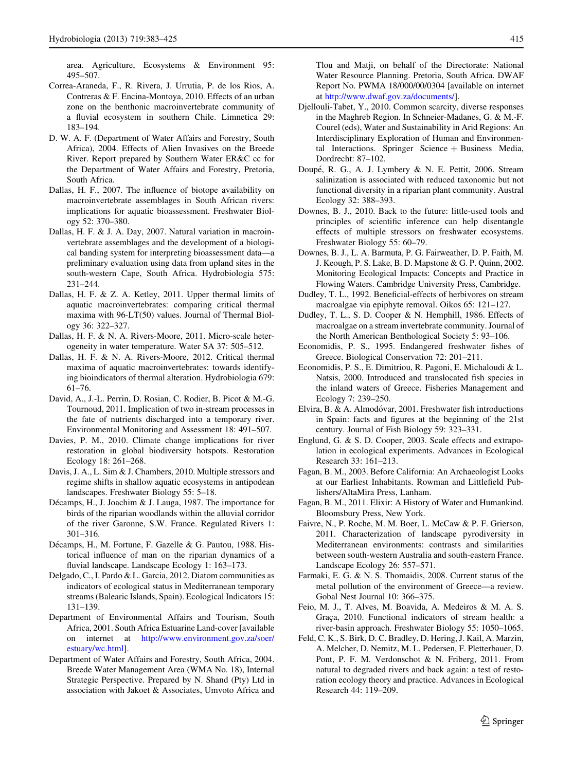area. Agriculture, Ecosystems & Environment 95: 495–507.

Correa-Araneda, F., R. Rivera, J. Urrutia, P. de los Rios, A. Contreras & F. Encina-Montoya, 2010. Effects of an urban zone on the benthonic macroinvertebrate community of a fluvial ecosystem in southern Chile. Limnetica 29: 183–194.

D. W. A. F. (Department of Water Affairs and Forestry, South Africa), 2004. Effects of Alien Invasives on the Breede River. Report prepared by Southern Water ER&C cc for the Department of Water Affairs and Forestry, Pretoria, South Africa.

Dallas, H. F., 2007. The influence of biotope availability on macroinvertebrate assemblages in South African rivers: implications for aquatic bioassessment. Freshwater Biology 52: 370–380.

Dallas, H. F. & J. A. Day, 2007. Natural variation in macroinvertebrate assemblages and the development of a biological banding system for interpreting bioassessment data—a preliminary evaluation using data from upland sites in the south-western Cape, South Africa. Hydrobiologia 575: 231–244.

Dallas, H. F. & Z. A. Ketley, 2011. Upper thermal limits of aquatic macroinvertebrates: comparing critical thermal maxima with 96-LT(50) values. Journal of Thermal Biology 36: 322–327.

Dallas, H. F. & N. A. Rivers-Moore, 2011. Micro-scale heterogeneity in water temperature. Water SA 37: 505–512.

Dallas, H. F. & N. A. Rivers-Moore, 2012. Critical thermal maxima of aquatic macroinvertebrates: towards identifying bioindicators of thermal alteration. Hydrobiologia 679: 61–76.

David, A., J.-L. Perrin, D. Rosian, C. Rodier, B. Picot & M.-G. Tournoud, 2011. Implication of two in-stream processes in the fate of nutrients discharged into a temporary river. Environmental Monitoring and Assessment 18: 491–507.

Davies, P. M., 2010. Climate change implications for river restoration in global biodiversity hotspots. Restoration Ecology 18: 261–268.

Davis, J. A., L. Sim & J. Chambers, 2010. Multiple stressors and regime shifts in shallow aquatic ecosystems in antipodean landscapes. Freshwater Biology 55: 5–18.

Décamps, H., J. Joachim & J. Lauga, 1987. The importance for birds of the riparian woodlands within the alluvial corridor of the river Garonne, S.W. France. Regulated Rivers 1: 301–316.

Décamps, H., M. Fortune, F. Gazelle & G. Pautou, 1988. Historical influence of man on the riparian dynamics of a fluvial landscape. Landscape Ecology 1: 163–173.

Delgado, C., I. Pardo & L. Garcia, 2012. Diatom communities as indicators of ecological status in Mediterranean temporary streams (Balearic Islands, Spain). Ecological Indicators 15: 131–139.

Department of Environmental Affairs and Tourism, South Africa, 2001. South Africa Estuarine Land-cover [available on internet at http://www.environment.gov.za/soer/estuary/wc.html].

Department of Water Affairs and Forestry, South Africa, 2004. Breede Water Management Area (WMA No. 18), Internal Strategic Perspective. Prepared by N. Shand (Pty) Ltd in association with Jakoet & Associates, Umvoto Africa and Tlou and Matji, on behalf of the Directorate: National Water Resource Planning. Pretoria, South Africa. DWAF Report No. PWMA 18/000/00/0304 [available on internet at http://www.dwaf.gov.za/documents/].

Djellouli-Tabet, Y., 2010. Common scarcity, diverse responses in the Maghreb Region. In Schneier-Madanes, G. & M.-F. Courel (eds), Water and Sustainability in Arid Regions: An Interdisciplinary Exploration of Human and Environmental Interactions. Springer Science + Business Media, Dordrecht: 87–102.

Doupé, R. G., A. J. Lymbery & N. E. Pettit, 2006. Stream salinization is associated with reduced taxonomic but not functional diversity in a riparian plant community. Austral Ecology 32: 388–393.

Downes, B. J., 2010. Back to the future: little-used tools and principles of scientific inference can help disentangle effects of multiple stressors on freshwater ecosystems. Freshwater Biology 55: 60–79.

Downes, B. J., L. A. Barmuta, P. G. Fairweather, D. P. Faith, M. J. Keough, P. S. Lake, B. D. Mapstone & G. P. Quinn, 2002. Monitoring Ecological Impacts: Concepts and Practice in Flowing Waters. Cambridge University Press, Cambridge.

Dudley, T. L., 1992. Beneficial-effects of herbivores on stream macroalgae via epiphyte removal. Oikos 65: 121–127.

Dudley, T. L., S. D. Cooper & N. Hemphill, 1986. Effects of macroalgae on a stream invertebrate community. Journal of the North American Benthological Society 5: 93–106.

Economidis, P. S., 1995. Endangered freshwater fishes of Greece. Biological Conservation 72: 201–211.

Economidis, P. S., E. Dimitriou, R. Pagoni, E. Michaloudi & L. Natsis, 2000. Introduced and translocated fish species in the inland waters of Greece. Fisheries Management and Ecology 7: 239–250.

Elvira, B. & A. Almodóvar, 2001. Freshwater fish introductions in Spain: facts and figures at the beginning of the 21st century. Journal of Fish Biology 59: 323–331.

Englund, G. & S. D. Cooper, 2003. Scale effects and extrapolation in ecological experiments. Advances in Ecological Research 33: 161–213.

Fagan, B. M., 2003. Before California: An Archaeologist Looks at our Earliest Inhabitants. Rowman and Littlefield Publishers/AltaMira Press, Lanham.

Fagan, B. M., 2011. Elixir: A History of Water and Humankind. Bloomsbury Press, New York.

Faivre, N., P. Roche, M. M. Boer, L. McCaw & P. F. Grierson, 2011. Characterization of landscape pyrodiversity in Mediterranean environments: contrasts and similarities between south-western Australia and south-eastern France. Landscape Ecology 26: 557–571.

Farmaki, E. G. & N. S. Thomaidis, 2008. Current status of the metal pollution of the environment of Greece—a review. Gobal Nest Journal 10: 366–375.

Feio, M. J., T. Alves, M. Boavida, A. Medeiros & M. A. S. Graça, 2010. Functional indicators of stream health: a river-basin approach. Freshwater Biology 55: 1050–1065.

Feld, C. K., S. Birk, D. C. Bradley, D. Hering, J. Kail, A. Marzin, A. Melcher, D. Nemitz, M. L. Pedersen, F. Pletterbauer, D. Pont, P. F. M. Verdonschot & N. Friberg, 2011. From natural to degraded rivers and back again: a test of restoration ecology theory and practice. Advances in Ecological Research 44: 119–209.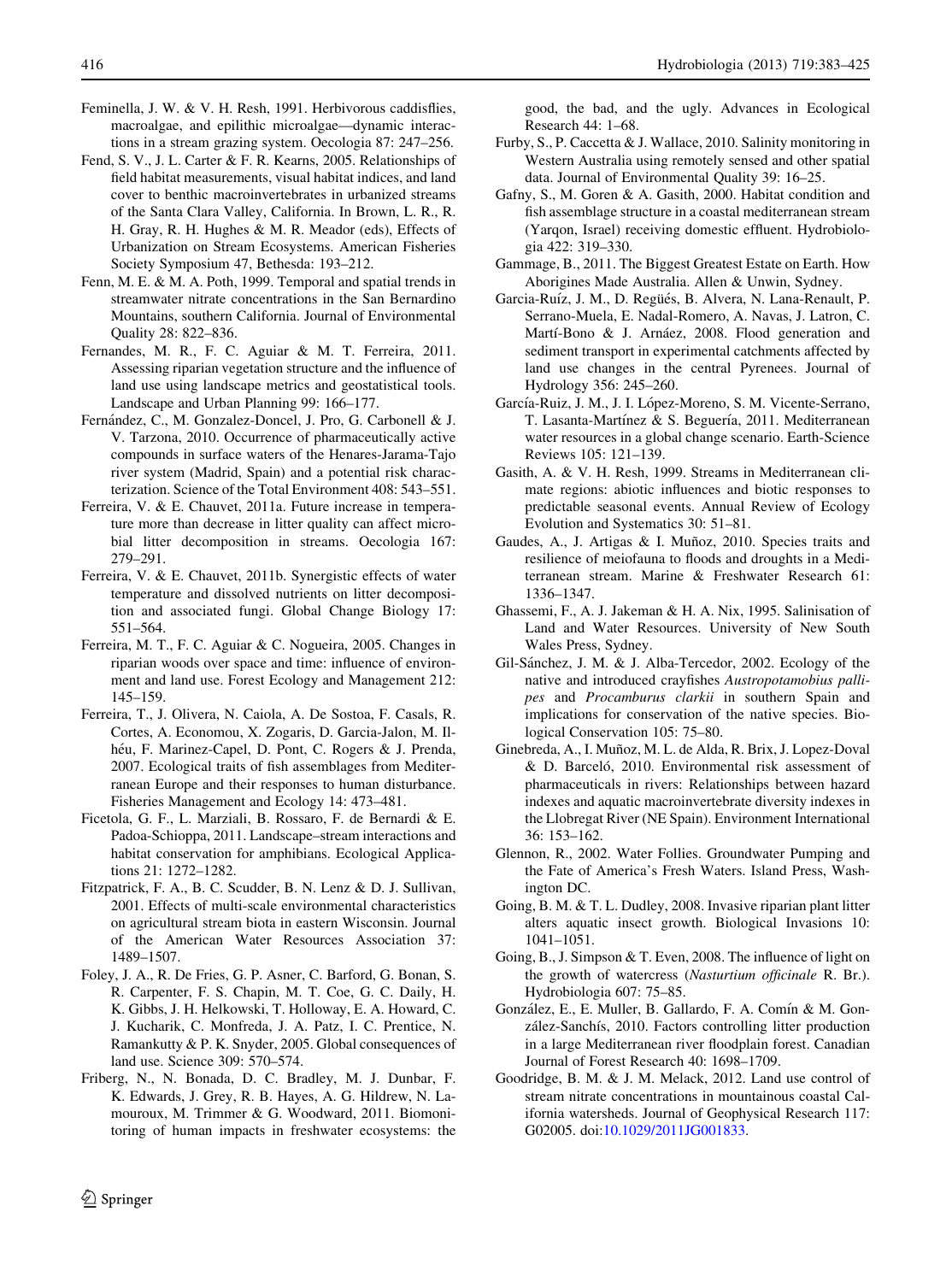Feminella, J. W. & V. H. Resh, 1991. Herbivorous caddisflies, macroalgae, and epilithic microalgae—dynamic interactions in a stream grazing system. Oecologia 87: 247–256.

Fend, S. V., J. L. Carter & F. R. Kearns, 2005. Relationships of field habitat measurements, visual habitat indices, and land cover to benthic macroinvertebrates in urbanized streams of the Santa Clara Valley, California. In Brown, L. R., R. H. Gray, R. H. Hughes & M. R. Meador (eds), Effects of Urbanization on Stream Ecosystems. American Fisheries Society Symposium 47, Bethesda: 193–212.

Fenn, M. E. & M. A. Poth, 1999. Temporal and spatial trends in streamwater nitrate concentrations in the San Bernardino Mountains, southern California. Journal of Environmental Quality 28: 822–836.

Fernandes, M. R., F. C. Aguiar & M. T. Ferreira, 2011. Assessing riparian vegetation structure and the influence of land use using landscape metrics and geostatistical tools. Landscape and Urban Planning 99: 166–177.

Fernández, C., M. Gonzalez-Doncel, J. Pro, G. Carbonell & J. V. Tarzona, 2010. Occurrence of pharmaceutically active compounds in surface waters of the Henares-Jarama-Tajo river system (Madrid, Spain) and a potential risk characterization. Science of the Total Environment 408: 543–551.

Ferreira, V. & E. Chauvet, 2011a. Future increase in temperature more than decrease in litter quality can affect microbial litter decomposition in streams. Oecologia 167: 279–291.

Ferreira, V. & E. Chauvet, 2011b. Synergistic effects of water temperature and dissolved nutrients on litter decomposition and associated fungi. Global Change Biology 17: 551–564.

Ferreira, M. T., F. C. Aguiar & C. Nogueira, 2005. Changes in riparian woods over space and time: influence of environment and land use. Forest Ecology and Management 212: 145–159.

Ferreira, T., J. Olivera, N. Caiola, A. De Sostoa, F. Casals, R. Cortes, A. Economou, X. Zogaris, D. Garcia-Jalon, M. Ilhéu, F. Marinez-Capel, D. Pont, C. Rogers & J. Prenda, 2007. Ecological traits of fish assemblages from Mediterranean Europe and their responses to human disturbance. Fisheries Management and Ecology 14: 473–481.

Ficetola, G. F., L. Marziali, B. Rossaro, F. de Bernardi & E. Padoa-Schioppa, 2011. Landscape–stream interactions and habitat conservation for amphibians. Ecological Applications 21: 1272–1282.

Fitzpatrick, F. A., B. C. Scudder, B. N. Lenz & D. J. Sullivan, 2001. Effects of multi-scale environmental characteristics on agricultural stream biota in eastern Wisconsin. Journal of the American Water Resources Association 37: 1489–1507.

Foley, J. A., R. De Fries, G. P. Asner, C. Barford, G. Bonan, S. R. Carpenter, F. S. Chapin, M. T. Coe, G. C. Daily, H. K. Gibbs, J. H. Helkowski, T. Holloway, E. A. Howard, C. J. Kucharik, C. Monfreda, J. A. Patz, I. C. Prentice, N. Ramankutty & P. K. Snyder, 2005. Global consequences of land use. Science 309: 570–574.

Friberg, N., N. Bonada, D. C. Bradley, M. J. Dunbar, F. K. Edwards, J. Grey, R. B. Hayes, A. G. Hildrew, N. Lamouroux, M. Trimmer & G. Woodward, 2011. Biomonitoring of human impacts in freshwater ecosystems: the good, the bad, and the ugly. Advances in Ecological Research 44: 1–68.

Furby, S., P. Caccetta & J. Wallace, 2010. Salinity monitoring in Western Australia using remotely sensed and other spatial data. Journal of Environmental Quality 39: 16–25.

Gafny, S., M. Goren & A. Gasith, 2000. Habitat condition and fish assemblage structure in a coastal mediterranean stream (Yarqon, Israel) receiving domestic effluent. Hydrobiologia 422: 319–330.

Gammage, B., 2011. The Biggest Greatest Estate on Earth. How Aborigines Made Australia. Allen & Unwin, Sydney.

Garcia-Ruíz, J. M., D. Regüés, B. Alvera, N. Lana-Renault, P. Serrano-Muela, E. Nadal-Romero, A. Navas, J. Latron, C. Martí-Bono & J. Arnáez, 2008. Flood generation and sediment transport in experimental catchments affected by land use changes in the central Pyrenees. Journal of Hydrology 356: 245–260.

García-Ruiz, J. M., J. I. López-Moreno, S. M. Vicente-Serrano, T. Lasanta-Martínez & S. Beguería, 2011. Mediterranean water resources in a global change scenario. Earth-Science Reviews 105: 121–139.

Gasith, A. & V. H. Resh, 1999. Streams in Mediterranean climate regions: abiotic influences and biotic responses to predictable seasonal events. Annual Review of Ecology Evolution and Systematics 30: 51–81.

Gaudes, A., J. Artigas & I. Muñoz, 2010. Species traits and resilience of meiofauna to floods and droughts in a Mediterranean stream. Marine & Freshwater Research 61: 1336–1347.

Ghassemi, F., A. J. Jakeman & H. A. Nix, 1995. Salinisation of Land and Water Resources. University of New South Wales Press, Sydney.

Gil-Sánchez, J. M. & J. Alba-Tercedor, 2002. Ecology of the native and introduced crayfishes *Austropotamobius pallipes* and *Procamburus clarkii* in southern Spain and implications for conservation of the native species. Biological Conservation 105: 75–80.

Ginebreda, A., I. Muñoz, M. L. de Alda, R. Brix, J. Lopez-Doval & D. Barceló, 2010. Environmental risk assessment of pharmaceuticals in rivers: Relationships between hazard indexes and aquatic macroinvertebrate diversity indexes in the Llobregat River (NE Spain). Environment International 36: 153–162.

Glennon, R., 2002. Water Follies. Groundwater Pumping and the Fate of America's Fresh Waters. Island Press, Washington DC.

Going, B. M. & T. L. Dudley, 2008. Invasive riparian plant litter alters aquatic insect growth. Biological Invasions 10: 1041–1051.

Going, B., J. Simpson & T. Even, 2008. The influence of light on the growth of watercress (*Nasturtium officinale* R. Br.). Hydrobiologia 607: 75–85.

González, E., E. Muller, B. Gallardo, F. A. Comín & M. González-Sanchís, 2010. Factors controlling litter production in a large Mediterranean river floodplain forest. Canadian Journal of Forest Research 40: 1698–1709.

Goodridge, B. M. & J. M. Melack, 2012. Land use control of stream nitrate concentrations in mountainous coastal California watersheds. Journal of Geophysical Research 117: G02005. doi:10.1029/2011JG001833.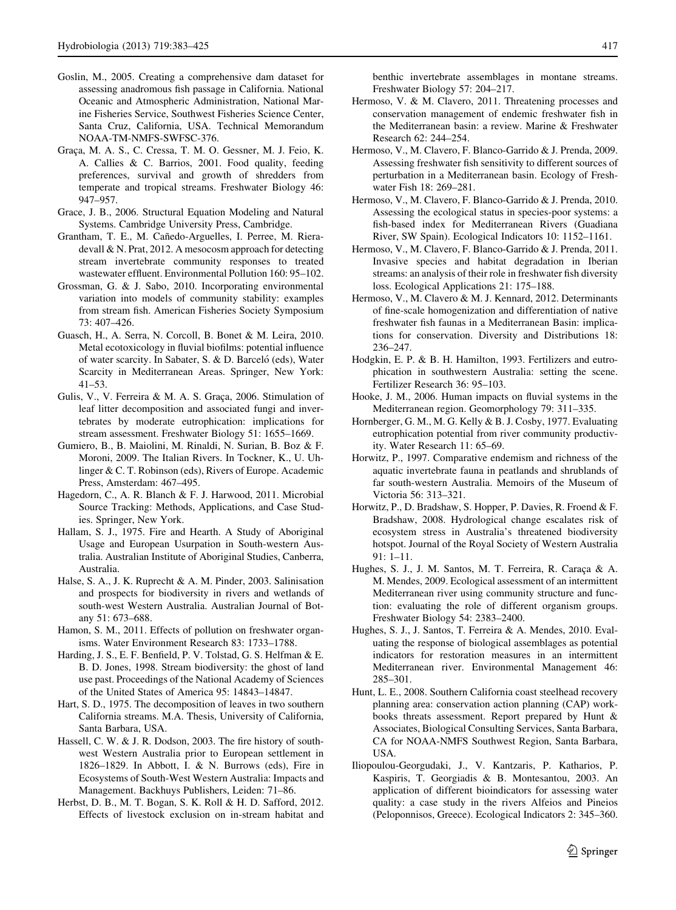Goslin, M., 2005. Creating a comprehensive dam dataset for assessing anadromous fish passage in California. National Oceanic and Atmospheric Administration, National Marine Fisheries Service, Southwest Fisheries Science Center, Santa Cruz, California, USA. Technical Memorandum NOAA-TM-NMFS-SWFSC-376.

Graça, M. A. S., C. Cressa, T. M. O. Gessner, M. J. Feio, K. A. Callies & C. Barrios, 2001. Food quality, feeding preferences, survival and growth of shredders from temperate and tropical streams. Freshwater Biology 46: 947–957.

Grace, J. B., 2006. Structural Equation Modeling and Natural Systems. Cambridge University Press, Cambridge.

Grantham, T. E., M. Cañedo-Arguelles, I. Perree, M. Rieradevall & N. Prat, 2012. A mesocosm approach for detecting stream invertebrate community responses to treated wastewater effluent. Environmental Pollution 160: 95–102.

Grossman, G. & J. Sabo, 2010. Incorporating environmental variation into models of community stability: examples from stream fish. American Fisheries Society Symposium 73: 407–426.

Guasch, H., A. Serra, N. Corcoll, B. Bonet & M. Leira, 2010. Metal ecotoxicology in fluvial biofilms: potential influence of water scarcity. In Sabater, S. & D. Barceló (eds), Water Scarcity in Mediterranean Areas. Springer, New York: 41–53.

Gulis, V., V. Ferreira & M. A. S. Graça, 2006. Stimulation of leaf litter decomposition and associated fungi and invertebrates by moderate eutrophication: implications for stream assessment. Freshwater Biology 51: 1655–1669.

Gumiero, B., B. Maiolini, M. Rinaldi, N. Surian, B. Boz & F. Moroni, 2009. The Italian Rivers. In Tockner, K., U. Uhlinger & C. T. Robinson (eds), Rivers of Europe. Academic Press, Amsterdam: 467–495.

Hagedorn, C., A. R. Blanch & F. J. Harwood, 2011. Microbial Source Tracking: Methods, Applications, and Case Studies. Springer, New York.

Hallam, S. J., 1975. Fire and Hearth. A Study of Aboriginal Usage and European Usurpation in South-western Australia. Australian Institute of Aboriginal Studies, Canberra, Australia.

Halse, S. A., J. K. Ruprecht & A. M. Pinder, 2003. Salinisation and prospects for biodiversity in rivers and wetlands of south-west Western Australia. Australian Journal of Botany 51: 673–688.

Hamon, S. M., 2011. Effects of pollution on freshwater organisms. Water Environment Research 83: 1733–1788.

Harding, J. S., E. F. Benfield, P. V. Tolstad, G. S. Helfman & E. B. D. Jones, 1998. Stream biodiversity: the ghost of land use past. Proceedings of the National Academy of Sciences of the United States of America 95: 14843–14847.

Hart, S. D., 1975. The decomposition of leaves in two southern California streams. M.A. Thesis, University of California, Santa Barbara, USA.

Hassell, C. W. & J. R. Dodson, 2003. The fire history of southwest Western Australia prior to European settlement in 1826–1829. In Abbott, I. & N. Burrows (eds), Fire in Ecosystems of South-West Western Australia: Impacts and Management. Backhuys Publishers, Leiden: 71–86.

Herbst, D. B., M. T. Bogan, S. K. Roll & H. D. Safford, 2012. Effects of livestock exclusion on in-stream habitat and benthic invertebrate assemblages in montane streams. Freshwater Biology 57: 204–217.

Hermoso, V. & M. Clavero, 2011. Threatening processes and conservation management of endemic freshwater fish in the Mediterranean basin: a review. Marine & Freshwater Research 62: 244–254.

Hermoso, V., M. Clavero, F. Blanco-Garrido & J. Prenda, 2009. Assessing freshwater fish sensitivity to different sources of perturbation in a Mediterranean basin. Ecology of Freshwater Fish 18: 269–281.

Hermoso, V., M. Clavero, F. Blanco-Garrido & J. Prenda, 2010. Assessing the ecological status in species-poor systems: a fish-based index for Mediterranean Rivers (Guadiana River, SW Spain). Ecological Indicators 10: 1152–1161.

Hermoso, V., M. Clavero, F. Blanco-Garrido & J. Prenda, 2011. Invasive species and habitat degradation in Iberian streams: an analysis of their role in freshwater fish diversity loss. Ecological Applications 21: 175–188.

Hermoso, V., M. Clavero & M. J. Kennard, 2012. Determinants of fine-scale homogenization and differentiation of native freshwater fish faunas in a Mediterranean Basin: implications for conservation. Diversity and Distributions 18: 236–247.

Hodgkin, E. P. & B. H. Hamilton, 1993. Fertilizers and eutrophication in southwestern Australia: setting the scene. Fertilizer Research 36: 95–103.

Hooke, J. M., 2006. Human impacts on fluvial systems in the Mediterranean region. Geomorphology 79: 311–335.

Hornberger, G. M., M. G. Kelly & B. J. Cosby, 1977. Evaluating eutrophication potential from river community productivity. Water Research 11: 65–69.

Horwitz, P., 1997. Comparative endemism and richness of the aquatic invertebrate fauna in peatlands and shrublands of far south-western Australia. Memoirs of the Museum of Victoria 56: 313–321.

Horwitz, P., D. Bradshaw, S. Hopper, P. Davies, R. Froend & F. Bradshaw, 2008. Hydrological change escalates risk of ecosystem stress in Australia's threatened biodiversity hotspot. Journal of the Royal Society of Western Australia 91: 1–11.

Hughes, S. J., J. M. Santos, M. T. Ferreira, R. Caraça & A. M. Mendes, 2009. Ecological assessment of an intermittent Mediterranean river using community structure and function: evaluating the role of different organism groups. Freshwater Biology 54: 2383–2400.

Hughes, S. J., J. Santos, T. Ferreira & A. Mendes, 2010. Evaluating the response of biological assemblages as potential indicators for restoration measures in an intermittent Mediterranean river. Environmental Management 46: 285–301.

Hunt, L. E., 2008. Southern California coast steelhead recovery planning area: conservation action planning (CAP) workbooks threats assessment. Report prepared by Hunt & Associates, Biological Consulting Services, Santa Barbara, CA for NOAA-NMFS Southwest Region, Santa Barbara, USA.

Iliopoulou-Georgudaki, J., V. Kantzaris, P. Katharios, P. Kaspiris, T. Georgiadis & B. Montesantou, 2003. An application of different bioindicators for assessing water quality: a case study in the rivers Alfeios and Pineios (Peloponnisos, Greece). Ecological Indicators 2: 345–360.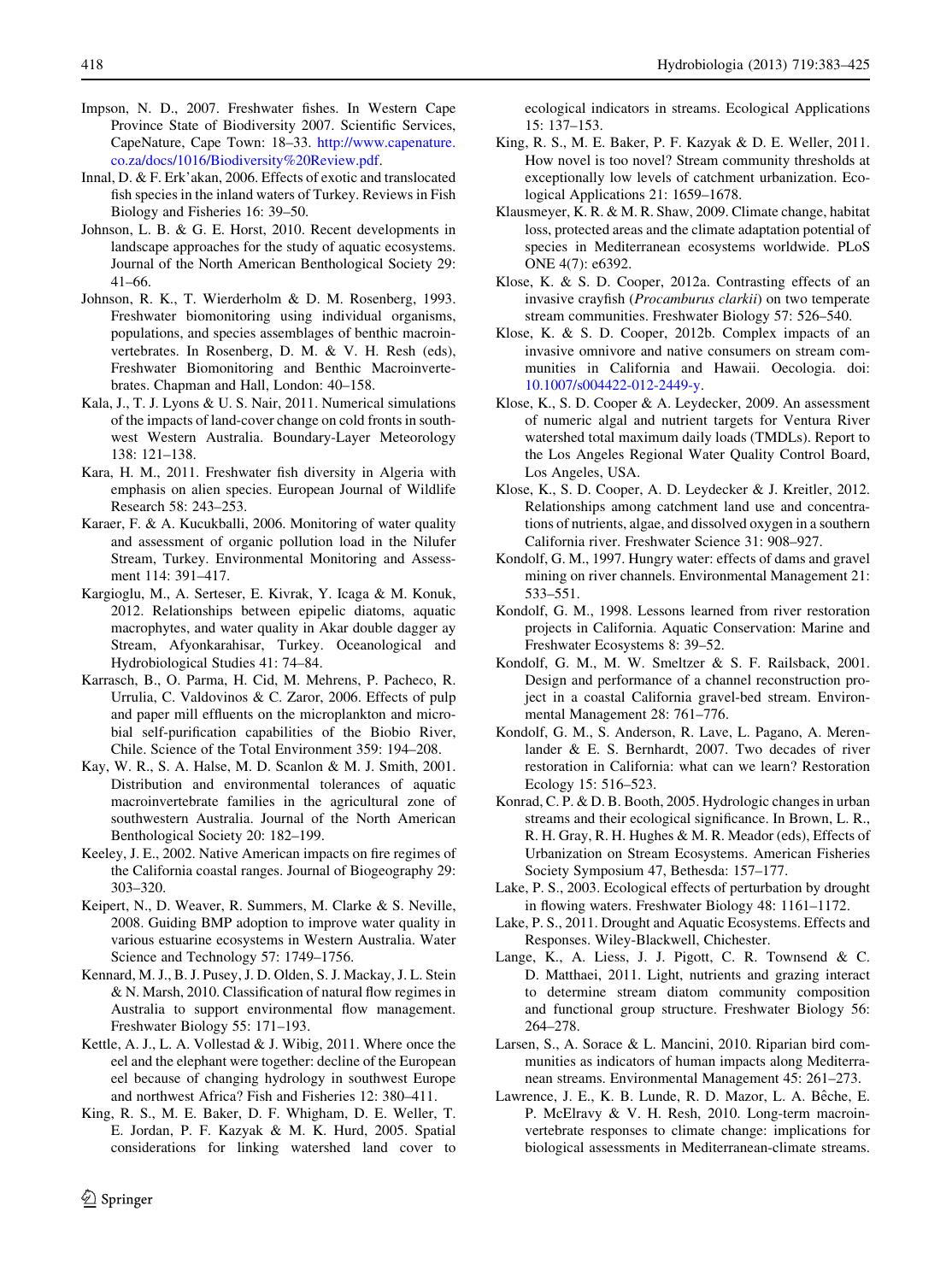Impson, N. D., 2007. Freshwater fishes. In Western Cape Province State of Biodiversity 2007. Scientific Services, CapeNature, Cape Town: 18–33. http://www.capenature.co.za/docs/1016/Biodiversity%20Review.pdf.

Innal, D. & F. Erk'akan, 2006. Effects of exotic and translocated fish species in the inland waters of Turkey. Reviews in Fish Biology and Fisheries 16: 39–50.

Johnson, L. B. & G. E. Horst, 2010. Recent developments in landscape approaches for the study of aquatic ecosystems. Journal of the North American Benthological Society 29: 41–66.

Johnson, R. K., T. Wierderholm & D. M. Rosenberg, 1993. Freshwater biomonitoring using individual organisms, populations, and species assemblages of benthic macroinvertebrates. In Rosenberg, D. M. & V. H. Resh (eds), Freshwater Biomonitoring and Benthic Macroinvertebrates. Chapman and Hall, London: 40–158.

Kala, J., T. J. Lyons & U. S. Nair, 2011. Numerical simulations of the impacts of land-cover change on cold fronts in southwest Western Australia. Boundary-Layer Meteorology 138: 121–138.

Kara, H. M., 2011. Freshwater fish diversity in Algeria with emphasis on alien species. European Journal of Wildlife Research 58: 243–253.

Karaer, F. & A. Kucukballi, 2006. Monitoring of water quality and assessment of organic pollution load in the Nilufer Stream, Turkey. Environmental Monitoring and Assessment 114: 391–417.

Kargioglu, M., A. Serteser, E. Kivrak, Y. Icaga & M. Konuk, 2012. Relationships between epipelic diatoms, aquatic macrophytes, and water quality in Akar double dagger ay Stream, Afyonkarahisar, Turkey. Oceanological and Hydrobiological Studies 41: 74–84.

Karrasch, B., O. Parma, H. Cid, M. Mehrens, P. Pacheco, R. Urrulia, C. Valdovinos & C. Zaror, 2006. Effects of pulp and paper mill effluents on the microplankton and microbial self-purification capabilities of the Biobio River, Chile. Science of the Total Environment 359: 194–208.

Kay, W. R., S. A. Halse, M. D. Scanlon & M. J. Smith, 2001. Distribution and environmental tolerances of aquatic macroinvertebrate families in the agricultural zone of southwestern Australia. Journal of the North American Benthological Society 20: 182–199.

Keeley, J. E., 2002. Native American impacts on fire regimes of the California coastal ranges. Journal of Biogeography 29: 303–320.

Keipert, N., D. Weaver, R. Summers, M. Clarke & S. Neville, 2008. Guiding BMP adoption to improve water quality in various estuarine ecosystems in Western Australia. Water Science and Technology 57: 1749–1756.

Kennard, M. J., B. J. Pusey, J. D. Olden, S. J. Mackay, J. L. Stein & N. Marsh, 2010. Classification of natural flow regimes in Australia to support environmental flow management. Freshwater Biology 55: 171–193.

Kettle, A. J., L. A. Vollestad & J. Wibig, 2011. Where once the eel and the elephant were together: decline of the European eel because of changing hydrology in southwest Europe and northwest Africa? Fish and Fisheries 12: 380–411.

King, R. S., M. E. Baker, D. F. Whigham, D. E. Weller, T. E. Jordan, P. F. Kazyak & M. K. Hurd, 2005. Spatial considerations for linking watershed land cover to ecological indicators in streams. Ecological Applications 15: 137–153.

King, R. S., M. E. Baker, P. F. Kazyak & D. E. Weller, 2011. How novel is too novel? Stream community thresholds at exceptionally low levels of catchment urbanization. Ecological Applications 21: 1659–1678.

Klausmeyer, K. R. & M. R. Shaw, 2009. Climate change, habitat loss, protected areas and the climate adaptation potential of species in Mediterranean ecosystems worldwide. PLoS ONE 4(7): e6392.

Klose, K. & S. D. Cooper, 2012a. Contrasting effects of an invasive crayfish (*Procamburus clarkii*) on two temperate stream communities. Freshwater Biology 57: 526–540.

Klose, K. & S. D. Cooper, 2012b. Complex impacts of an invasive omnivore and native consumers on stream communities in California and Hawaii. Oecologia. doi: 10.1007/s004422-012-2449-y.

Klose, K., S. D. Cooper & A. Leydecker, 2009. An assessment of numeric algal and nutrient targets for Ventura River watershed total maximum daily loads (TMDLs). Report to the Los Angeles Regional Water Quality Control Board, Los Angeles, USA.

Klose, K., S. D. Cooper, A. D. Leydecker & J. Kreitler, 2012. Relationships among catchment land use and concentrations of nutrients, algae, and dissolved oxygen in a southern California river. Freshwater Science 31: 908–927.

Kondolf, G. M., 1997. Hungry water: effects of dams and gravel mining on river channels. Environmental Management 21: 533–551.

Kondolf, G. M., 1998. Lessons learned from river restoration projects in California. Aquatic Conservation: Marine and Freshwater Ecosystems 8: 39–52.

Kondolf, G. M., M. W. Smeltzer & S. F. Railsback, 2001. Design and performance of a channel reconstruction project in a coastal California gravel-bed stream. Environmental Management 28: 761–776.

Kondolf, G. M., S. Anderson, R. Lave, L. Pagano, A. Merenlander & E. S. Bernhardt, 2007. Two decades of river restoration in California: what can we learn? Restoration Ecology 15: 516–523.

Konrad, C. P. & D. B. Booth, 2005. Hydrologic changes in urban streams and their ecological significance. In Brown, L. R., R. H. Gray, R. H. Hughes & M. R. Meador (eds), Effects of Urbanization on Stream Ecosystems. American Fisheries Society Symposium 47, Bethesda: 157–177.

Lake, P. S., 2003. Ecological effects of perturbation by drought in flowing waters. Freshwater Biology 48: 1161–1172.

Lake, P. S., 2011. Drought and Aquatic Ecosystems. Effects and Responses. Wiley-Blackwell, Chichester.

Lange, K., A. Liess, J. J. Pigott, C. R. Townsend & C. D. Matthaei, 2011. Light, nutrients and grazing interact to determine stream diatom community composition and functional group structure. Freshwater Biology 56: 264–278.

Larsen, S., A. Sorace & L. Mancini, 2010. Riparian bird communities as indicators of human impacts along Mediterranean streams. Environmental Management 45: 261–273.

Lawrence, J. E., K. B. Lunde, R. D. Mazor, L. A. Bêche, E. P. McElravy & V. H. Resh, 2010. Long-term macroinvertebrate responses to climate change: implications for biological assessments in Mediterranean-climate streams.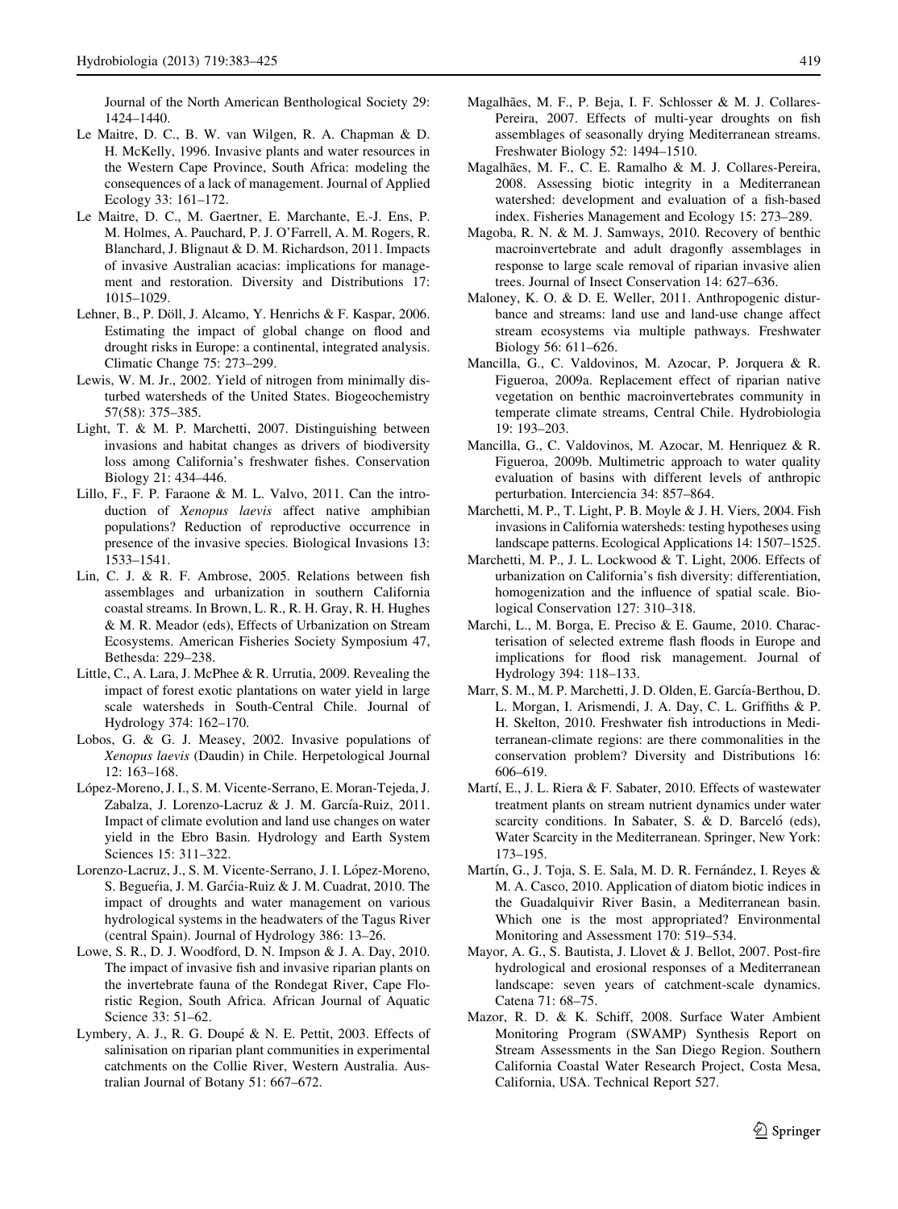Journal of the North American Benthological Society 29: 1424–1440.

Le Maitre, D. C., B. W. van Wilgen, R. A. Chapman & D. H. McKelly, 1996. Invasive plants and water resources in the Western Cape Province, South Africa: modeling the consequences of a lack of management. Journal of Applied Ecology 33: 161–172.

Le Maitre, D. C., M. Gaertner, E. Marchante, E.-J. Ens, P. M. Holmes, A. Pauchard, P. J. O'Farrell, A. M. Rogers, R. Blanchard, J. Blignaut & D. M. Richardson, 2011. Impacts of invasive Australian acacias: implications for management and restoration. Diversity and Distributions 17: 1015–1029.

Lehner, B., P. Döll, J. Alcamo, Y. Henrichs & F. Kaspar, 2006. Estimating the impact of global change on flood and drought risks in Europe: a continental, integrated analysis. Climatic Change 75: 273–299.

Lewis, W. M. Jr., 2002. Yield of nitrogen from minimally disturbed watersheds of the United States. Biogeochemistry 57(58): 375–385.

Light, T. & M. P. Marchetti, 2007. Distinguishing between invasions and habitat changes as drivers of biodiversity loss among California's freshwater fishes. Conservation Biology 21: 434–446.

Lillo, F., F. P. Faraone & M. L. Valvo, 2011. Can the introduction of *Xenopus laevis* affect native amphibian populations? Reduction of reproductive occurrence in presence of the invasive species. Biological Invasions 13: 1533–1541.

Lin, C. J. & R. F. Ambrose, 2005. Relations between fish assemblages and urbanization in southern California coastal streams. In Brown, L. R., R. H. Gray, R. H. Hughes & M. R. Meador (eds), Effects of Urbanization on Stream Ecosystems. American Fisheries Society Symposium 47, Bethesda: 229–238.

Little, C., A. Lara, J. McPhee & R. Urrutia, 2009. Revealing the impact of forest exotic plantations on water yield in large scale watersheds in South-Central Chile. Journal of Hydrology 374: 162–170.

Lobos, G. & G. J. Measey, 2002. Invasive populations of *Xenopus laevis* (Daudin) in Chile. Herpetological Journal 12: 163–168.

López-Moreno, J. I., S. M. Vicente-Serrano, E. Moran-Tejeda, J. Zabalza, J. Lorenzo-Lacruz & J. M. García-Ruiz, 2011. Impact of climate evolution and land use changes on water yield in the Ebro Basin. Hydrology and Earth System Sciences 15: 311–322.

Lorenzo-Lacruz, J., S. M. Vicente-Serrano, J. I. López-Moreno, S. Begueŕia, J. M. Garćia-Ruiz & J. M. Cuadrat, 2010. The impact of droughts and water management on various hydrological systems in the headwaters of the Tagus River (central Spain). Journal of Hydrology 386: 13–26.

Lowe, S. R., D. J. Woodford, D. N. Impson & J. A. Day, 2010. The impact of invasive fish and invasive riparian plants on the invertebrate fauna of the Rondegat River, Cape Floristic Region, South Africa. African Journal of Aquatic Science 33: 51–62.

Lymbery, A. J., R. G. Doupé & N. E. Pettit, 2003. Effects of salinisation on riparian plant communities in experimental catchments on the Collie River, Western Australia. Australian Journal of Botany 51: 667–672.

Magalhães, M. F., P. Beja, I. F. Schlosser & M. J. Collares-Pereira, 2007. Effects of multi-year droughts on fish assemblages of seasonally drying Mediterranean streams. Freshwater Biology 52: 1494–1510.

Magalhães, M. F., C. E. Ramalho & M. J. Collares-Pereira, 2008. Assessing biotic integrity in a Mediterranean watershed: development and evaluation of a fish-based index. Fisheries Management and Ecology 15: 273–289.

Magoba, R. N. & M. J. Samways, 2010. Recovery of benthic macroinvertebrate and adult dragonfly assemblages in response to large scale removal of riparian invasive alien trees. Journal of Insect Conservation 14: 627–636.

Maloney, K. O. & D. E. Weller, 2011. Anthropogenic disturbance and streams: land use and land-use change affect stream ecosystems via multiple pathways. Freshwater Biology 56: 611–626.

Mancilla, G., C. Valdovinos, M. Azocar, P. Jorquera & R. Figueroa, 2009a. Replacement effect of riparian native vegetation on benthic macroinvertebrates community in temperate climate streams, Central Chile. Hydrobiologia 19: 193–203.

Mancilla, G., C. Valdovinos, M. Azocar, M. Henriquez & R. Figueroa, 2009b. Multimetric approach to water quality evaluation of basins with different levels of anthropic perturbation. Interciencia 34: 857–864.

Marchetti, M. P., T. Light, P. B. Moyle & J. H. Viers, 2004. Fish invasions in California watersheds: testing hypotheses using landscape patterns. Ecological Applications 14: 1507–1525.

Marchetti, M. P., J. L. Lockwood & T. Light, 2006. Effects of urbanization on California's fish diversity: differentiation, homogenization and the influence of spatial scale. Biological Conservation 127: 310–318.

Marchi, L., M. Borga, E. Preciso & E. Gaume, 2010. Characterisation of selected extreme flash floods in Europe and implications for flood risk management. Journal of Hydrology 394: 118–133.

Marr, S. M., M. P. Marchetti, J. D. Olden, E. García-Berthou, D. L. Morgan, I. Arismendi, J. A. Day, C. L. Griffiths & P. H. Skelton, 2010. Freshwater fish introductions in Mediterranean-climate regions: are there commonalities in the conservation problem? Diversity and Distributions 16: 606–619.

Martí, E., J. L. Riera & F. Sabater, 2010. Effects of wastewater treatment plants on stream nutrient dynamics under water scarcity conditions. In Sabater, S. & D. Barceló (eds), Water Scarcity in the Mediterranean. Springer, New York: 173–195.

Martín, G., J. Toja, S. E. Sala, M. D. R. Fernández, I. Reyes & M. A. Casco, 2010. Application of diatom biotic indices in the Guadalquivir River Basin, a Mediterranean basin. Which one is the most appropriated? Environmental Monitoring and Assessment 170: 519–534.

Mayor, A. G., S. Bautista, J. Llovet & J. Bellot, 2007. Post-fire hydrological and erosional responses of a Mediterranean landscape: seven years of catchment-scale dynamics. Catena 71: 68–75.

Mazor, R. D. & K. Schiff, 2008. Surface Water Ambient Monitoring Program (SWAMP) Synthesis Report on Stream Assessments in the San Diego Region. Southern California Coastal Water Research Project, Costa Mesa, California, USA. Technical Report 527.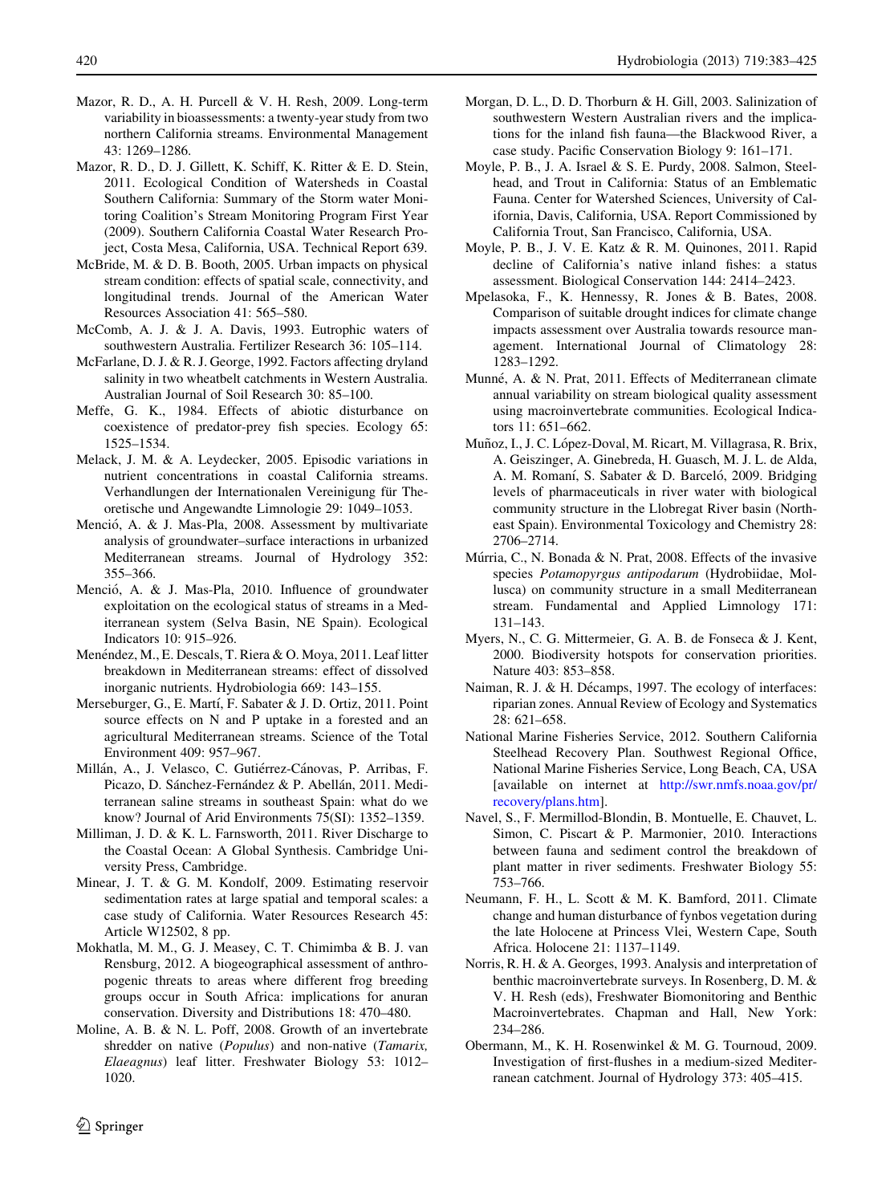Mazor, R. D., A. H. Purcell & V. H. Resh, 2009. Long-term variability in bioassessments: a twenty-year study from two northern California streams. Environmental Management 43: 1269–1286.

Mazor, R. D., D. J. Gillett, K. Schiff, K. Ritter & E. D. Stein, 2011. Ecological Condition of Watersheds in Coastal Southern California: Summary of the Storm water Monitoring Coalition's Stream Monitoring Program First Year (2009). Southern California Coastal Water Research Project, Costa Mesa, California, USA. Technical Report 639.

McBride, M. & D. B. Booth, 2005. Urban impacts on physical stream condition: effects of spatial scale, connectivity, and longitudinal trends. Journal of the American Water Resources Association 41: 565–580.

McComb, A. J. & J. A. Davis, 1993. Eutrophic waters of southwestern Australia. Fertilizer Research 36: 105–114.

McFarlane, D. J. & R. J. George, 1992. Factors affecting dryland salinity in two wheatbelt catchments in Western Australia. Australian Journal of Soil Research 30: 85–100.

Meffe, G. K., 1984. Effects of abiotic disturbance on coexistence of predator-prey fish species. Ecology 65: 1525–1534.

Melack, J. M. & A. Leydecker, 2005. Episodic variations in nutrient concentrations in coastal California streams. Verhandlungen der Internationalen Vereinigung für Theoretische und Angewandte Limnologie 29: 1049–1053.

Menció, A. & J. Mas-Pla, 2008. Assessment by multivariate analysis of groundwater–surface interactions in urbanized Mediterranean streams. Journal of Hydrology 352: 355–366.

Menció, A. & J. Mas-Pla, 2010. Influence of groundwater exploitation on the ecological status of streams in a Mediterranean system (Selva Basin, NE Spain). Ecological Indicators 10: 915–926.

Menéndez, M., E. Descals, T. Riera & O. Moya, 2011. Leaf litter breakdown in Mediterranean streams: effect of dissolved inorganic nutrients. Hydrobiologia 669: 143–155.

Merseburger, G., E. Martí, F. Sabater & J. D. Ortiz, 2011. Point source effects on N and P uptake in a forested and an agricultural Mediterranean streams. Science of the Total Environment 409: 957–967.

Millán, A., J. Velasco, C. Gutiérrez-Cánovas, P. Arribas, F. Picazo, D. Sánchez-Fernández & P. Abellán, 2011. Mediterranean saline streams in southeast Spain: what do we know? Journal of Arid Environments 75(SI): 1352–1359.

Milliman, J. D. & K. L. Farnsworth, 2011. River Discharge to the Coastal Ocean: A Global Synthesis. Cambridge University Press, Cambridge.

Minear, J. T. & G. M. Kondolf, 2009. Estimating reservoir sedimentation rates at large spatial and temporal scales: a case study of California. Water Resources Research 45: Article W12502, 8 pp.

Mokhatla, M. M., G. J. Measey, C. T. Chimimba & B. J. van Rensburg, 2012. A biogeographical assessment of anthropogenic threats to areas where different frog breeding groups occur in South Africa: implications for anuran conservation. Diversity and Distributions 18: 470–480.

Moline, A. B. & N. L. Poff, 2008. Growth of an invertebrate shredder on native (*Populus*) and non-native (*Tamarix, Elaeagnus*) leaf litter. Freshwater Biology 53: 1012–1020.

Morgan, D. L., D. D. Thorburn & H. Gill, 2003. Salinization of southwestern Western Australian rivers and the implications for the inland fish fauna—the Blackwood River, a case study. Pacific Conservation Biology 9: 161–171.

Moyle, P. B., J. A. Israel & S. E. Purdy, 2008. Salmon, Steelhead, and Trout in California: Status of an Emblematic Fauna. Center for Watershed Sciences, University of California, Davis, California, USA. Report Commissioned by California Trout, San Francisco, California, USA.

Moyle, P. B., J. V. E. Katz & R. M. Quinones, 2011. Rapid decline of California's native inland fishes: a status assessment. Biological Conservation 144: 2414–2423.

Mpelasoka, F., K. Hennessy, R. Jones & B. Bates, 2008. Comparison of suitable drought indices for climate change impacts assessment over Australia towards resource management. International Journal of Climatology 28: 1283–1292.

Munné, A. & N. Prat, 2011. Effects of Mediterranean climate annual variability on stream biological quality assessment using macroinvertebrate communities. Ecological Indicators 11: 651–662.

Muñoz, I., J. C. López-Doval, M. Ricart, M. Villagrasa, R. Brix, A. Geiszinger, A. Ginebreda, H. Guasch, M. J. L. de Alda, A. M. Romaní, S. Sabater & D. Barceló, 2009. Bridging levels of pharmaceuticals in river water with biological community structure in the Llobregat River basin (Northeast Spain). Environmental Toxicology and Chemistry 28: 2706–2714.

Múrria, C., N. Bonada & N. Prat, 2008. Effects of the invasive species *Potamopyrgus antipodarum* (Hydrobiidae, Mollusca) on community structure in a small Mediterranean stream. Fundamental and Applied Limnology 171: 131–143.

Myers, N., C. G. Mittermeier, G. A. B. de Fonseca & J. Kent, 2000. Biodiversity hotspots for conservation priorities. Nature 403: 853–858.

Naiman, R. J. & H. Décamps, 1997. The ecology of interfaces: riparian zones. Annual Review of Ecology and Systematics 28: 621–658.

National Marine Fisheries Service, 2012. Southern California Steelhead Recovery Plan. Southwest Regional Office, National Marine Fisheries Service, Long Beach, CA, USA [available on internet at http://swr.nmfs.noaa.gov/pr/recovery/plans.htm].

Navel, S., F. Mermillod-Blondin, B. Montuelle, E. Chauvet, L. Simon, C. Piscart & P. Marmonier, 2010. Interactions between fauna and sediment control the breakdown of plant matter in river sediments. Freshwater Biology 55: 753–766.

Neumann, F. H., L. Scott & M. K. Bamford, 2011. Climate change and human disturbance of fynbos vegetation during the late Holocene at Princess Vlei, Western Cape, South Africa. Holocene 21: 1137–1149.

Norris, R. H. & A. Georges, 1993. Analysis and interpretation of benthic macroinvertebrate surveys. In Rosenberg, D. M. & V. H. Resh (eds), Freshwater Biomonitoring and Benthic Macroinvertebrates. Chapman and Hall, New York: 234–286.

Obermann, M., K. H. Rosenwinkel & M. G. Tournoud, 2009. Investigation of first-flushes in a medium-sized Mediterranean catchment. Journal of Hydrology 373: 405–415.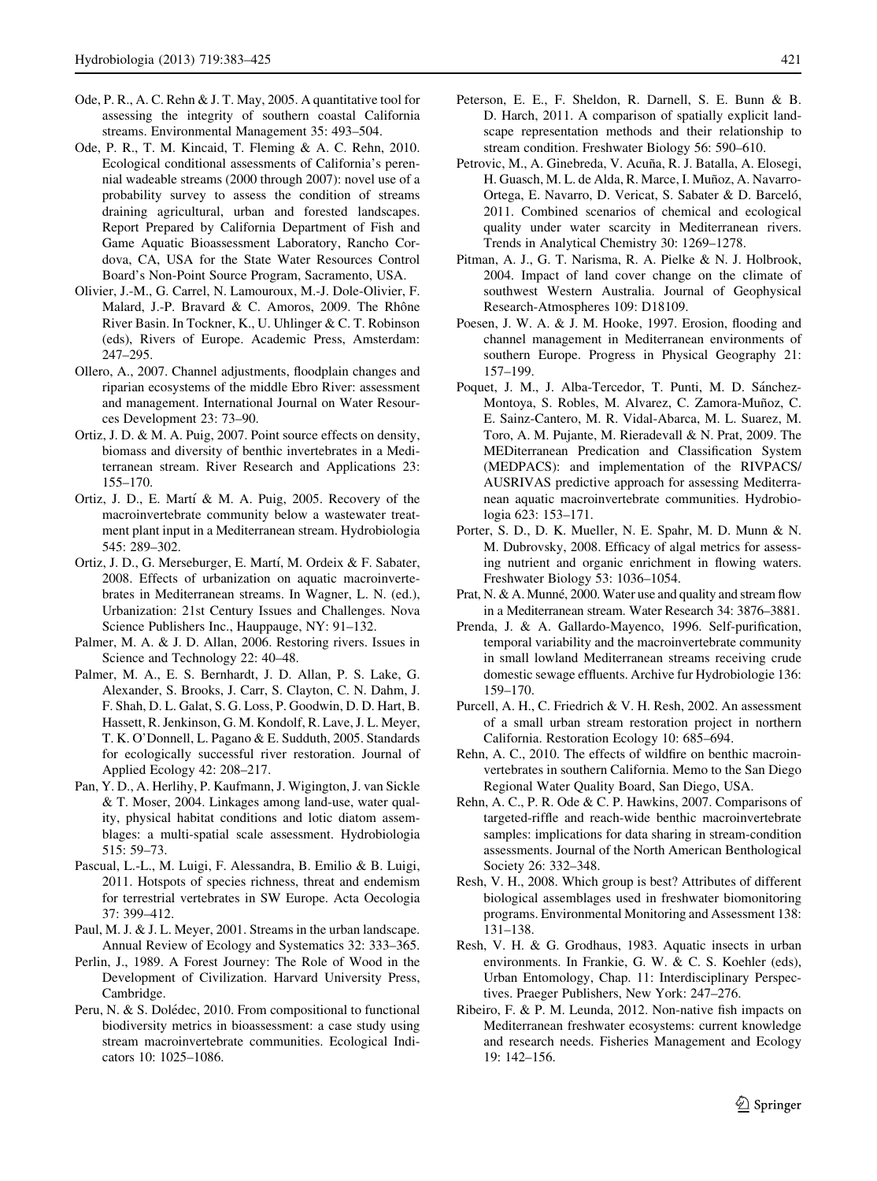Ode, P. R., A. C. Rehn & J. T. May, 2005. A quantitative tool for assessing the integrity of southern coastal California streams. Environmental Management 35: 493–504.

Ode, P. R., T. M. Kincaid, T. Fleming & A. C. Rehn, 2010. Ecological conditional assessments of California's perennial wadeable streams (2000 through 2007): novel use of a probability survey to assess the condition of streams draining agricultural, urban and forested landscapes. Report Prepared by California Department of Fish and Game Aquatic Bioassessment Laboratory, Rancho Cordova, CA, USA for the State Water Resources Control Board's Non-Point Source Program, Sacramento, USA.

Olivier, J.-M., G. Carrel, N. Lamouroux, M.-J. Dole-Olivier, F. Malard, J.-P. Bravard & C. Amoros, 2009. The Rhône River Basin. In Tockner, K., U. Uhlinger & C. T. Robinson (eds), Rivers of Europe. Academic Press, Amsterdam: 247–295.

Ollero, A., 2007. Channel adjustments, floodplain changes and riparian ecosystems of the middle Ebro River: assessment and management. International Journal on Water Resources Development 23: 73–90.

Ortiz, J. D. & M. A. Puig, 2007. Point source effects on density, biomass and diversity of benthic invertebrates in a Mediterranean stream. River Research and Applications 23: 155–170.

Ortiz, J. D., E. Martí & M. A. Puig, 2005. Recovery of the macroinvertebrate community below a wastewater treatment plant input in a Mediterranean stream. Hydrobiologia 545: 289–302.

Ortiz, J. D., G. Merseburger, E. Martí, M. Ordeix & F. Sabater, 2008. Effects of urbanization on aquatic macroinvertebrates in Mediterranean streams. In Wagner, L. N. (ed.), Urbanization: 21st Century Issues and Challenges. Nova Science Publishers Inc., Hauppauge, NY: 91–132.

Palmer, M. A. & J. D. Allan, 2006. Restoring rivers. Issues in Science and Technology 22: 40–48.

Palmer, M. A., E. S. Bernhardt, J. D. Allan, P. S. Lake, G. Alexander, S. Brooks, J. Carr, S. Clayton, C. N. Dahm, J. F. Shah, D. L. Galat, S. G. Loss, P. Goodwin, D. D. Hart, B. Hassett, R. Jenkinson, G. M. Kondolf, R. Lave, J. L. Meyer, T. K. O'Donnell, L. Pagano & E. Sudduth, 2005. Standards for ecologically successful river restoration. Journal of Applied Ecology 42: 208–217.

Pan, Y. D., A. Herlihy, P. Kaufmann, J. Wigington, J. van Sickle & T. Moser, 2004. Linkages among land-use, water quality, physical habitat conditions and lotic diatom assemblages: a multi-spatial scale assessment. Hydrobiologia 515: 59–73.

Pascual, L.-L., M. Luigi, F. Alessandra, B. Emilio & B. Luigi, 2011. Hotspots of species richness, threat and endemism for terrestrial vertebrates in SW Europe. Acta Oecologia 37: 399–412.

Paul, M. J. & J. L. Meyer, 2001. Streams in the urban landscape. Annual Review of Ecology and Systematics 32: 333–365.

Perlin, J., 1989. A Forest Journey: The Role of Wood in the Development of Civilization. Harvard University Press, Cambridge.

Peru, N. & S. Dolédec, 2010. From compositional to functional biodiversity metrics in bioassessment: a case study using stream macroinvertebrate communities. Ecological Indicators 10: 1025–1086.

Peterson, E. E., F. Sheldon, R. Darnell, S. E. Bunn & B. D. Harch, 2011. A comparison of spatially explicit landscape representation methods and their relationship to stream condition. Freshwater Biology 56: 590–610.

Petrovic, M., A. Ginebreda, V. Acuña, R. J. Batalla, A. Elosegi, H. Guasch, M. L. de Alda, R. Marce, I. Muñoz, A. Navarro-Ortega, E. Navarro, D. Vericat, S. Sabater & D. Barceló, 2011. Combined scenarios of chemical and ecological quality under water scarcity in Mediterranean rivers. Trends in Analytical Chemistry 30: 1269–1278.

Pitman, A. J., G. T. Narisma, R. A. Pielke & N. J. Holbrook, 2004. Impact of land cover change on the climate of southwest Western Australia. Journal of Geophysical Research-Atmospheres 109: D18109.

Poesen, J. W. A. & J. M. Hooke, 1997. Erosion, flooding and channel management in Mediterranean environments of southern Europe. Progress in Physical Geography 21: 157–199.

Poquet, J. M., J. Alba-Tercedor, T. Punti, M. D. Sánchez-Montoya, S. Robles, M. Alvarez, C. Zamora-Muñoz, C. E. Sainz-Cantero, M. R. Vidal-Abarca, M. L. Suarez, M. Toro, A. M. Pujante, M. Rieradevall & N. Prat, 2009. The MEDiterranean Predication and Classification System (MEDPACS): and implementation of the RIVPACS/AUSRIVAS predictive approach for assessing Mediterranean aquatic macroinvertebrate communities. Hydrobiologia 623: 153–171.

Porter, S. D., D. K. Mueller, N. E. Spahr, M. D. Munn & N. M. Dubrovsky, 2008. Efficacy of algal metrics for assessing nutrient and organic enrichment in flowing waters. Freshwater Biology 53: 1036–1054.

Prat, N. & A. Munné, 2000. Water use and quality and stream flow in a Mediterranean stream. Water Research 34: 3876–3881.

Prenda, J. & A. Gallardo-Mayenco, 1996. Self-purification, temporal variability and the macroinvertebrate community in small lowland Mediterranean streams receiving crude domestic sewage effluents. Archive fur Hydrobiologie 136: 159–170.

Purcell, A. H., C. Friedrich & V. H. Resh, 2002. An assessment of a small urban stream restoration project in northern California. Restoration Ecology 10: 685–694.

Rehn, A. C., 2010. The effects of wildfire on benthic macroinvertebrates in southern California. Memo to the San Diego Regional Water Quality Board, San Diego, USA.

Rehn, A. C., P. R. Ode & C. P. Hawkins, 2007. Comparisons of targeted-riffle and reach-wide benthic macroinvertebrate samples: implications for data sharing in stream-condition assessments. Journal of the North American Benthological Society 26: 332–348.

Resh, V. H., 2008. Which group is best? Attributes of different biological assemblages used in freshwater biomonitoring programs. Environmental Monitoring and Assessment 138: 131–138.

Resh, V. H. & G. Grodhaus, 1983. Aquatic insects in urban environments. In Frankie, G. W. & C. S. Koehler (eds), Urban Entomology, Chap. 11: Interdisciplinary Perspectives. Praeger Publishers, New York: 247–276.

Ribeiro, F. & P. M. Leunda, 2012. Non-native fish impacts on Mediterranean freshwater ecosystems: current knowledge and research needs. Fisheries Management and Ecology 19: 142–156.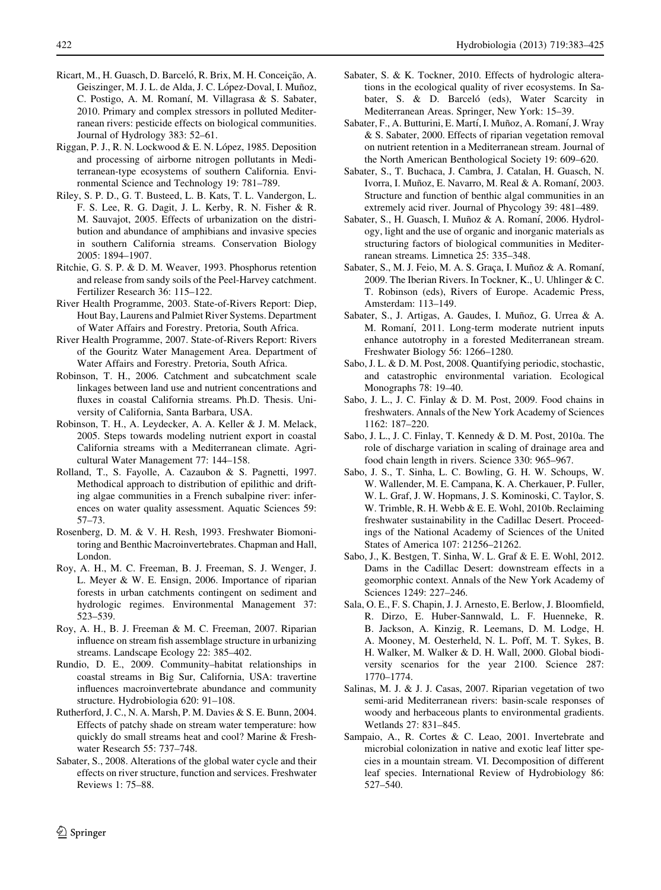Ricart, M., H. Guasch, D. Barceló, R. Brix, M. H. Conceição, A. Geiszinger, M. J. L. de Alda, J. C. López-Doval, I. Muñoz, C. Postigo, A. M. Romaní, M. Villagrasa & S. Sabater, 2010. Primary and complex stressors in polluted Mediterranean rivers: pesticide effects on biological communities. Journal of Hydrology 383: 52–61.

Riggan, P. J., R. N. Lockwood & E. N. López, 1985. Deposition and processing of airborne nitrogen pollutants in Mediterranean-type ecosystems of southern California. Environmental Science and Technology 19: 781–789.

Riley, S. P. D., G. T. Busteed, L. B. Kats, T. L. Vandergon, L. F. S. Lee, R. G. Dagit, J. L. Kerby, R. N. Fisher & R. M. Sauvajot, 2005. Effects of urbanization on the distribution and abundance of amphibians and invasive species in southern California streams. Conservation Biology 2005: 1894–1907.

Ritchie, G. S. P. & D. M. Weaver, 1993. Phosphorus retention and release from sandy soils of the Peel-Harvey catchment. Fertilizer Research 36: 115–122.

River Health Programme, 2003. State-of-Rivers Report: Diep, Hout Bay, Laurens and Palmiet River Systems. Department of Water Affairs and Forestry. Pretoria, South Africa.

River Health Programme, 2007. State-of-Rivers Report: Rivers of the Gouritz Water Management Area. Department of Water Affairs and Forestry. Pretoria, South Africa.

Robinson, T. H., 2006. Catchment and subcatchment scale linkages between land use and nutrient concentrations and fluxes in coastal California streams. Ph.D. Thesis. University of California, Santa Barbara, USA.

Robinson, T. H., A. Leydecker, A. A. Keller & J. M. Melack, 2005. Steps towards modeling nutrient export in coastal California streams with a Mediterranean climate. Agricultural Water Management 77: 144–158.

Rolland, T., S. Fayolle, A. Cazaubon & S. Pagnetti, 1997. Methodical approach to distribution of epilithic and drifting algae communities in a French subalpine river: inferences on water quality assessment. Aquatic Sciences 59: 57–73.

Rosenberg, D. M. & V. H. Resh, 1993. Freshwater Biomonitoring and Benthic Macroinvertebrates. Chapman and Hall, London.

Roy, A. H., M. C. Freeman, B. J. Freeman, S. J. Wenger, J. L. Meyer & W. E. Ensign, 2006. Importance of riparian forests in urban catchments contingent on sediment and hydrologic regimes. Environmental Management 37: 523–539.

Roy, A. H., B. J. Freeman & M. C. Freeman, 2007. Riparian influence on stream fish assemblage structure in urbanizing streams. Landscape Ecology 22: 385–402.

Rundio, D. E., 2009. Community–habitat relationships in coastal streams in Big Sur, California, USA: travertine influences macroinvertebrate abundance and community structure. Hydrobiologia 620: 91–108.

Rutherford, J. C., N. A. Marsh, P. M. Davies & S. E. Bunn, 2004. Effects of patchy shade on stream water temperature: how quickly do small streams heat and cool? Marine & Freshwater Research 55: 737–748.

Sabater, S., 2008. Alterations of the global water cycle and their effects on river structure, function and services. Freshwater Reviews 1: 75–88.

Sabater, S. & K. Tockner, 2010. Effects of hydrologic alterations in the ecological quality of river ecosystems. In Sabater, S. & D. Barceló (eds), Water Scarcity in Mediterranean Areas. Springer, New York: 15–39.

Sabater, F., A. Butturini, E. Martí, I. Muñoz, A. Romaní, J. Wray & S. Sabater, 2000. Effects of riparian vegetation removal on nutrient retention in a Mediterranean stream. Journal of the North American Benthological Society 19: 609–620.

Sabater, S., T. Buchaca, J. Cambra, J. Catalan, H. Guasch, N. Ivorra, I. Muñoz, E. Navarro, M. Real & A. Romaní, 2003. Structure and function of benthic algal communities in an extremely acid river. Journal of Phycology 39: 481–489.

Sabater, S., H. Guasch, I. Muñoz & A. Romaní, 2006. Hydrology, light and the use of organic and inorganic materials as structuring factors of biological communities in Mediterranean streams. Limnetica 25: 335–348.

Sabater, S., M. J. Feio, M. A. S. Graça, I. Muñoz & A. Romaní, 2009. The Iberian Rivers. In Tockner, K., U. Uhlinger & C. T. Robinson (eds), Rivers of Europe. Academic Press, Amsterdam: 113–149.

Sabater, S., J. Artigas, A. Gaudes, I. Muñoz, G. Urrea & A. M. Romaní, 2011. Long-term moderate nutrient inputs enhance autotrophy in a forested Mediterranean stream. Freshwater Biology 56: 1266–1280.

Sabo, J. L. & D. M. Post, 2008. Quantifying periodic, stochastic, and catastrophic environmental variation. Ecological Monographs 78: 19–40.

Sabo, J. L., J. C. Finlay & D. M. Post, 2009. Food chains in freshwaters. Annals of the New York Academy of Sciences 1162: 187–220.

Sabo, J. L., J. C. Finlay, T. Kennedy & D. M. Post, 2010a. The role of discharge variation in scaling of drainage area and food chain length in rivers. Science 330: 965–967.

Sabo, J. S., T. Sinha, L. C. Bowling, G. H. W. Schoups, W. W. Wallender, M. E. Campana, K. A. Cherkauer, P. Fuller, W. L. Graf, J. W. Hopmans, J. S. Kominoski, C. Taylor, S. W. Trimble, R. H. Webb & E. E. Wohl, 2010b. Reclaiming freshwater sustainability in the Cadillac Desert. Proceedings of the National Academy of Sciences of the United States of America 107: 21256–21262.

Sabo, J., K. Bestgen, T. Sinha, W. L. Graf & E. E. Wohl, 2012. Dams in the Cadillac Desert: downstream effects in a geomorphic context. Annals of the New York Academy of Sciences 1249: 227–246.

Sala, O. E., F. S. Chapin, J. J. Arnesto, E. Berlow, J. Bloomfield, R. Dirzo, E. Huber-Sannwald, L. F. Huenneke, R. B. Jackson, A. Kinzig, R. Leemans, D. M. Lodge, H. A. Mooney, M. Oesterheld, N. L. Poff, M. T. Sykes, B. H. Walker, M. Walker & D. H. Wall, 2000. Global biodiversity scenarios for the year 2100. Science 287: 1770–1774.

Salinas, M. J. & J. J. Casas, 2007. Riparian vegetation of two semi-arid Mediterranean rivers: basin-scale responses of woody and herbaceous plants to environmental gradients. Wetlands 27: 831–845.

Sampaio, A., R. Cortes & C. Leao, 2001. Invertebrate and microbial colonization in native and exotic leaf litter species in a mountain stream. VI. Decomposition of different leaf species. International Review of Hydrobiology 86: 527–540.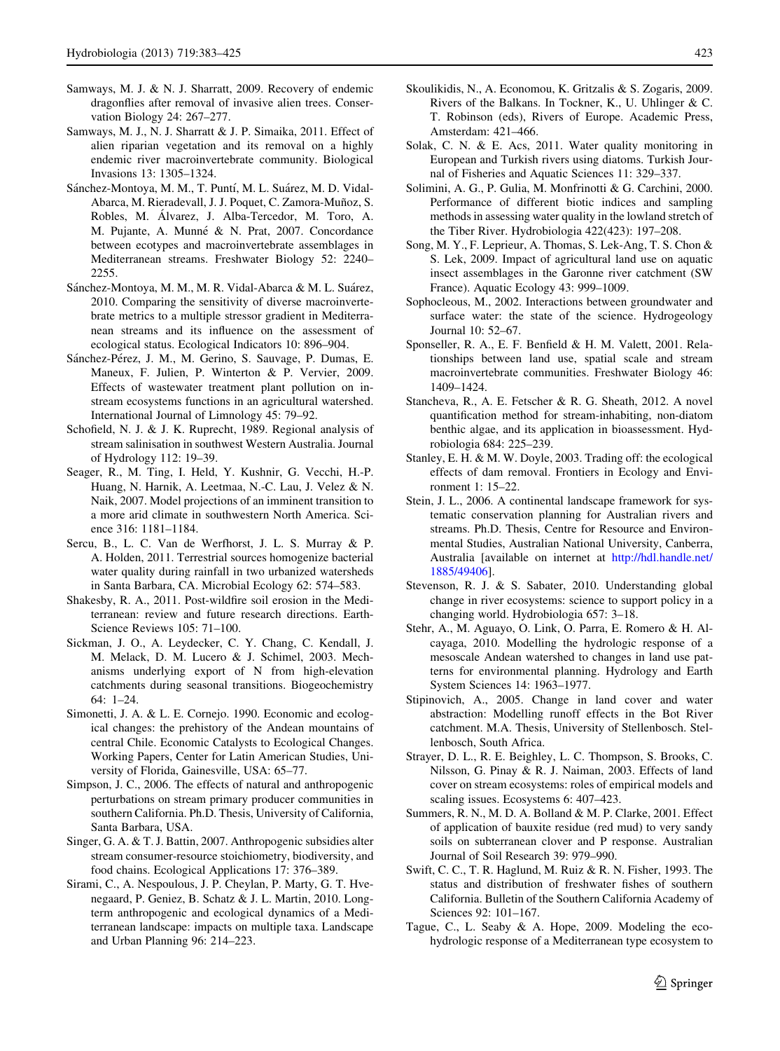Samways, M. J. & N. J. Sharratt, 2009. Recovery of endemic dragonflies after removal of invasive alien trees. Conservation Biology 24: 267–277.

Samways, M. J., N. J. Sharratt & J. P. Simaika, 2011. Effect of alien riparian vegetation and its removal on a highly endemic river macroinvertebrate community. Biological Invasions 13: 1305–1324.

Sánchez-Montoya, M. M., T. Puntí, M. L. Suárez, M. D. Vidal-Abarca, M. Rieradevall, J. J. Poquet, C. Zamora-Muñoz, S. Robles, M. Álvarez, J. Alba-Tercedor, M. Toro, A. M. Pujante, A. Munné & N. Prat, 2007. Concordance between ecotypes and macroinvertebrate assemblages in Mediterranean streams. Freshwater Biology 52: 2240–2255.

Sánchez-Montoya, M. M., M. R. Vidal-Abarca & M. L. Suárez, 2010. Comparing the sensitivity of diverse macroinvertebrate metrics to a multiple stressor gradient in Mediterranean streams and its influence on the assessment of ecological status. Ecological Indicators 10: 896–904.

Sánchez-Pérez, J. M., M. Gerino, S. Sauvage, P. Dumas, E. Maneux, F. Julien, P. Winterton & P. Vervier, 2009. Effects of wastewater treatment plant pollution on in-stream ecosystems functions in an agricultural watershed. International Journal of Limnology 45: 79–92.

Schofield, N. J. & J. K. Ruprecht, 1989. Regional analysis of stream salinisation in southwest Western Australia. Journal of Hydrology 112: 19–39.

Seager, R., M. Ting, I. Held, Y. Kushnir, G. Vecchi, H.-P. Huang, N. Harnik, A. Leetmaa, N.-C. Lau, J. Velez & N. Naik, 2007. Model projections of an imminent transition to a more arid climate in southwestern North America. Science 316: 1181–1184.

Sercu, B., L. C. Van de Werfhorst, J. L. S. Murray & P. A. Holden, 2011. Terrestrial sources homogenize bacterial water quality during rainfall in two urbanized watersheds in Santa Barbara, CA. Microbial Ecology 62: 574–583.

Shakesby, R. A., 2011. Post-wildfire soil erosion in the Mediterranean: review and future research directions. Earth-Science Reviews 105: 71–100.

Sickman, J. O., A. Leydecker, C. Y. Chang, C. Kendall, J. M. Melack, D. M. Lucero & J. Schimel, 2003. Mechanisms underlying export of N from high-elevation catchments during seasonal transitions. Biogeochemistry 64: 1–24.

Simonetti, J. A. & L. E. Cornejo. 1990. Economic and ecological changes: the prehistory of the Andean mountains of central Chile. Economic Catalysts to Ecological Changes. Working Papers, Center for Latin American Studies, University of Florida, Gainesville, USA: 65–77.

Simpson, J. C., 2006. The effects of natural and anthropogenic perturbations on stream primary producer communities in southern California. Ph.D. Thesis, University of California, Santa Barbara, USA.

Singer, G. A. & T. J. Battin, 2007. Anthropogenic subsidies alter stream consumer-resource stoichiometry, biodiversity, and food chains. Ecological Applications 17: 376–389.

Sirami, C., A. Nespoulous, J. P. Cheylan, P. Marty, G. T. Hvenegaard, P. Geniez, B. Schatz & J. L. Martin, 2010. Long-term anthropogenic and ecological dynamics of a Mediterranean landscape: impacts on multiple taxa. Landscape and Urban Planning 96: 214–223.

Skoulikidis, N., A. Economou, K. Gritzalis & S. Zogaris, 2009. Rivers of the Balkans. In Tockner, K., U. Uhlinger & C. T. Robinson (eds), Rivers of Europe. Academic Press, Amsterdam: 421–466.

Solak, C. N. & E. Acs, 2011. Water quality monitoring in European and Turkish rivers using diatoms. Turkish Journal of Fisheries and Aquatic Sciences 11: 329–337.

Solimini, A. G., P. Gulia, M. Monfrinotti & G. Carchini, 2000. Performance of different biotic indices and sampling methods in assessing water quality in the lowland stretch of the Tiber River. Hydrobiologia 422(423): 197–208.

Song, M. Y., F. Leprieur, A. Thomas, S. Lek-Ang, T. S. Chon & S. Lek, 2009. Impact of agricultural land use on aquatic insect assemblages in the Garonne river catchment (SW France). Aquatic Ecology 43: 999–1009.

Sophocleous, M., 2002. Interactions between groundwater and surface water: the state of the science. Hydrogeology Journal 10: 52–67.

Sponseller, R. A., E. F. Benfield & H. M. Valett, 2001. Relationships between land use, spatial scale and stream macroinvertebrate communities. Freshwater Biology 46: 1409–1424.

Stancheva, R., A. E. Fetscher & R. G. Sheath, 2012. A novel quantification method for stream-inhabiting, non-diatom benthic algae, and its application in bioassessment. Hydrobiologia 684: 225–239.

Stanley, E. H. & M. W. Doyle, 2003. Trading off: the ecological effects of dam removal. Frontiers in Ecology and Environment 1: 15–22.

Stein, J. L., 2006. A continental landscape framework for systematic conservation planning for Australian rivers and streams. Ph.D. Thesis, Centre for Resource and Environmental Studies, Australian National University, Canberra, Australia [available on internet at http://hdl.handle.net/1885/49406].

Stevenson, R. J. & S. Sabater, 2010. Understanding global change in river ecosystems: science to support policy in a changing world. Hydrobiologia 657: 3–18.

Stehr, A., M. Aguayo, O. Link, O. Parra, E. Romero & H. Alcayaga, 2010. Modelling the hydrologic response of a mesoscale Andean watershed to changes in land use patterns for environmental planning. Hydrology and Earth System Sciences 14: 1963–1977.

Stipinovich, A., 2005. Change in land cover and water abstraction: Modelling runoff effects in the Bot River catchment. M.A. Thesis, University of Stellenbosch. Stellenbosch, South Africa.

Strayer, D. L., R. E. Beighley, L. C. Thompson, S. Brooks, C. Nilsson, G. Pinay & R. J. Naiman, 2003. Effects of land cover on stream ecosystems: roles of empirical models and scaling issues. Ecosystems 6: 407–423.

Summers, R. N., M. D. A. Bolland & M. P. Clarke, 2001. Effect of application of bauxite residue (red mud) to very sandy soils on subterranean clover and P response. Australian Journal of Soil Research 39: 979–990.

Swift, C. C., T. R. Haglund, M. Ruiz & R. N. Fisher, 1993. The status and distribution of freshwater fishes of southern California. Bulletin of the Southern California Academy of Sciences 92: 101–167.

Tague, C., L. Seaby & A. Hope, 2009. Modeling the eco-hydrologic response of a Mediterranean type ecosystem to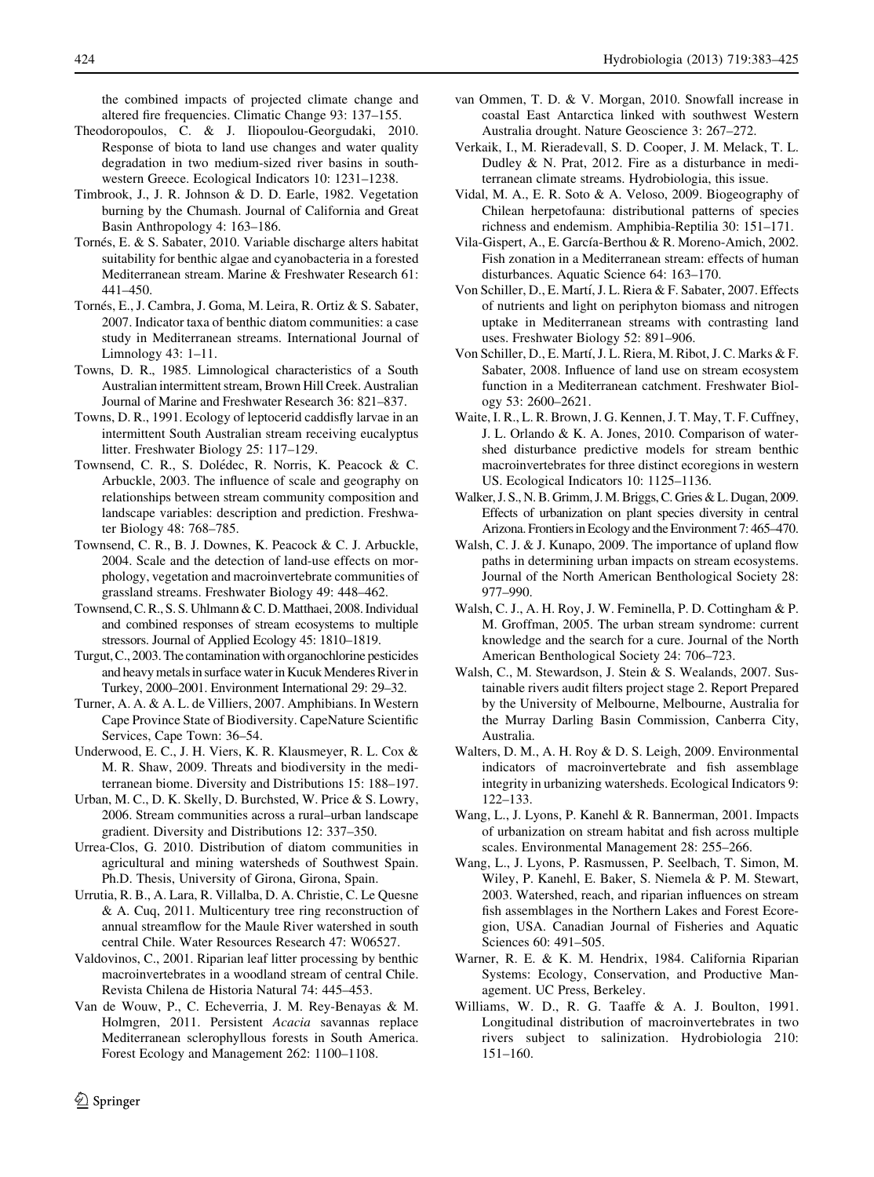the combined impacts of projected climate change and altered fire frequencies. Climatic Change 93: 137–155.

Theodoropoulos, C. & J. Iliopoulou-Georgudaki, 2010. Response of biota to land use changes and water quality degradation in two medium-sized river basins in southwestern Greece. Ecological Indicators 10: 1231–1238.

Timbrook, J., J. R. Johnson & D. D. Earle, 1982. Vegetation burning by the Chumash. Journal of California and Great Basin Anthropology 4: 163–186.

Tornés, E. & S. Sabater, 2010. Variable discharge alters habitat suitability for benthic algae and cyanobacteria in a forested Mediterranean stream. Marine & Freshwater Research 61: 441–450.

Tornés, E., J. Cambra, J. Goma, M. Leira, R. Ortiz & S. Sabater, 2007. Indicator taxa of benthic diatom communities: a case study in Mediterranean streams. International Journal of Limnology 43: 1–11.

Towns, D. R., 1985. Limnological characteristics of a South Australian intermittent stream, Brown Hill Creek. Australian Journal of Marine and Freshwater Research 36: 821–837.

Towns, D. R., 1991. Ecology of leptocerid caddisfly larvae in an intermittent South Australian stream receiving eucalyptus litter. Freshwater Biology 25: 117–129.

Townsend, C. R., S. Dolédec, R. Norris, K. Peacock & C. Arbuckle, 2003. The influence of scale and geography on relationships between stream community composition and landscape variables: description and prediction. Freshwater Biology 48: 768–785.

Townsend, C. R., B. J. Downes, K. Peacock & C. J. Arbuckle, 2004. Scale and the detection of land-use effects on morphology, vegetation and macroinvertebrate communities of grassland streams. Freshwater Biology 49: 448–462.

Townsend, C. R., S. S. Uhlmann & C. D. Matthaei, 2008. Individual and combined responses of stream ecosystems to multiple stressors. Journal of Applied Ecology 45: 1810–1819.

Turgut, C., 2003. The contamination with organochlorine pesticides and heavy metals in surface water in Kucuk Menderes River in Turkey, 2000–2001. Environment International 29: 29–32.

Turner, A. A. & A. L. de Villiers, 2007. Amphibians. In Western Cape Province State of Biodiversity. CapeNature Scientific Services, Cape Town: 36–54.

Underwood, E. C., J. H. Viers, K. R. Klausmeyer, R. L. Cox & M. R. Shaw, 2009. Threats and biodiversity in the mediterranean biome. Diversity and Distributions 15: 188–197.

Urban, M. C., D. K. Skelly, D. Burchsted, W. Price & S. Lowry, 2006. Stream communities across a rural–urban landscape gradient. Diversity and Distributions 12: 337–350.

Urrea-Clos, G. 2010. Distribution of diatom communities in agricultural and mining watersheds of Southwest Spain. Ph.D. Thesis, University of Girona, Girona, Spain.

Urrutia, R. B., A. Lara, R. Villalba, D. A. Christie, C. Le Quesne & A. Cuq, 2011. Multicentury tree ring reconstruction of annual streamflow for the Maule River watershed in south central Chile. Water Resources Research 47: W06527.

Valdovinos, C., 2001. Riparian leaf litter processing by benthic macroinvertebrates in a woodland stream of central Chile. Revista Chilena de Historia Natural 74: 445–453.

Van de Wouw, P., C. Echeverria, J. M. Rey-Benayas & M. Holmgren, 2011. Persistent *Acacia* savannas replace Mediterranean sclerophyllous forests in South America. Forest Ecology and Management 262: 1100–1108.

van Ommen, T. D. & V. Morgan, 2010. Snowfall increase in coastal East Antarctica linked with southwest Western Australia drought. Nature Geoscience 3: 267–272.

Verkaik, I., M. Rieradevall, S. D. Cooper, J. M. Melack, T. L. Dudley & N. Prat, 2012. Fire as a disturbance in mediterranean climate streams. Hydrobiologia, this issue.

Vidal, M. A., E. R. Soto & A. Veloso, 2009. Biogeography of Chilean herpetofauna: distributional patterns of species richness and endemism. Amphibia-Reptilia 30: 151–171.

Vila-Gispert, A., E. García-Berthou & R. Moreno-Amich, 2002. Fish zonation in a Mediterranean stream: effects of human disturbances. Aquatic Science 64: 163–170.

Von Schiller, D., E. Martí, J. L. Riera & F. Sabater, 2007. Effects of nutrients and light on periphyton biomass and nitrogen uptake in Mediterranean streams with contrasting land uses. Freshwater Biology 52: 891–906.

Von Schiller, D., E. Martí, J. L. Riera, M. Ribot, J. C. Marks & F. Sabater, 2008. Influence of land use on stream ecosystem function in a Mediterranean catchment. Freshwater Biology 53: 2600–2621.

Waite, I. R., L. R. Brown, J. G. Kennen, J. T. May, T. F. Cuffney, J. L. Orlando & K. A. Jones, 2010. Comparison of watershed disturbance predictive models for stream benthic macroinvertebrates for three distinct ecoregions in western US. Ecological Indicators 10: 1125–1136.

Walker, J. S., N. B. Grimm, J. M. Briggs, C. Gries & L. Dugan, 2009. Effects of urbanization on plant species diversity in central Arizona. Frontiers in Ecology and the Environment 7: 465–470.

Walsh, C. J. & J. Kunapo, 2009. The importance of upland flow paths in determining urban impacts on stream ecosystems. Journal of the North American Benthological Society 28: 977–990.

Walsh, C. J., A. H. Roy, J. W. Feminella, P. D. Cottingham & P. M. Groffman, 2005. The urban stream syndrome: current knowledge and the search for a cure. Journal of the North American Benthological Society 24: 706–723.

Walsh, C., M. Stewardson, J. Stein & S. Wealands, 2007. Sustainable rivers audit filters project stage 2. Report Prepared by the University of Melbourne, Melbourne, Australia for the Murray Darling Basin Commission, Canberra City, Australia.

Walters, D. M., A. H. Roy & D. S. Leigh, 2009. Environmental indicators of macroinvertebrate and fish assemblage integrity in urbanizing watersheds. Ecological Indicators 9: 122–133.

Wang, L., J. Lyons, P. Kanehl & R. Bannerman, 2001. Impacts of urbanization on stream habitat and fish across multiple scales. Environmental Management 28: 255–266.

Wang, L., J. Lyons, P. Rasmussen, P. Seelbach, T. Simon, M. Wiley, P. Kanehl, E. Baker, S. Niemela & P. M. Stewart, 2003. Watershed, reach, and riparian influences on stream fish assemblages in the Northern Lakes and Forest Ecoregion, USA. Canadian Journal of Fisheries and Aquatic Sciences 60: 491–505.

Warner, R. E. & K. M. Hendrix, 1984. California Riparian Systems: Ecology, Conservation, and Productive Management. UC Press, Berkeley.

Williams, W. D., R. G. Taaffe & A. J. Boulton, 1991. Longitudinal distribution of macroinvertebrates in two rivers subject to salinization. Hydrobiologia 210: 151–160.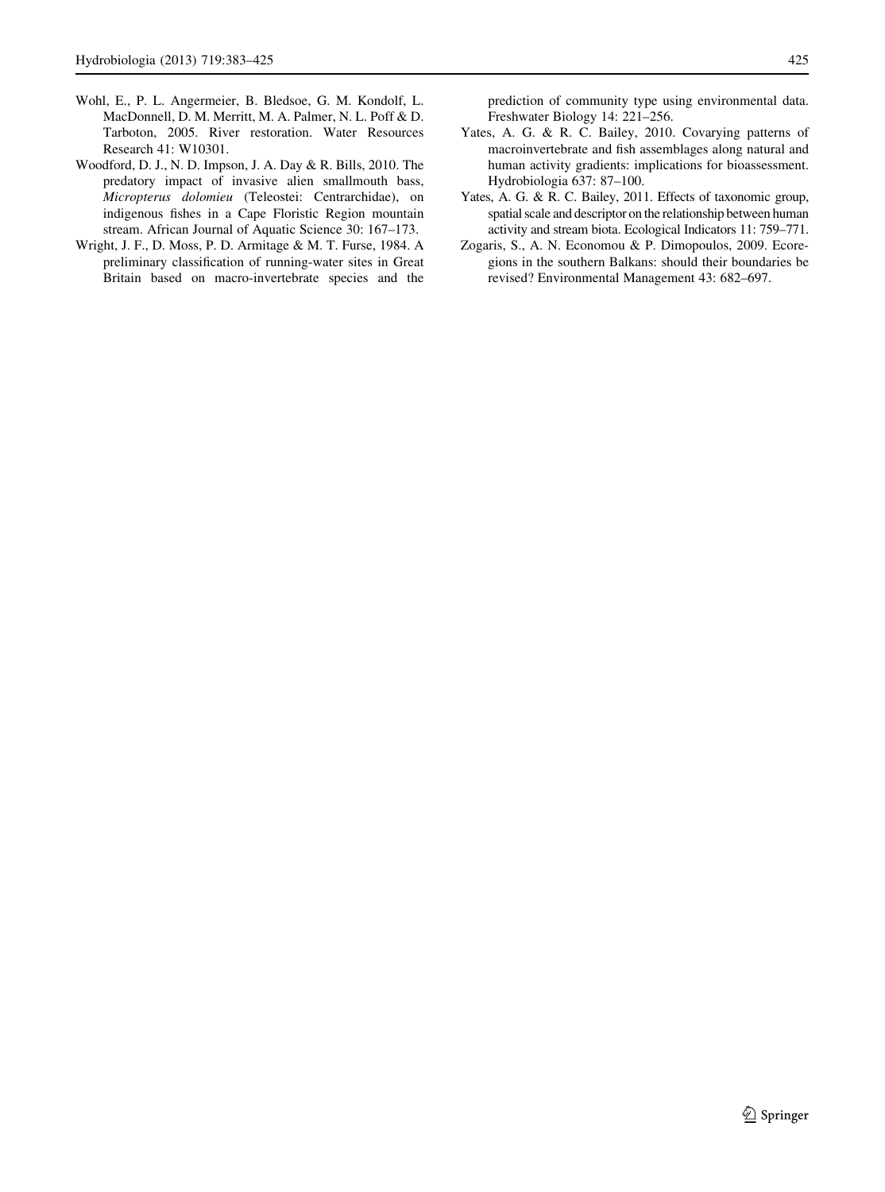Wohl, E., P. L. Angermeier, B. Bledsoe, G. M. Kondolf, L. MacDonnell, D. M. Merritt, M. A. Palmer, N. L. Poff & D. Tarboton, 2005. River restoration. Water Resources Research 41: W10301.

Woodford, D. J., N. D. Impson, J. A. Day & R. Bills, 2010. The predatory impact of invasive alien smallmouth bass, *Micropterus dolomieu* (Teleostei: Centrarchidae), on indigenous fishes in a Cape Floristic Region mountain stream. African Journal of Aquatic Science 30: 167–173.

Wright, J. F., D. Moss, P. D. Armitage & M. T. Furse, 1984. A preliminary classification of running-water sites in Great Britain based on macro-invertebrate species and the prediction of community type using environmental data. Freshwater Biology 14: 221–256.

Yates, A. G. & R. C. Bailey, 2010. Covarying patterns of macroinvertebrate and fish assemblages along natural and human activity gradients: implications for bioassessment. Hydrobiologia 637: 87–100.

Yates, A. G. & R. C. Bailey, 2011. Effects of taxonomic group, spatial scale and descriptor on the relationship between human activity and stream biota. Ecological Indicators 11: 759–771.

Zogaris, S., A. N. Economou & P. Dimopoulos, 2009. Ecoregions in the southern Balkans: should their boundaries be revised? Environmental Management 43: 682–697.